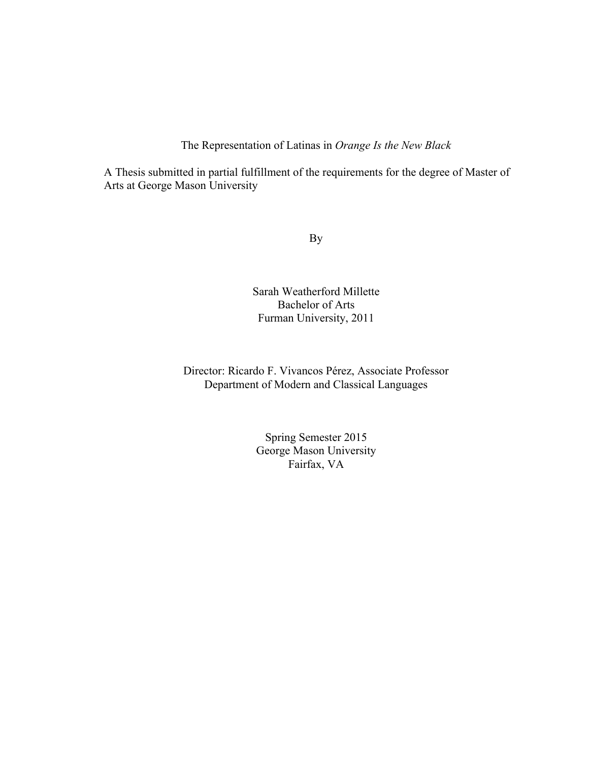# The Representation of Latinas in *Orange Is the New Black*

A Thesis submitted in partial fulfillment of the requirements for the degree of Master of Arts at George Mason University

By

Sarah Weatherford Millette
Bachelor of Arts
Furman University, 2011

Director: Ricardo F. Vivancos Pérez, Associate Professor
Department of Modern and Classical Languages

Spring Semester 2015
George Mason University
Fairfax, VA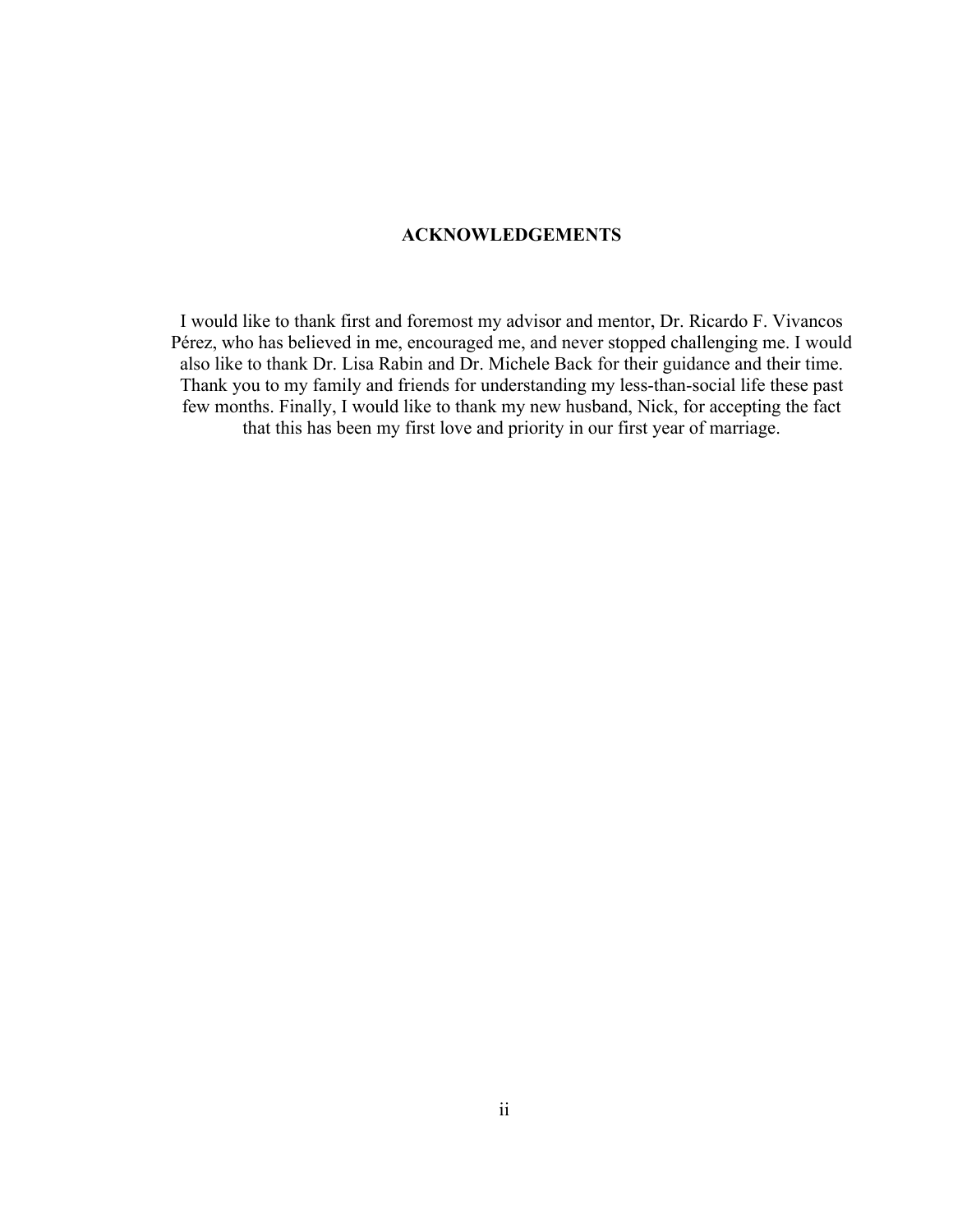# ACKNOWLEDGEMENTS

I would like to thank first and foremost my advisor and mentor, Dr. Ricardo F. Vivancos Pérez, who has believed in me, encouraged me, and never stopped challenging me. I would also like to thank Dr. Lisa Rabin and Dr. Michele Back for their guidance and their time. Thank you to my family and friends for understanding my less-than-social life these past few months. Finally, I would like to thank my new husband, Nick, for accepting the fact that this has been my first love and priority in our first year of marriage.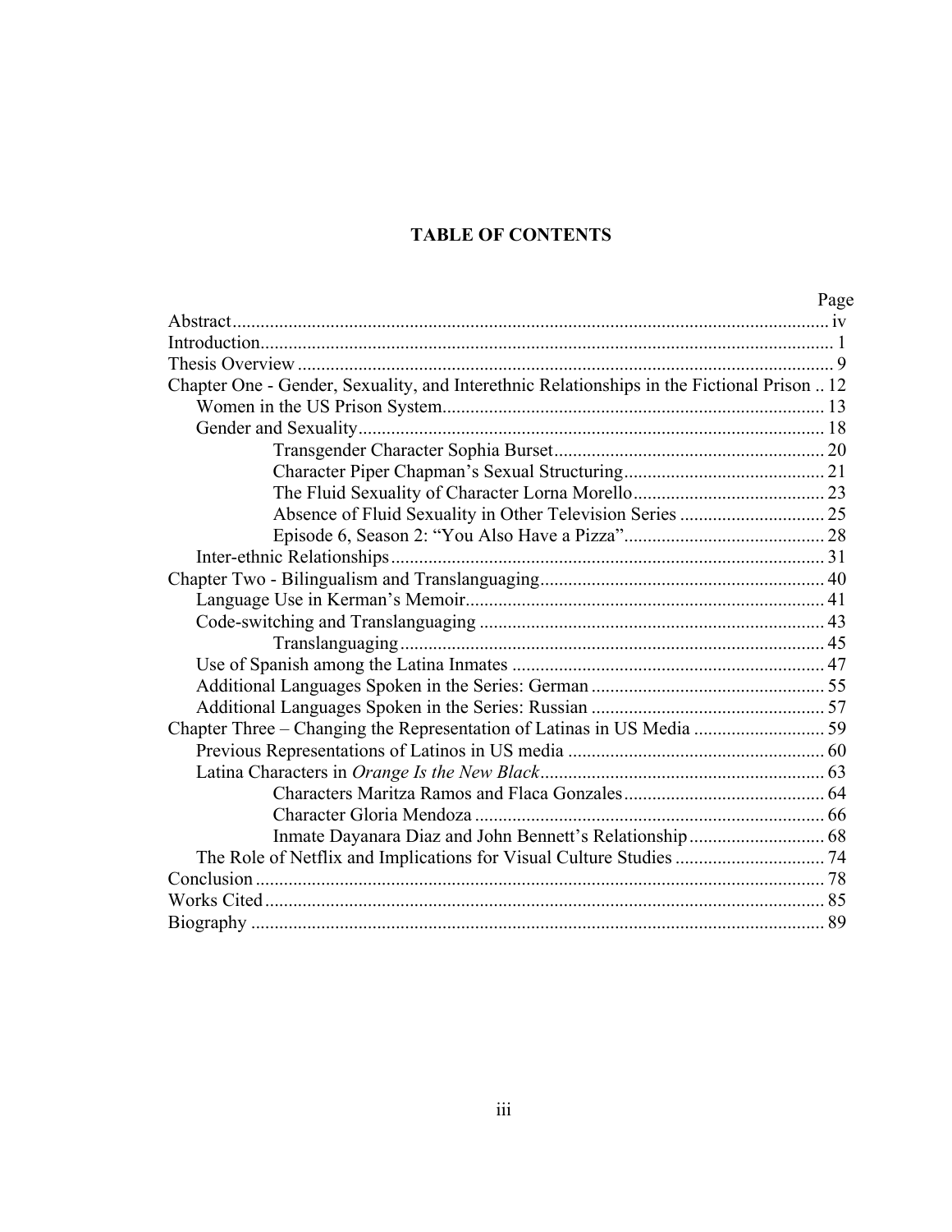# TABLE OF CONTENTS

| | Page |
|---|---|
| Abstract | iv |
| Introduction | 1 |
| Thesis Overview | 9 |
| Chapter One - Gender, Sexuality, and Interethnic Relationships in the Fictional Prison | 12 |
| Women in the US Prison System | 13 |
| Gender and Sexuality | 18 |
| Transgender Character Sophia Burset | 20 |
| Character Piper Chapman's Sexual Structuring | 21 |
| The Fluid Sexuality of Character Lorna Morello | 23 |
| Absence of Fluid Sexuality in Other Television Series | 25 |
| Episode 6, Season 2: "You Also Have a Pizza" | 28 |
| Inter-ethnic Relationships | 31 |
| Chapter Two - Bilingualism and Translanguaging | 40 |
| Language Use in Kerman's Memoir | 41 |
| Code-switching and Translanguaging | 43 |
| Translanguaging | 45 |
| Use of Spanish among the Latina Inmates | 47 |
| Additional Languages Spoken in the Series: German | 55 |
| Additional Languages Spoken in the Series: Russian | 57 |
| Chapter Three – Changing the Representation of Latinas in US Media | 59 |
| Previous Representations of Latinos in US media | 60 |
| Latina Characters in *Orange Is the New Black* | 63 |
| Characters Maritza Ramos and Flaca Gonzales | 64 |
| Character Gloria Mendoza | 66 |
| Inmate Dayanara Diaz and John Bennett's Relationship | 68 |
| The Role of Netflix and Implications for Visual Culture Studies | 74 |
| Conclusion | 78 |
| Works Cited | 85 |
| Biography | 89 |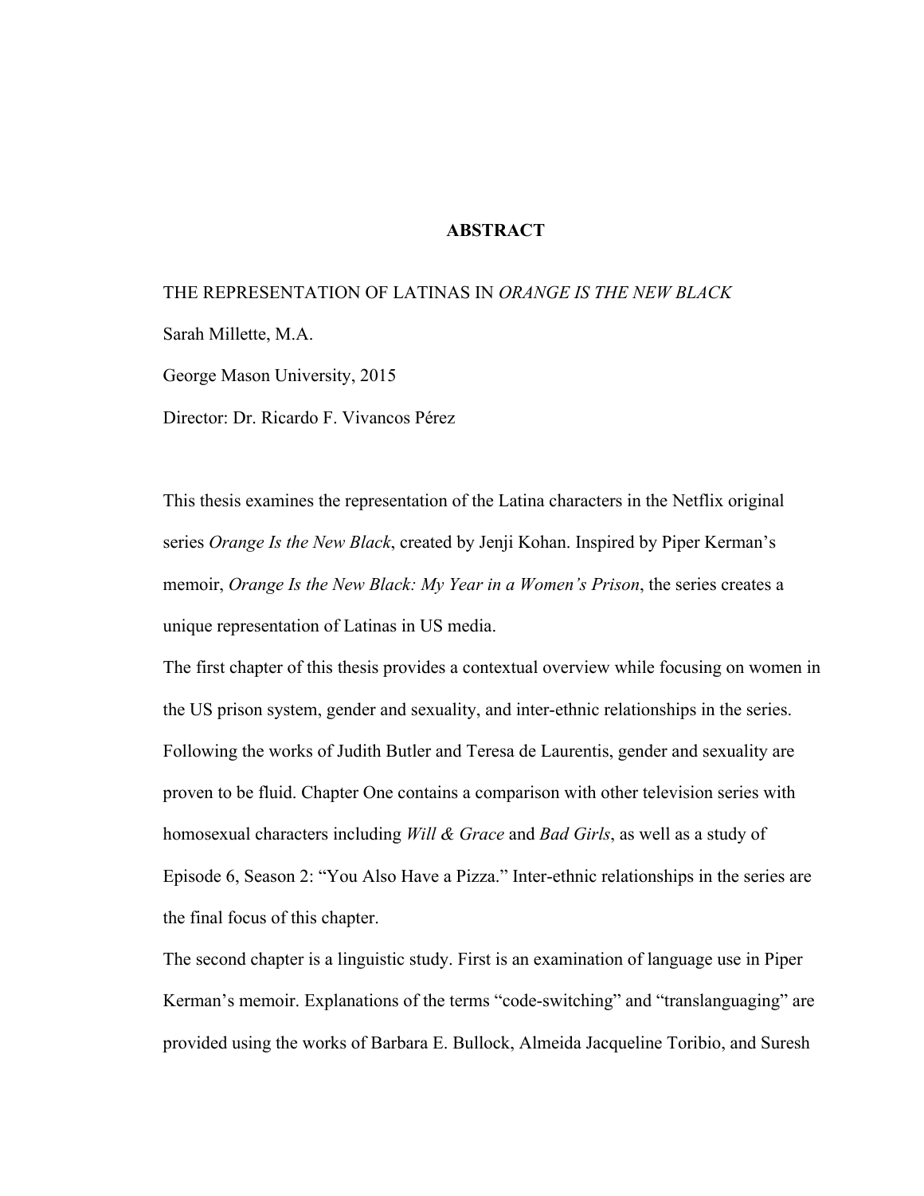# ABSTRACT

THE REPRESENTATION OF LATINAS IN *ORANGE IS THE NEW BLACK*

Sarah Millette, M.A.

George Mason University, 2015

Director: Dr. Ricardo F. Vivancos Pérez

This thesis examines the representation of the Latina characters in the Netflix original series *Orange Is the New Black*, created by Jenji Kohan. Inspired by Piper Kerman's memoir, *Orange Is the New Black: My Year in a Women's Prison*, the series creates a unique representation of Latinas in US media.

The first chapter of this thesis provides a contextual overview while focusing on women in the US prison system, gender and sexuality, and inter-ethnic relationships in the series. Following the works of Judith Butler and Teresa de Laurentis, gender and sexuality are proven to be fluid. Chapter One contains a comparison with other television series with homosexual characters including *Will & Grace* and *Bad Girls*, as well as a study of Episode 6, Season 2: "You Also Have a Pizza." Inter-ethnic relationships in the series are the final focus of this chapter.

The second chapter is a linguistic study. First is an examination of language use in Piper Kerman's memoir. Explanations of the terms "code-switching" and "translanguaging" are provided using the works of Barbara E. Bullock, Almeida Jacqueline Toribio, and Suresh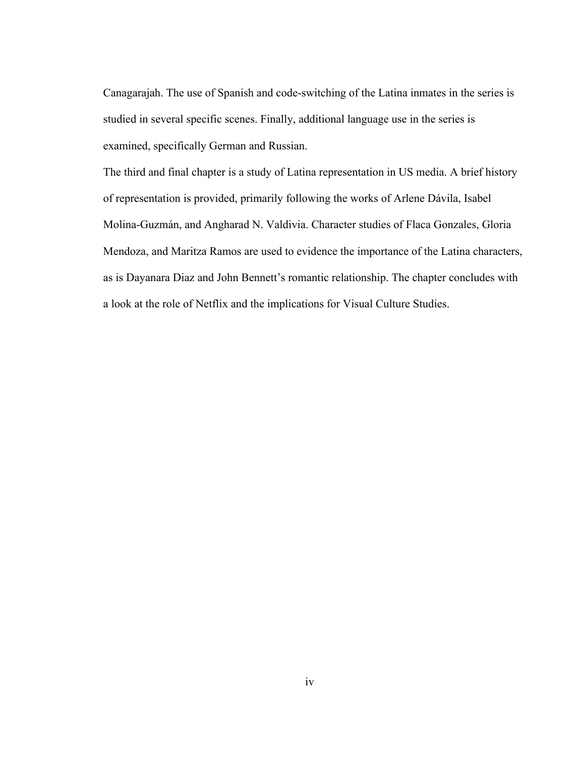Canagarajah. The use of Spanish and code-switching of the Latina inmates in the series is studied in several specific scenes. Finally, additional language use in the series is examined, specifically German and Russian.

The third and final chapter is a study of Latina representation in US media. A brief history of representation is provided, primarily following the works of Arlene Dávila, Isabel Molina-Guzmán, and Angharad N. Valdivia. Character studies of Flaca Gonzales, Gloria Mendoza, and Maritza Ramos are used to evidence the importance of the Latina characters, as is Dayanara Diaz and John Bennett's romantic relationship. The chapter concludes with a look at the role of Netflix and the implications for Visual Culture Studies.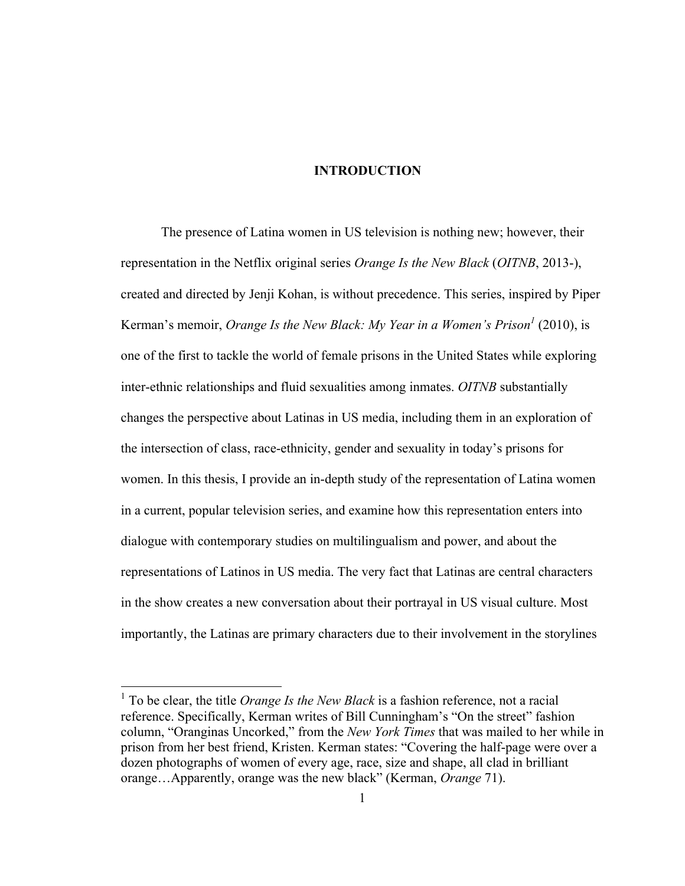# INTRODUCTION

The presence of Latina women in US television is nothing new; however, their representation in the Netflix original series *Orange Is the New Black* (*OITNB*, 2013-), created and directed by Jenji Kohan, is without precedence. This series, inspired by Piper Kerman's memoir, *Orange Is the New Black: My Year in a Women's Prison*[1] (2010), is one of the first to tackle the world of female prisons in the United States while exploring inter-ethnic relationships and fluid sexualities among inmates. *OITNB* substantially changes the perspective about Latinas in US media, including them in an exploration of the intersection of class, race-ethnicity, gender and sexuality in today's prisons for women. In this thesis, I provide an in-depth study of the representation of Latina women in a current, popular television series, and examine how this representation enters into dialogue with contemporary studies on multilingualism and power, and about the representations of Latinos in US media. The very fact that Latinas are central characters in the show creates a new conversation about their portrayal in US visual culture. Most importantly, the Latinas are primary characters due to their involvement in the storylines

---

[1] To be clear, the title *Orange Is the New Black* is a fashion reference, not a racial reference. Specifically, Kerman writes of Bill Cunningham's "On the street" fashion column, "Oranginas Uncorked," from the *New York Times* that was mailed to her while in prison from her best friend, Kristen. Kerman states: "Covering the half-page were over a dozen photographs of women of every age, race, size and shape, all clad in brilliant orange…Apparently, orange was the new black" (Kerman, *Orange* 71).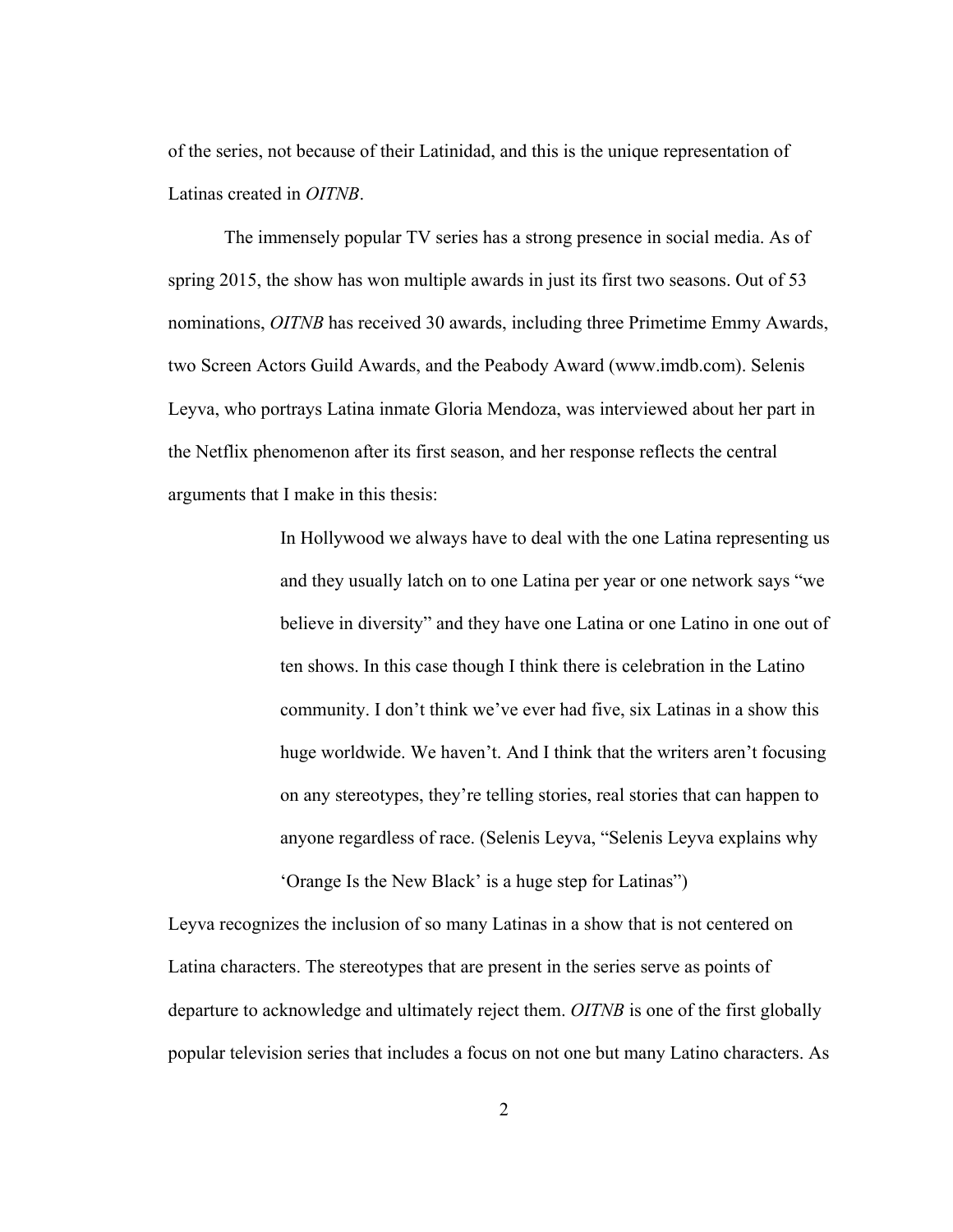of the series, not because of their Latinidad, and this is the unique representation of Latinas created in *OITNB*.

The immensely popular TV series has a strong presence in social media. As of spring 2015, the show has won multiple awards in just its first two seasons. Out of 53 nominations, *OITNB* has received 30 awards, including three Primetime Emmy Awards, two Screen Actors Guild Awards, and the Peabody Award (www.imdb.com). Selenis Leyva, who portrays Latina inmate Gloria Mendoza, was interviewed about her part in the Netflix phenomenon after its first season, and her response reflects the central arguments that I make in this thesis:

> In Hollywood we always have to deal with the one Latina representing us and they usually latch on to one Latina per year or one network says "we believe in diversity" and they have one Latina or one Latino in one out of ten shows. In this case though I think there is celebration in the Latino community. I don't think we've ever had five, six Latinas in a show this huge worldwide. We haven't. And I think that the writers aren't focusing on any stereotypes, they're telling stories, real stories that can happen to anyone regardless of race. (Selenis Leyva, "Selenis Leyva explains why 'Orange Is the New Black' is a huge step for Latinas")

Leyva recognizes the inclusion of so many Latinas in a show that is not centered on Latina characters. The stereotypes that are present in the series serve as points of departure to acknowledge and ultimately reject them. *OITNB* is one of the first globally popular television series that includes a focus on not one but many Latino characters. As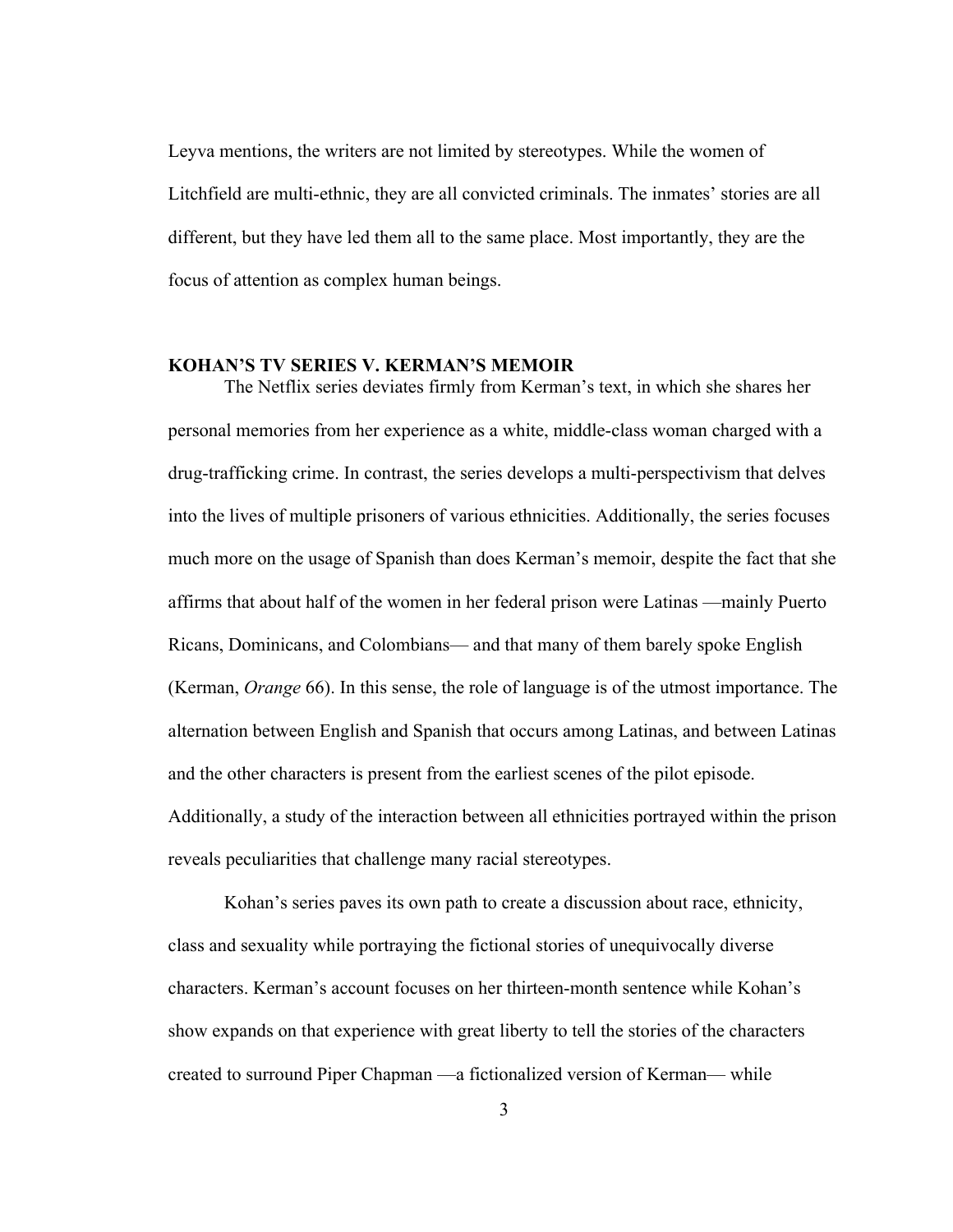Leyva mentions, the writers are not limited by stereotypes. While the women of Litchfield are multi-ethnic, they are all convicted criminals. The inmates' stories are all different, but they have led them all to the same place. Most importantly, they are the focus of attention as complex human beings.

## KOHAN'S TV SERIES V. KERMAN'S MEMOIR

The Netflix series deviates firmly from Kerman's text, in which she shares her personal memories from her experience as a white, middle-class woman charged with a drug-trafficking crime. In contrast, the series develops a multi-perspectivism that delves into the lives of multiple prisoners of various ethnicities. Additionally, the series focuses much more on the usage of Spanish than does Kerman's memoir, despite the fact that she affirms that about half of the women in her federal prison were Latinas —mainly Puerto Ricans, Dominicans, and Colombians— and that many of them barely spoke English (Kerman, *Orange* 66). In this sense, the role of language is of the utmost importance. The alternation between English and Spanish that occurs among Latinas, and between Latinas and the other characters is present from the earliest scenes of the pilot episode. Additionally, a study of the interaction between all ethnicities portrayed within the prison reveals peculiarities that challenge many racial stereotypes.

Kohan's series paves its own path to create a discussion about race, ethnicity, class and sexuality while portraying the fictional stories of unequivocally diverse characters. Kerman's account focuses on her thirteen-month sentence while Kohan's show expands on that experience with great liberty to tell the stories of the characters created to surround Piper Chapman —a fictionalized version of Kerman— while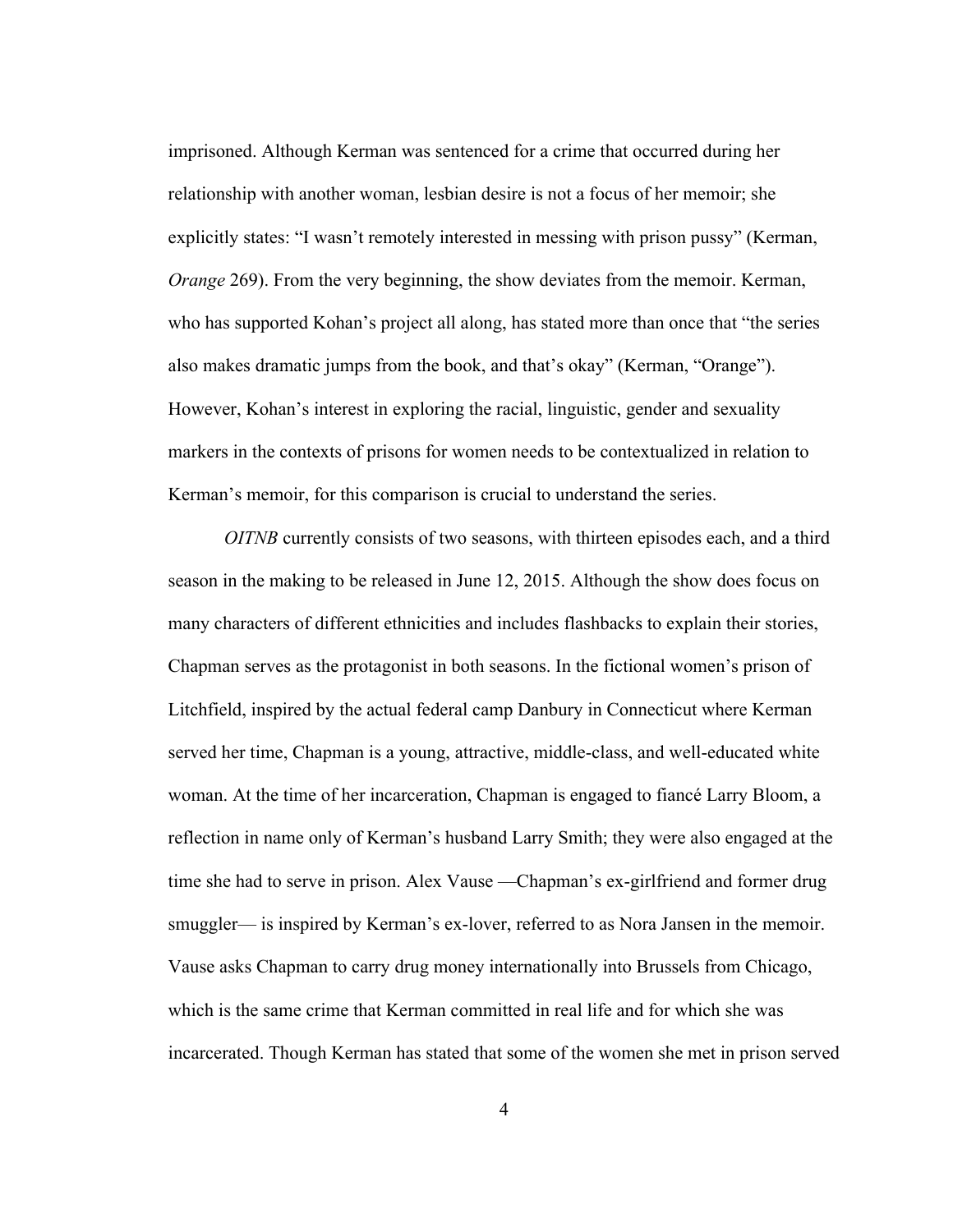imprisoned. Although Kerman was sentenced for a crime that occurred during her relationship with another woman, lesbian desire is not a focus of her memoir; she explicitly states: "I wasn't remotely interested in messing with prison pussy" (Kerman, *Orange* 269). From the very beginning, the show deviates from the memoir. Kerman, who has supported Kohan's project all along, has stated more than once that "the series also makes dramatic jumps from the book, and that's okay" (Kerman, "Orange"). However, Kohan's interest in exploring the racial, linguistic, gender and sexuality markers in the contexts of prisons for women needs to be contextualized in relation to Kerman's memoir, for this comparison is crucial to understand the series.

*OITNB* currently consists of two seasons, with thirteen episodes each, and a third season in the making to be released in June 12, 2015. Although the show does focus on many characters of different ethnicities and includes flashbacks to explain their stories, Chapman serves as the protagonist in both seasons. In the fictional women's prison of Litchfield, inspired by the actual federal camp Danbury in Connecticut where Kerman served her time, Chapman is a young, attractive, middle-class, and well-educated white woman. At the time of her incarceration, Chapman is engaged to fiancé Larry Bloom, a reflection in name only of Kerman's husband Larry Smith; they were also engaged at the time she had to serve in prison. Alex Vause —Chapman's ex-girlfriend and former drug smuggler— is inspired by Kerman's ex-lover, referred to as Nora Jansen in the memoir. Vause asks Chapman to carry drug money internationally into Brussels from Chicago, which is the same crime that Kerman committed in real life and for which she was incarcerated. Though Kerman has stated that some of the women she met in prison served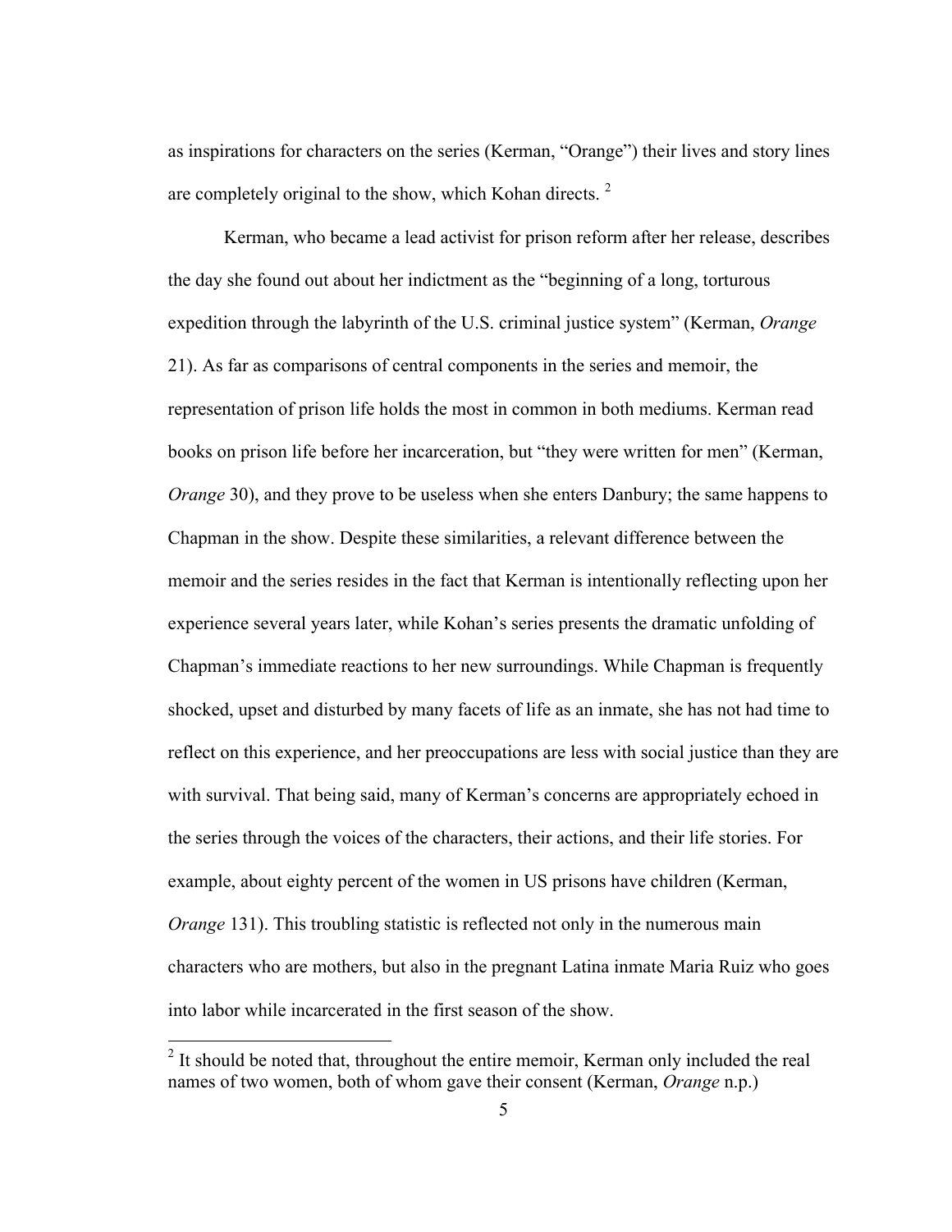as inspirations for characters on the series (Kerman, "Orange") their lives and story lines are completely original to the show, which Kohan directs. [2]

Kerman, who became a lead activist for prison reform after her release, describes the day she found out about her indictment as the "beginning of a long, torturous expedition through the labyrinth of the U.S. criminal justice system" (Kerman, *Orange* 21). As far as comparisons of central components in the series and memoir, the representation of prison life holds the most in common in both mediums. Kerman read books on prison life before her incarceration, but "they were written for men" (Kerman, *Orange* 30), and they prove to be useless when she enters Danbury; the same happens to Chapman in the show. Despite these similarities, a relevant difference between the memoir and the series resides in the fact that Kerman is intentionally reflecting upon her experience several years later, while Kohan's series presents the dramatic unfolding of Chapman's immediate reactions to her new surroundings. While Chapman is frequently shocked, upset and disturbed by many facets of life as an inmate, she has not had time to reflect on this experience, and her preoccupations are less with social justice than they are with survival. That being said, many of Kerman's concerns are appropriately echoed in the series through the voices of the characters, their actions, and their life stories. For example, about eighty percent of the women in US prisons have children (Kerman, *Orange* 131). This troubling statistic is reflected not only in the numerous main characters who are mothers, but also in the pregnant Latina inmate Maria Ruiz who goes into labor while incarcerated in the first season of the show.

[2] It should be noted that, throughout the entire memoir, Kerman only included the real names of two women, both of whom gave their consent (Kerman, *Orange* n.p.)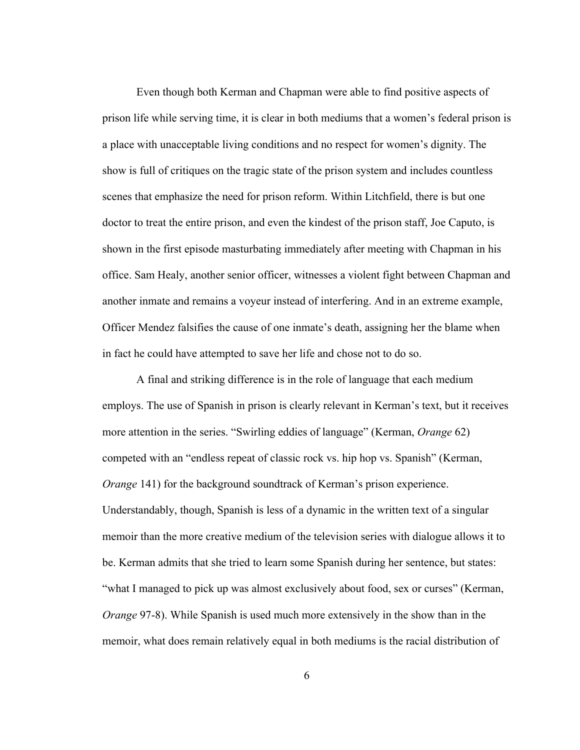Even though both Kerman and Chapman were able to find positive aspects of prison life while serving time, it is clear in both mediums that a women's federal prison is a place with unacceptable living conditions and no respect for women's dignity. The show is full of critiques on the tragic state of the prison system and includes countless scenes that emphasize the need for prison reform. Within Litchfield, there is but one doctor to treat the entire prison, and even the kindest of the prison staff, Joe Caputo, is shown in the first episode masturbating immediately after meeting with Chapman in his office. Sam Healy, another senior officer, witnesses a violent fight between Chapman and another inmate and remains a voyeur instead of interfering. And in an extreme example, Officer Mendez falsifies the cause of one inmate's death, assigning her the blame when in fact he could have attempted to save her life and chose not to do so.

A final and striking difference is in the role of language that each medium employs. The use of Spanish in prison is clearly relevant in Kerman's text, but it receives more attention in the series. "Swirling eddies of language" (Kerman, *Orange* 62) competed with an "endless repeat of classic rock vs. hip hop vs. Spanish" (Kerman, *Orange* 141) for the background soundtrack of Kerman's prison experience. Understandably, though, Spanish is less of a dynamic in the written text of a singular memoir than the more creative medium of the television series with dialogue allows it to be. Kerman admits that she tried to learn some Spanish during her sentence, but states: "what I managed to pick up was almost exclusively about food, sex or curses" (Kerman, *Orange* 97-8). While Spanish is used much more extensively in the show than in the memoir, what does remain relatively equal in both mediums is the racial distribution of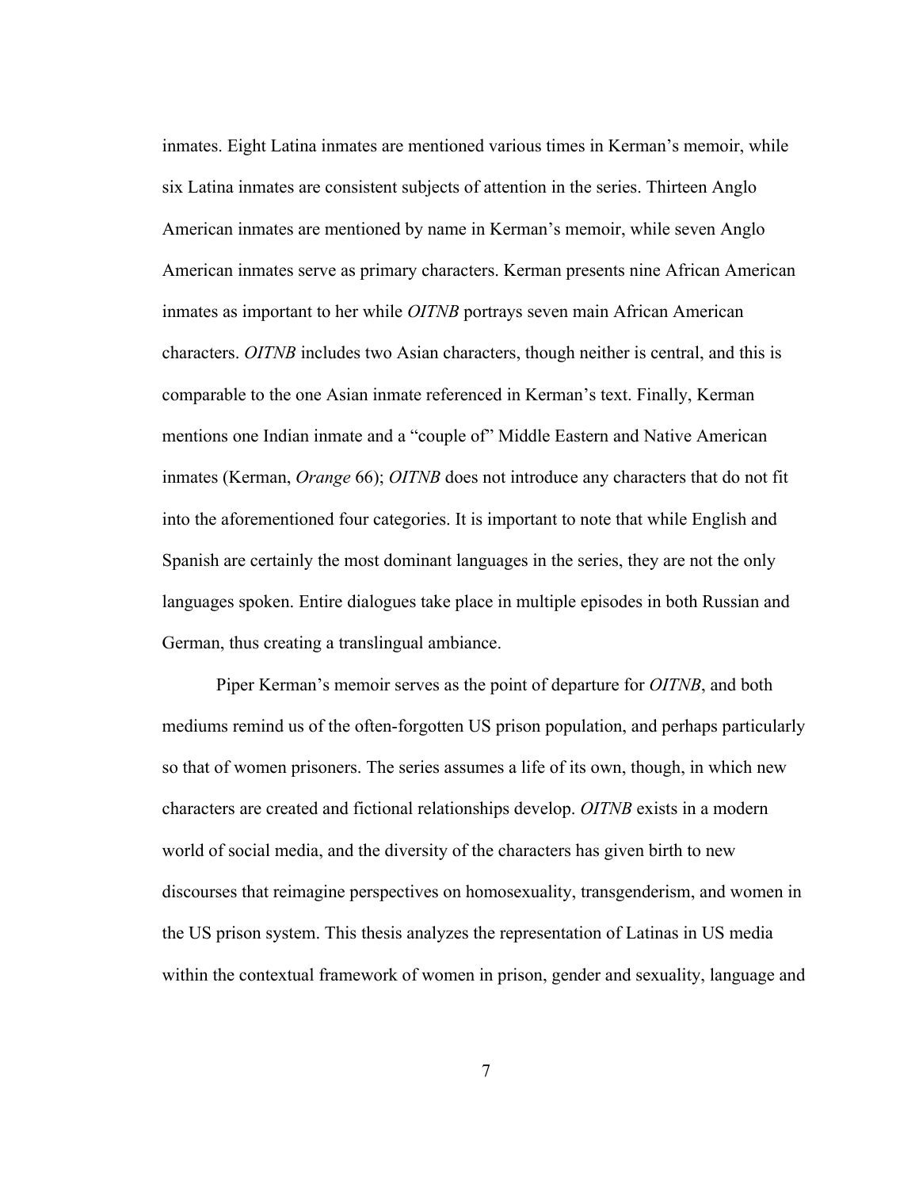inmates. Eight Latina inmates are mentioned various times in Kerman's memoir, while six Latina inmates are consistent subjects of attention in the series. Thirteen Anglo American inmates are mentioned by name in Kerman's memoir, while seven Anglo American inmates serve as primary characters. Kerman presents nine African American inmates as important to her while *OITNB* portrays seven main African American characters. *OITNB* includes two Asian characters, though neither is central, and this is comparable to the one Asian inmate referenced in Kerman's text. Finally, Kerman mentions one Indian inmate and a "couple of" Middle Eastern and Native American inmates (Kerman, *Orange* 66); *OITNB* does not introduce any characters that do not fit into the aforementioned four categories. It is important to note that while English and Spanish are certainly the most dominant languages in the series, they are not the only languages spoken. Entire dialogues take place in multiple episodes in both Russian and German, thus creating a translingual ambiance.

Piper Kerman's memoir serves as the point of departure for *OITNB*, and both mediums remind us of the often-forgotten US prison population, and perhaps particularly so that of women prisoners. The series assumes a life of its own, though, in which new characters are created and fictional relationships develop. *OITNB* exists in a modern world of social media, and the diversity of the characters has given birth to new discourses that reimagine perspectives on homosexuality, transgenderism, and women in the US prison system. This thesis analyzes the representation of Latinas in US media within the contextual framework of women in prison, gender and sexuality, language and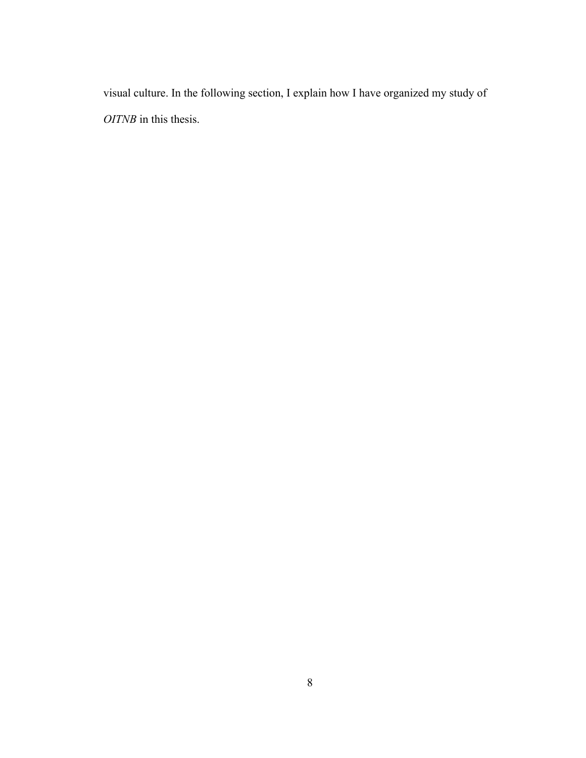visual culture. In the following section, I explain how I have organized my study of *OITNB* in this thesis.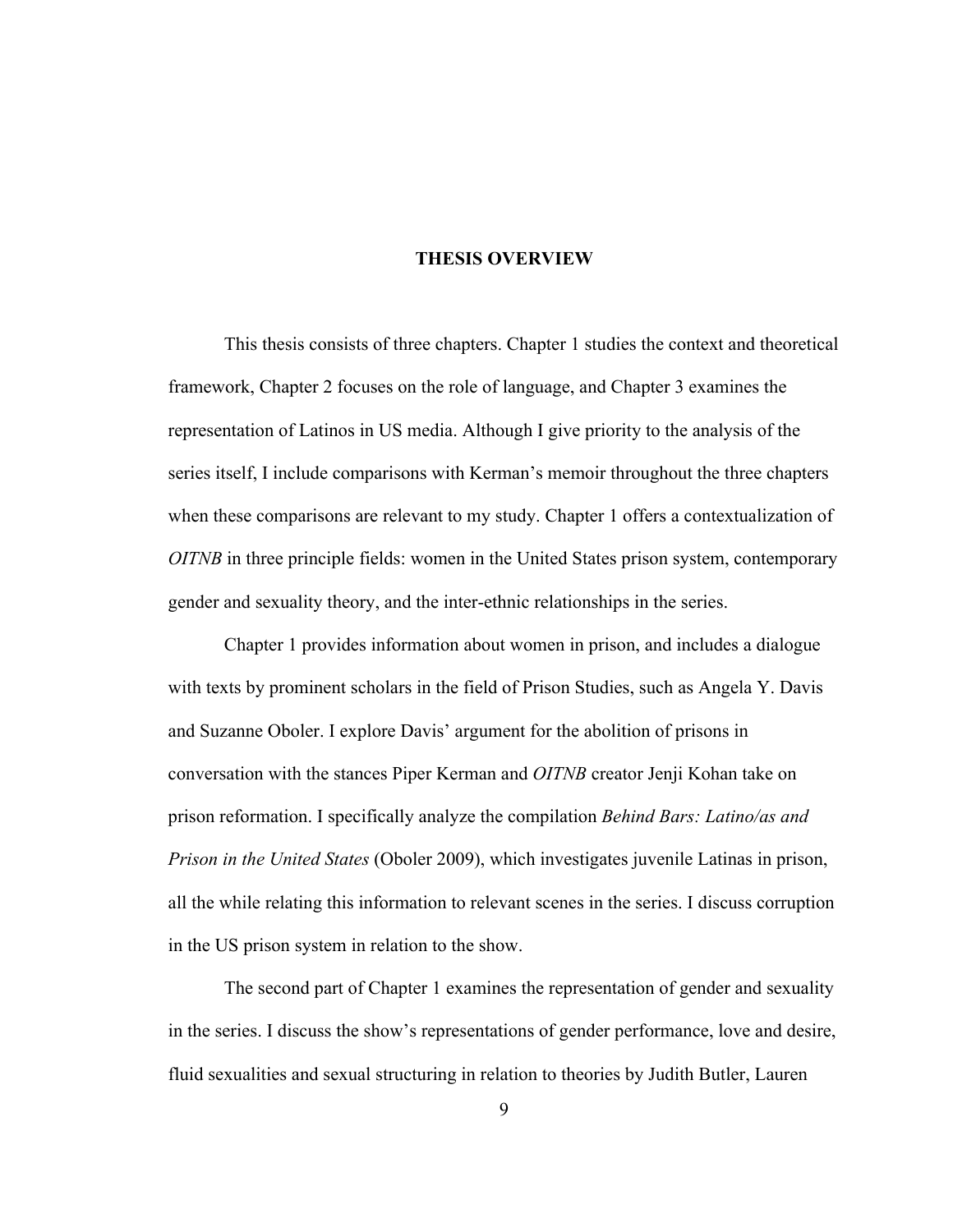## THESIS OVERVIEW

This thesis consists of three chapters. Chapter 1 studies the context and theoretical framework, Chapter 2 focuses on the role of language, and Chapter 3 examines the representation of Latinos in US media. Although I give priority to the analysis of the series itself, I include comparisons with Kerman's memoir throughout the three chapters when these comparisons are relevant to my study. Chapter 1 offers a contextualization of *OITNB* in three principle fields: women in the United States prison system, contemporary gender and sexuality theory, and the inter-ethnic relationships in the series.

Chapter 1 provides information about women in prison, and includes a dialogue with texts by prominent scholars in the field of Prison Studies, such as Angela Y. Davis and Suzanne Oboler. I explore Davis' argument for the abolition of prisons in conversation with the stances Piper Kerman and *OITNB* creator Jenji Kohan take on prison reformation. I specifically analyze the compilation *Behind Bars: Latino/as and Prison in the United States* (Oboler 2009), which investigates juvenile Latinas in prison, all the while relating this information to relevant scenes in the series. I discuss corruption in the US prison system in relation to the show.

The second part of Chapter 1 examines the representation of gender and sexuality in the series. I discuss the show's representations of gender performance, love and desire, fluid sexualities and sexual structuring in relation to theories by Judith Butler, Lauren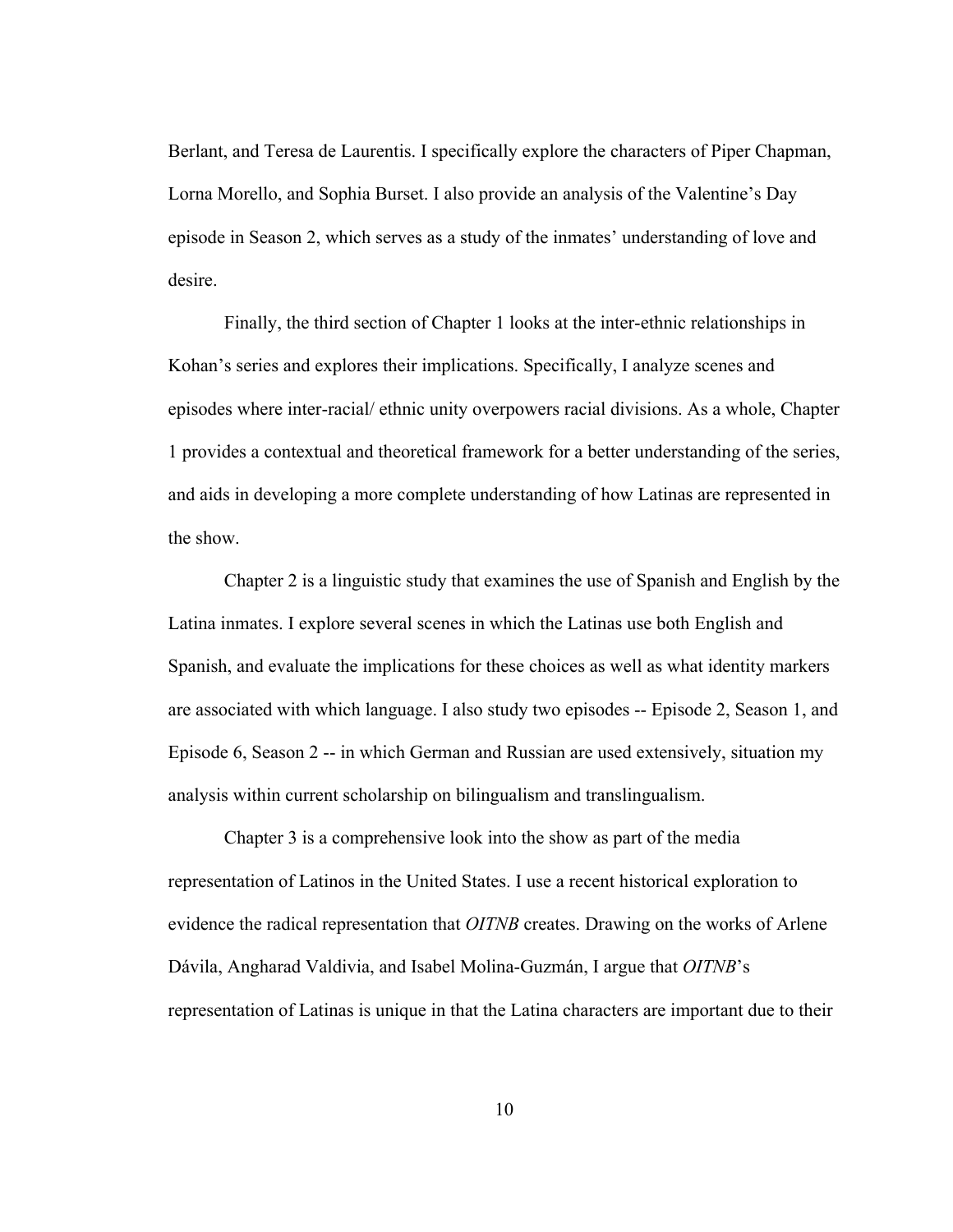Berlant, and Teresa de Laurentis. I specifically explore the characters of Piper Chapman, Lorna Morello, and Sophia Burset. I also provide an analysis of the Valentine's Day episode in Season 2, which serves as a study of the inmates' understanding of love and desire.

Finally, the third section of Chapter 1 looks at the inter-ethnic relationships in Kohan's series and explores their implications. Specifically, I analyze scenes and episodes where inter-racial/ ethnic unity overpowers racial divisions. As a whole, Chapter 1 provides a contextual and theoretical framework for a better understanding of the series, and aids in developing a more complete understanding of how Latinas are represented in the show.

Chapter 2 is a linguistic study that examines the use of Spanish and English by the Latina inmates. I explore several scenes in which the Latinas use both English and Spanish, and evaluate the implications for these choices as well as what identity markers are associated with which language. I also study two episodes -- Episode 2, Season 1, and Episode 6, Season 2 -- in which German and Russian are used extensively, situation my analysis within current scholarship on bilingualism and translingualism.

Chapter 3 is a comprehensive look into the show as part of the media representation of Latinos in the United States. I use a recent historical exploration to evidence the radical representation that *OITNB* creates. Drawing on the works of Arlene Dávila, Angharad Valdivia, and Isabel Molina-Guzmán, I argue that *OITNB*'s representation of Latinas is unique in that the Latina characters are important due to their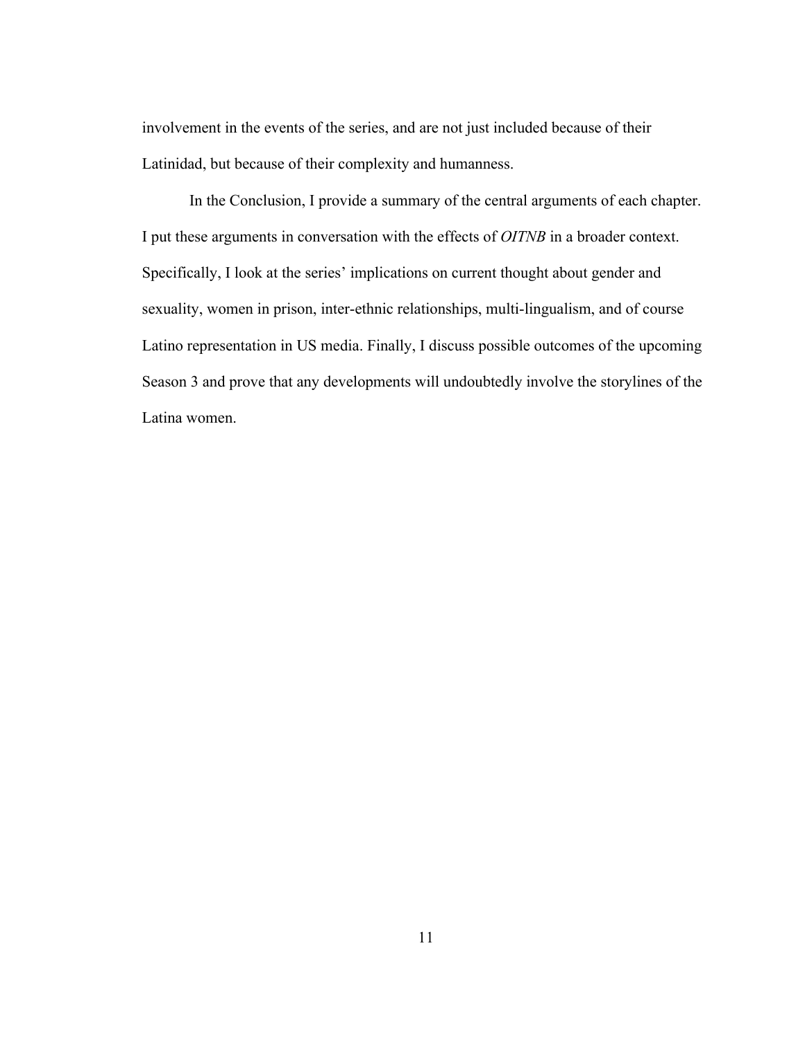involvement in the events of the series, and are not just included because of their Latinidad, but because of their complexity and humanness.

In the Conclusion, I provide a summary of the central arguments of each chapter. I put these arguments in conversation with the effects of *OITNB* in a broader context. Specifically, I look at the series' implications on current thought about gender and sexuality, women in prison, inter-ethnic relationships, multi-lingualism, and of course Latino representation in US media. Finally, I discuss possible outcomes of the upcoming Season 3 and prove that any developments will undoubtedly involve the storylines of the Latina women.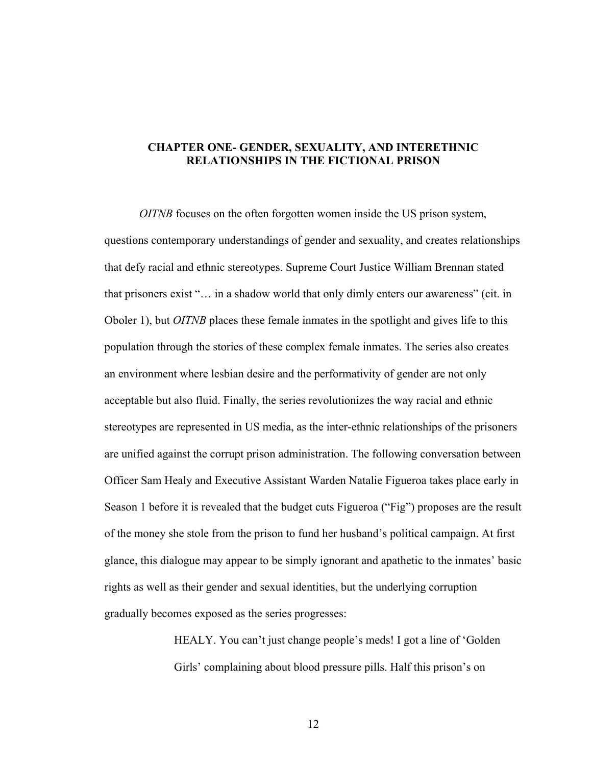# CHAPTER ONE- GENDER, SEXUALITY, AND INTERETHNIC RELATIONSHIPS IN THE FICTIONAL PRISON

*OITNB* focuses on the often forgotten women inside the US prison system, questions contemporary understandings of gender and sexuality, and creates relationships that defy racial and ethnic stereotypes. Supreme Court Justice William Brennan stated that prisoners exist "… in a shadow world that only dimly enters our awareness" (cit. in Oboler 1), but *OITNB* places these female inmates in the spotlight and gives life to this population through the stories of these complex female inmates. The series also creates an environment where lesbian desire and the performativity of gender are not only acceptable but also fluid. Finally, the series revolutionizes the way racial and ethnic stereotypes are represented in US media, as the inter-ethnic relationships of the prisoners are unified against the corrupt prison administration. The following conversation between Officer Sam Healy and Executive Assistant Warden Natalie Figueroa takes place early in Season 1 before it is revealed that the budget cuts Figueroa ("Fig") proposes are the result of the money she stole from the prison to fund her husband's political campaign. At first glance, this dialogue may appear to be simply ignorant and apathetic to the inmates' basic rights as well as their gender and sexual identities, but the underlying corruption gradually becomes exposed as the series progresses:

> HEALY. You can't just change people's meds! I got a line of 'Golden Girls' complaining about blood pressure pills. Half this prison's on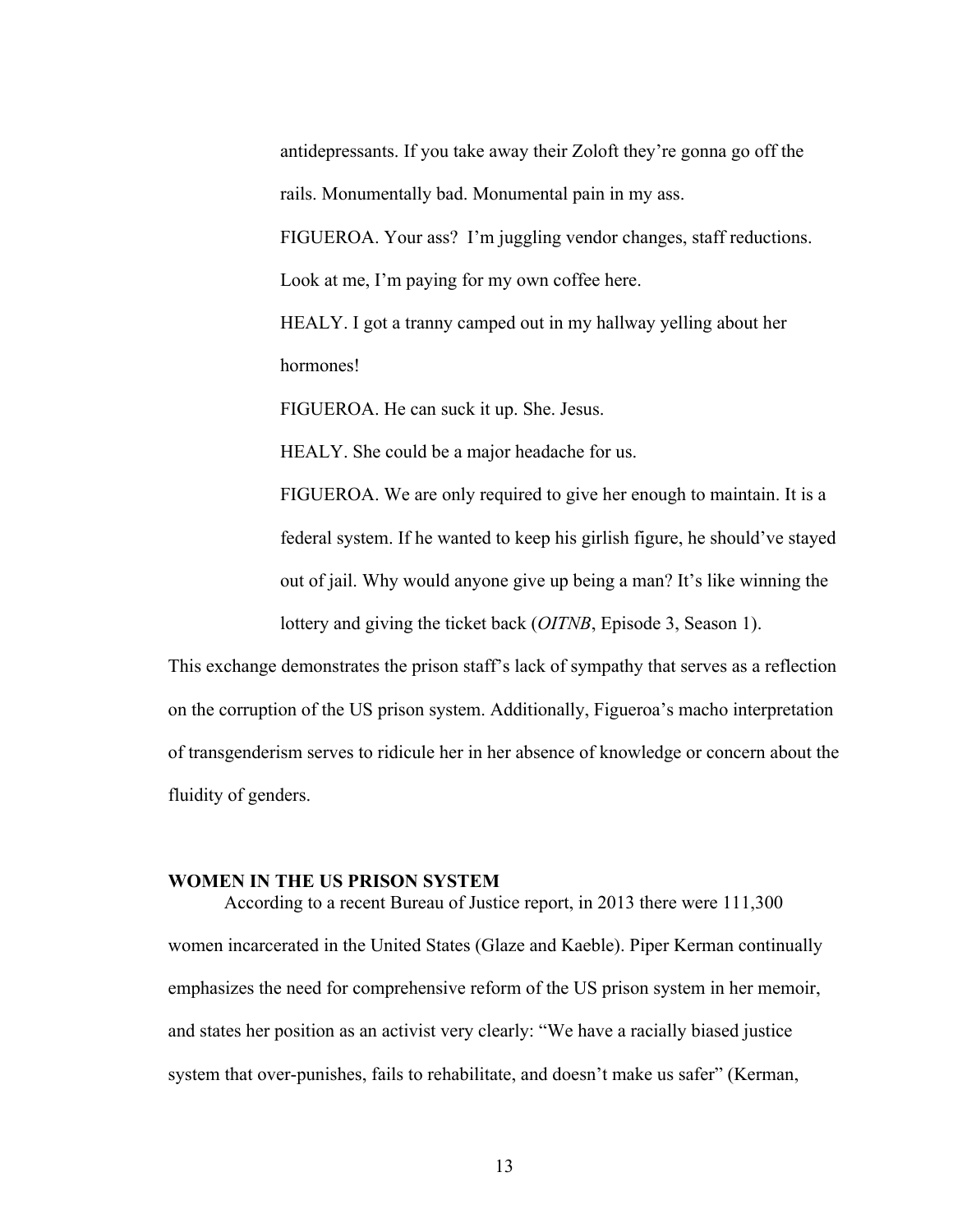antidepressants. If you take away their Zoloft they're gonna go off the rails. Monumentally bad. Monumental pain in my ass.

FIGUEROA. Your ass? I'm juggling vendor changes, staff reductions. Look at me, I'm paying for my own coffee here.

HEALY. I got a tranny camped out in my hallway yelling about her hormones!

FIGUEROA. He can suck it up. She. Jesus.

HEALY. She could be a major headache for us.

FIGUEROA. We are only required to give her enough to maintain. It is a federal system. If he wanted to keep his girlish figure, he should've stayed out of jail. Why would anyone give up being a man? It's like winning the lottery and giving the ticket back (*OITNB*, Episode 3, Season 1).

This exchange demonstrates the prison staff's lack of sympathy that serves as a reflection on the corruption of the US prison system. Additionally, Figueroa's macho interpretation of transgenderism serves to ridicule her in her absence of knowledge or concern about the fluidity of genders.

## WOMEN IN THE US PRISON SYSTEM

According to a recent Bureau of Justice report, in 2013 there were 111,300 women incarcerated in the United States (Glaze and Kaeble). Piper Kerman continually emphasizes the need for comprehensive reform of the US prison system in her memoir, and states her position as an activist very clearly: "We have a racially biased justice system that over-punishes, fails to rehabilitate, and doesn't make us safer" (Kerman,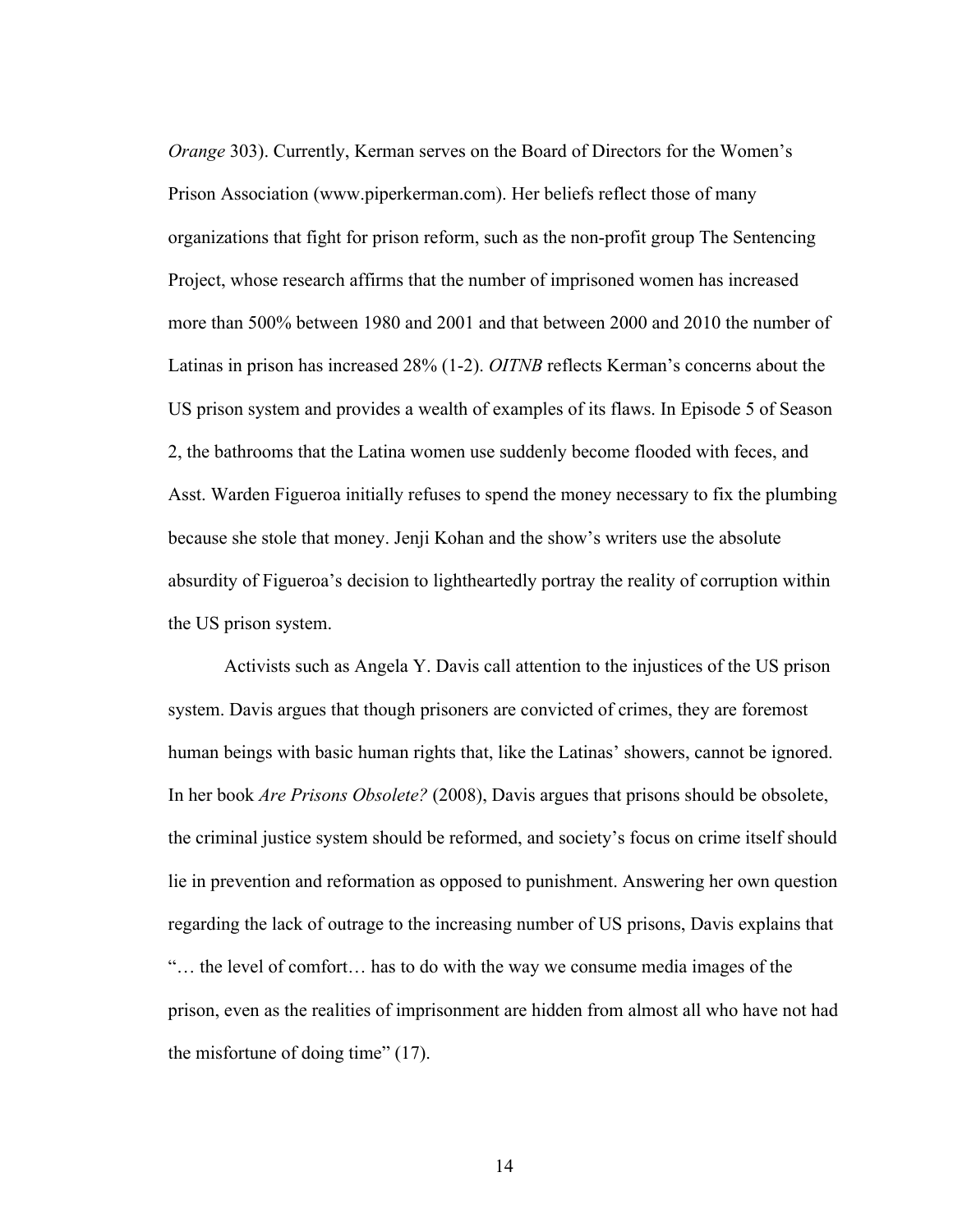*Orange* 303). Currently, Kerman serves on the Board of Directors for the Women's Prison Association (www.piperkerman.com). Her beliefs reflect those of many organizations that fight for prison reform, such as the non-profit group The Sentencing Project, whose research affirms that the number of imprisoned women has increased more than 500% between 1980 and 2001 and that between 2000 and 2010 the number of Latinas in prison has increased 28% (1-2). *OITNB* reflects Kerman's concerns about the US prison system and provides a wealth of examples of its flaws. In Episode 5 of Season 2, the bathrooms that the Latina women use suddenly become flooded with feces, and Asst. Warden Figueroa initially refuses to spend the money necessary to fix the plumbing because she stole that money. Jenji Kohan and the show's writers use the absolute absurdity of Figueroa's decision to lightheartedly portray the reality of corruption within the US prison system.

Activists such as Angela Y. Davis call attention to the injustices of the US prison system. Davis argues that though prisoners are convicted of crimes, they are foremost human beings with basic human rights that, like the Latinas' showers, cannot be ignored. In her book *Are Prisons Obsolete?* (2008), Davis argues that prisons should be obsolete, the criminal justice system should be reformed, and society's focus on crime itself should lie in prevention and reformation as opposed to punishment. Answering her own question regarding the lack of outrage to the increasing number of US prisons, Davis explains that "… the level of comfort… has to do with the way we consume media images of the prison, even as the realities of imprisonment are hidden from almost all who have not had the misfortune of doing time" (17).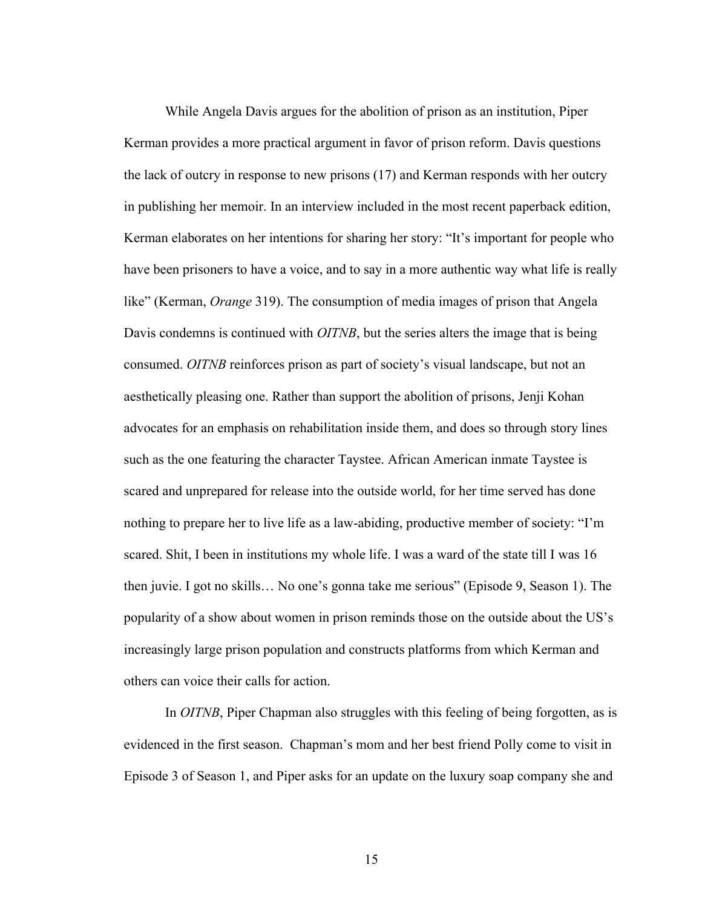While Angela Davis argues for the abolition of prison as an institution, Piper Kerman provides a more practical argument in favor of prison reform. Davis questions the lack of outcry in response to new prisons (17) and Kerman responds with her outcry in publishing her memoir. In an interview included in the most recent paperback edition, Kerman elaborates on her intentions for sharing her story: "It's important for people who have been prisoners to have a voice, and to say in a more authentic way what life is really like" (Kerman, *Orange* 319). The consumption of media images of prison that Angela Davis condemns is continued with *OITNB*, but the series alters the image that is being consumed. *OITNB* reinforces prison as part of society's visual landscape, but not an aesthetically pleasing one. Rather than support the abolition of prisons, Jenji Kohan advocates for an emphasis on rehabilitation inside them, and does so through story lines such as the one featuring the character Taystee. African American inmate Taystee is scared and unprepared for release into the outside world, for her time served has done nothing to prepare her to live life as a law-abiding, productive member of society: "I'm scared. Shit, I been in institutions my whole life. I was a ward of the state till I was 16 then juvie. I got no skills… No one's gonna take me serious" (Episode 9, Season 1). The popularity of a show about women in prison reminds those on the outside about the US's increasingly large prison population and constructs platforms from which Kerman and others can voice their calls for action.

In *OITNB*, Piper Chapman also struggles with this feeling of being forgotten, as is evidenced in the first season. Chapman's mom and her best friend Polly come to visit in Episode 3 of Season 1, and Piper asks for an update on the luxury soap company she and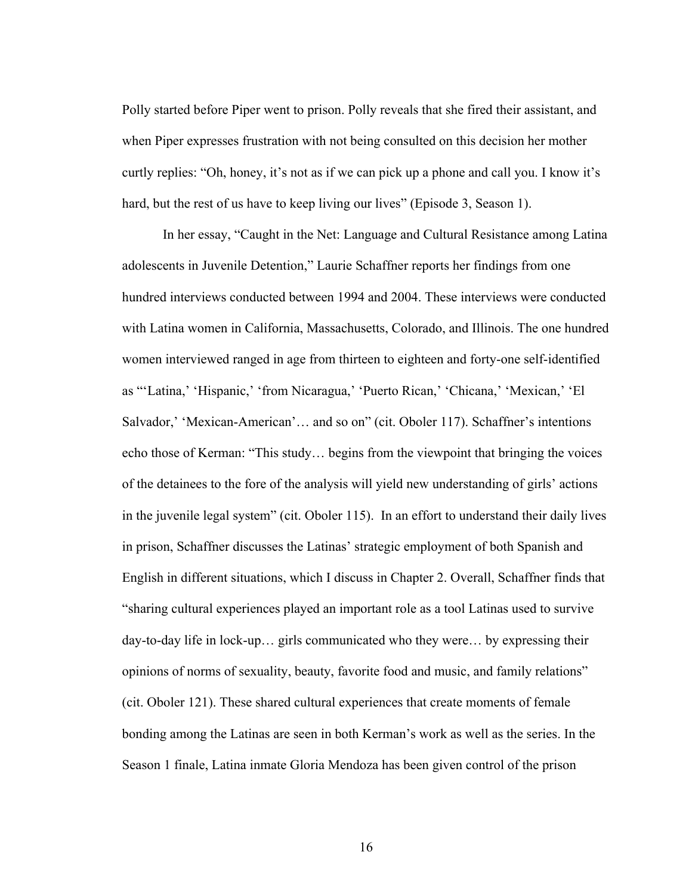Polly started before Piper went to prison. Polly reveals that she fired their assistant, and when Piper expresses frustration with not being consulted on this decision her mother curtly replies: "Oh, honey, it's not as if we can pick up a phone and call you. I know it's hard, but the rest of us have to keep living our lives" (Episode 3, Season 1).

In her essay, "Caught in the Net: Language and Cultural Resistance among Latina adolescents in Juvenile Detention," Laurie Schaffner reports her findings from one hundred interviews conducted between 1994 and 2004. These interviews were conducted with Latina women in California, Massachusetts, Colorado, and Illinois. The one hundred women interviewed ranged in age from thirteen to eighteen and forty-one self-identified as "'Latina,' 'Hispanic,' 'from Nicaragua,' 'Puerto Rican,' 'Chicana,' 'Mexican,' 'El Salvador,' 'Mexican-American'… and so on" (cit. Oboler 117). Schaffner's intentions echo those of Kerman: "This study… begins from the viewpoint that bringing the voices of the detainees to the fore of the analysis will yield new understanding of girls' actions in the juvenile legal system" (cit. Oboler 115). In an effort to understand their daily lives in prison, Schaffner discusses the Latinas' strategic employment of both Spanish and English in different situations, which I discuss in Chapter 2. Overall, Schaffner finds that "sharing cultural experiences played an important role as a tool Latinas used to survive day-to-day life in lock-up… girls communicated who they were… by expressing their opinions of norms of sexuality, beauty, favorite food and music, and family relations" (cit. Oboler 121). These shared cultural experiences that create moments of female bonding among the Latinas are seen in both Kerman's work as well as the series. In the Season 1 finale, Latina inmate Gloria Mendoza has been given control of the prison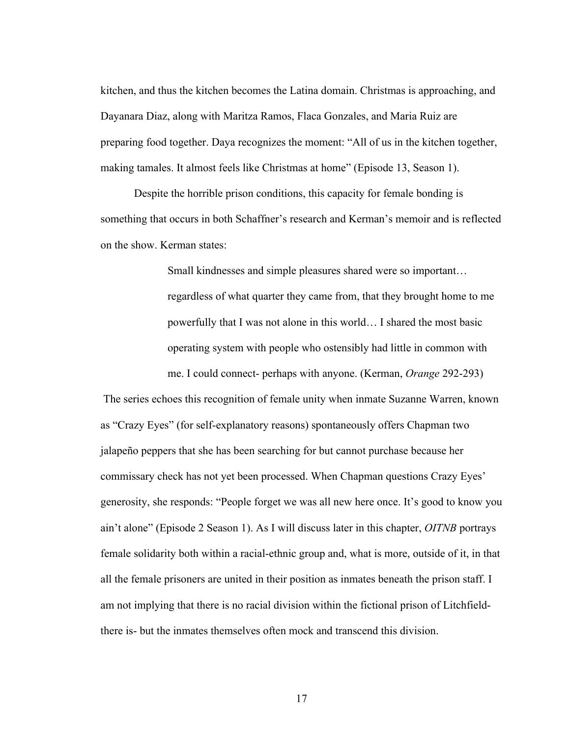kitchen, and thus the kitchen becomes the Latina domain. Christmas is approaching, and Dayanara Diaz, along with Maritza Ramos, Flaca Gonzales, and Maria Ruiz are preparing food together. Daya recognizes the moment: "All of us in the kitchen together, making tamales. It almost feels like Christmas at home" (Episode 13, Season 1).

Despite the horrible prison conditions, this capacity for female bonding is something that occurs in both Schaffner's research and Kerman's memoir and is reflected on the show. Kerman states:

> Small kindnesses and simple pleasures shared were so important… regardless of what quarter they came from, that they brought home to me powerfully that I was not alone in this world… I shared the most basic operating system with people who ostensibly had little in common with me. I could connect- perhaps with anyone. (Kerman, *Orange* 292-293)

The series echoes this recognition of female unity when inmate Suzanne Warren, known as "Crazy Eyes" (for self-explanatory reasons) spontaneously offers Chapman two jalapeño peppers that she has been searching for but cannot purchase because her commissary check has not yet been processed. When Chapman questions Crazy Eyes' generosity, she responds: "People forget we was all new here once. It's good to know you ain't alone" (Episode 2 Season 1). As I will discuss later in this chapter, *OITNB* portrays female solidarity both within a racial-ethnic group and, what is more, outside of it, in that all the female prisoners are united in their position as inmates beneath the prison staff. I am not implying that there is no racial division within the fictional prison of Litchfield- there is- but the inmates themselves often mock and transcend this division.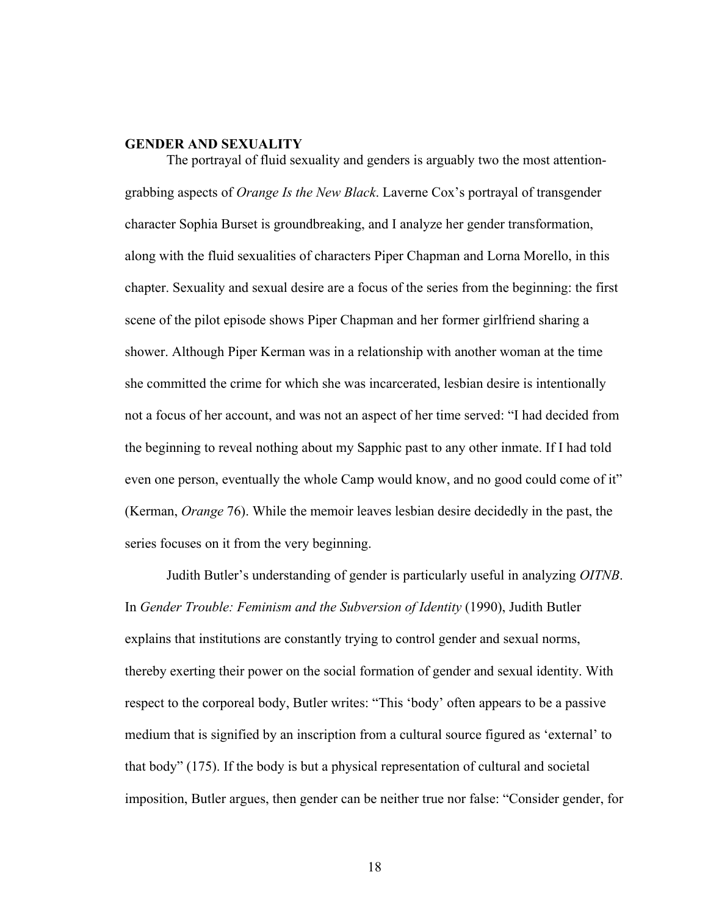## GENDER AND SEXUALITY

The portrayal of fluid sexuality and genders is arguably two the most attention-grabbing aspects of *Orange Is the New Black*. Laverne Cox's portrayal of transgender character Sophia Burset is groundbreaking, and I analyze her gender transformation, along with the fluid sexualities of characters Piper Chapman and Lorna Morello, in this chapter. Sexuality and sexual desire are a focus of the series from the beginning: the first scene of the pilot episode shows Piper Chapman and her former girlfriend sharing a shower. Although Piper Kerman was in a relationship with another woman at the time she committed the crime for which she was incarcerated, lesbian desire is intentionally not a focus of her account, and was not an aspect of her time served: "I had decided from the beginning to reveal nothing about my Sapphic past to any other inmate. If I had told even one person, eventually the whole Camp would know, and no good could come of it" (Kerman, *Orange* 76). While the memoir leaves lesbian desire decidedly in the past, the series focuses on it from the very beginning.

Judith Butler's understanding of gender is particularly useful in analyzing *OITNB*. In *Gender Trouble: Feminism and the Subversion of Identity* (1990), Judith Butler explains that institutions are constantly trying to control gender and sexual norms, thereby exerting their power on the social formation of gender and sexual identity. With respect to the corporeal body, Butler writes: "This 'body' often appears to be a passive medium that is signified by an inscription from a cultural source figured as 'external' to that body" (175). If the body is but a physical representation of cultural and societal imposition, Butler argues, then gender can be neither true nor false: "Consider gender, for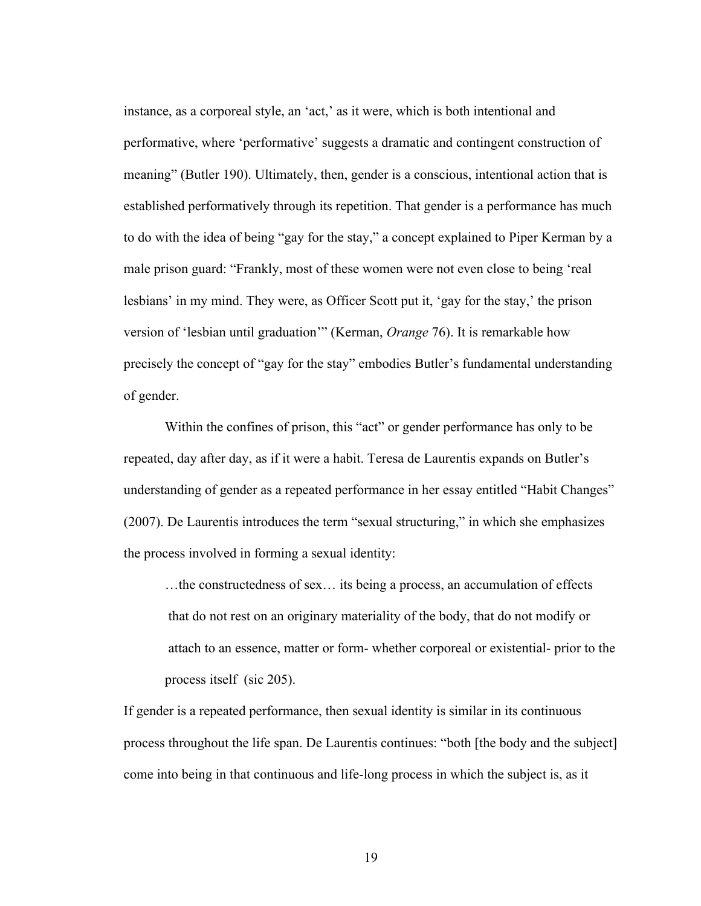instance, as a corporeal style, an 'act,' as it were, which is both intentional and performative, where 'performative' suggests a dramatic and contingent construction of meaning" (Butler 190). Ultimately, then, gender is a conscious, intentional action that is established performatively through its repetition. That gender is a performance has much to do with the idea of being "gay for the stay," a concept explained to Piper Kerman by a male prison guard: "Frankly, most of these women were not even close to being 'real lesbians' in my mind. They were, as Officer Scott put it, 'gay for the stay,' the prison version of 'lesbian until graduation'" (Kerman, *Orange* 76). It is remarkable how precisely the concept of "gay for the stay" embodies Butler's fundamental understanding of gender.

Within the confines of prison, this "act" or gender performance has only to be repeated, day after day, as if it were a habit. Teresa de Laurentis expands on Butler's understanding of gender as a repeated performance in her essay entitled "Habit Changes" (2007). De Laurentis introduces the term "sexual structuring," in which she emphasizes the process involved in forming a sexual identity:

> …the constructedness of sex… its being a process, an accumulation of effects that do not rest on an originary materiality of the body, that do not modify or attach to an essence, matter or form- whether corporeal or existential- prior to the process itself (sic 205).

If gender is a repeated performance, then sexual identity is similar in its continuous process throughout the life span. De Laurentis continues: "both [the body and the subject] come into being in that continuous and life-long process in which the subject is, as it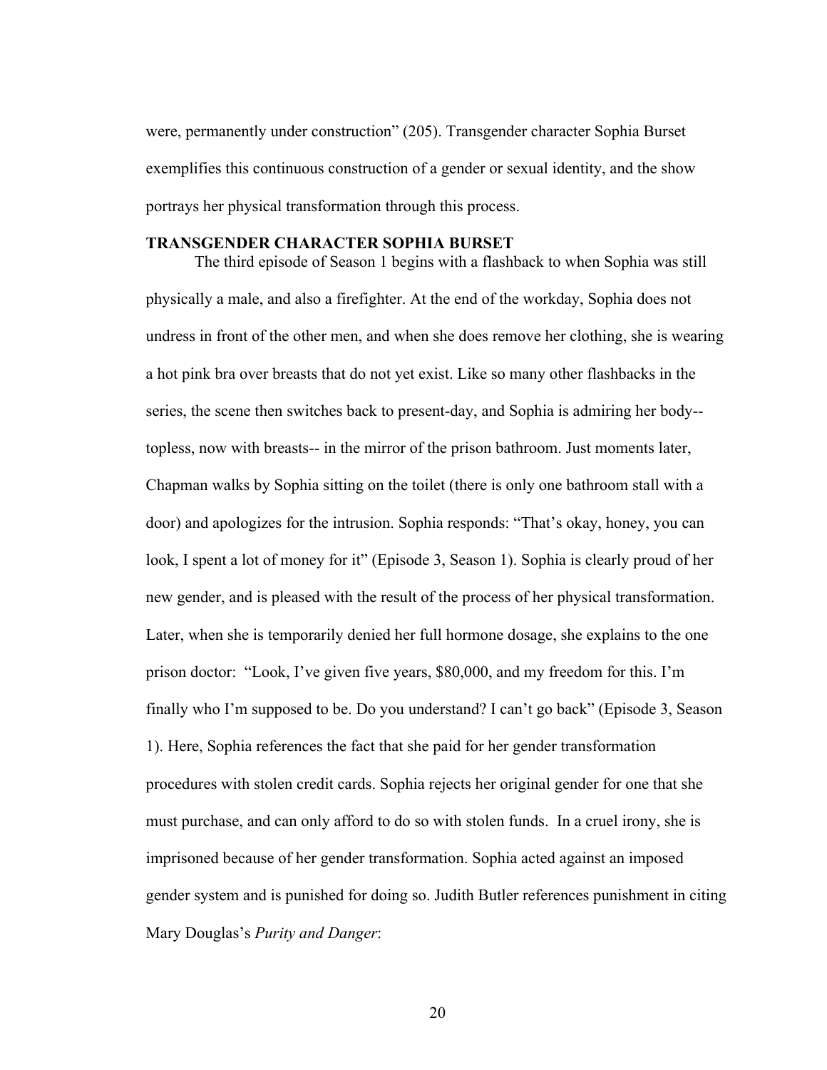were, permanently under construction" (205). Transgender character Sophia Burset exemplifies this continuous construction of a gender or sexual identity, and the show portrays her physical transformation through this process.

### TRANSGENDER CHARACTER SOPHIA BURSET

The third episode of Season 1 begins with a flashback to when Sophia was still physically a male, and also a firefighter. At the end of the workday, Sophia does not undress in front of the other men, and when she does remove her clothing, she is wearing a hot pink bra over breasts that do not yet exist. Like so many other flashbacks in the series, the scene then switches back to present-day, and Sophia is admiring her body-- topless, now with breasts-- in the mirror of the prison bathroom. Just moments later, Chapman walks by Sophia sitting on the toilet (there is only one bathroom stall with a door) and apologizes for the intrusion. Sophia responds: "That's okay, honey, you can look, I spent a lot of money for it" (Episode 3, Season 1). Sophia is clearly proud of her new gender, and is pleased with the result of the process of her physical transformation. Later, when she is temporarily denied her full hormone dosage, she explains to the one prison doctor: "Look, I've given five years, $80,000, and my freedom for this. I'm finally who I'm supposed to be. Do you understand? I can't go back" (Episode 3, Season 1). Here, Sophia references the fact that she paid for her gender transformation procedures with stolen credit cards. Sophia rejects her original gender for one that she must purchase, and can only afford to do so with stolen funds. In a cruel irony, she is imprisoned because of her gender transformation. Sophia acted against an imposed gender system and is punished for doing so. Judith Butler references punishment in citing Mary Douglas's *Purity and Danger*: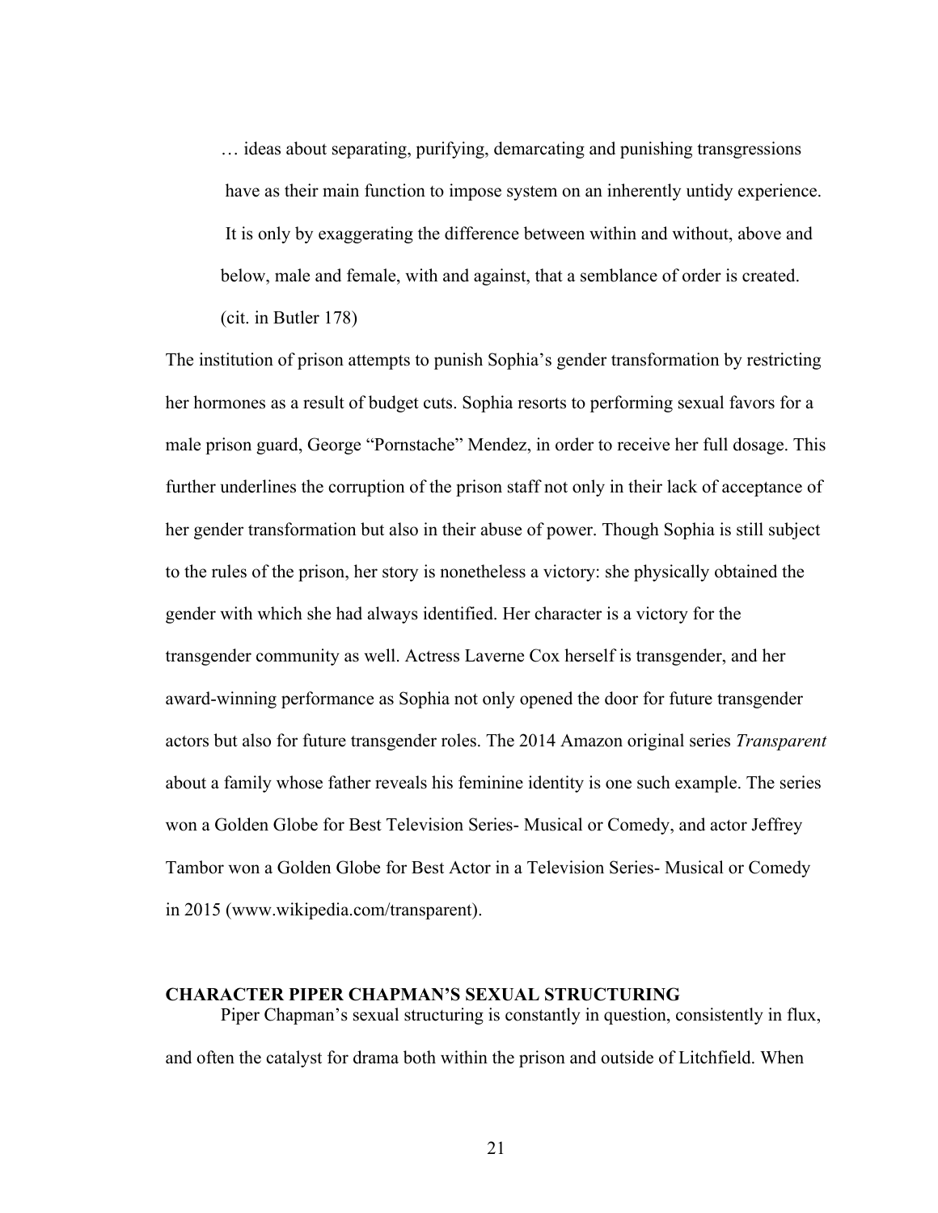> … ideas about separating, purifying, demarcating and punishing transgressions have as their main function to impose system on an inherently untidy experience. It is only by exaggerating the difference between within and without, above and below, male and female, with and against, that a semblance of order is created. (cit. in Butler 178)

The institution of prison attempts to punish Sophia's gender transformation by restricting her hormones as a result of budget cuts. Sophia resorts to performing sexual favors for a male prison guard, George "Pornstache" Mendez, in order to receive her full dosage. This further underlines the corruption of the prison staff not only in their lack of acceptance of her gender transformation but also in their abuse of power. Though Sophia is still subject to the rules of the prison, her story is nonetheless a victory: she physically obtained the gender with which she had always identified. Her character is a victory for the transgender community as well. Actress Laverne Cox herself is transgender, and her award-winning performance as Sophia not only opened the door for future transgender actors but also for future transgender roles. The 2014 Amazon original series *Transparent* about a family whose father reveals his feminine identity is one such example. The series won a Golden Globe for Best Television Series- Musical or Comedy, and actor Jeffrey Tambor won a Golden Globe for Best Actor in a Television Series- Musical or Comedy in 2015 (www.wikipedia.com/transparent).

## CHARACTER PIPER CHAPMAN'S SEXUAL STRUCTURING

Piper Chapman's sexual structuring is constantly in question, consistently in flux, and often the catalyst for drama both within the prison and outside of Litchfield. When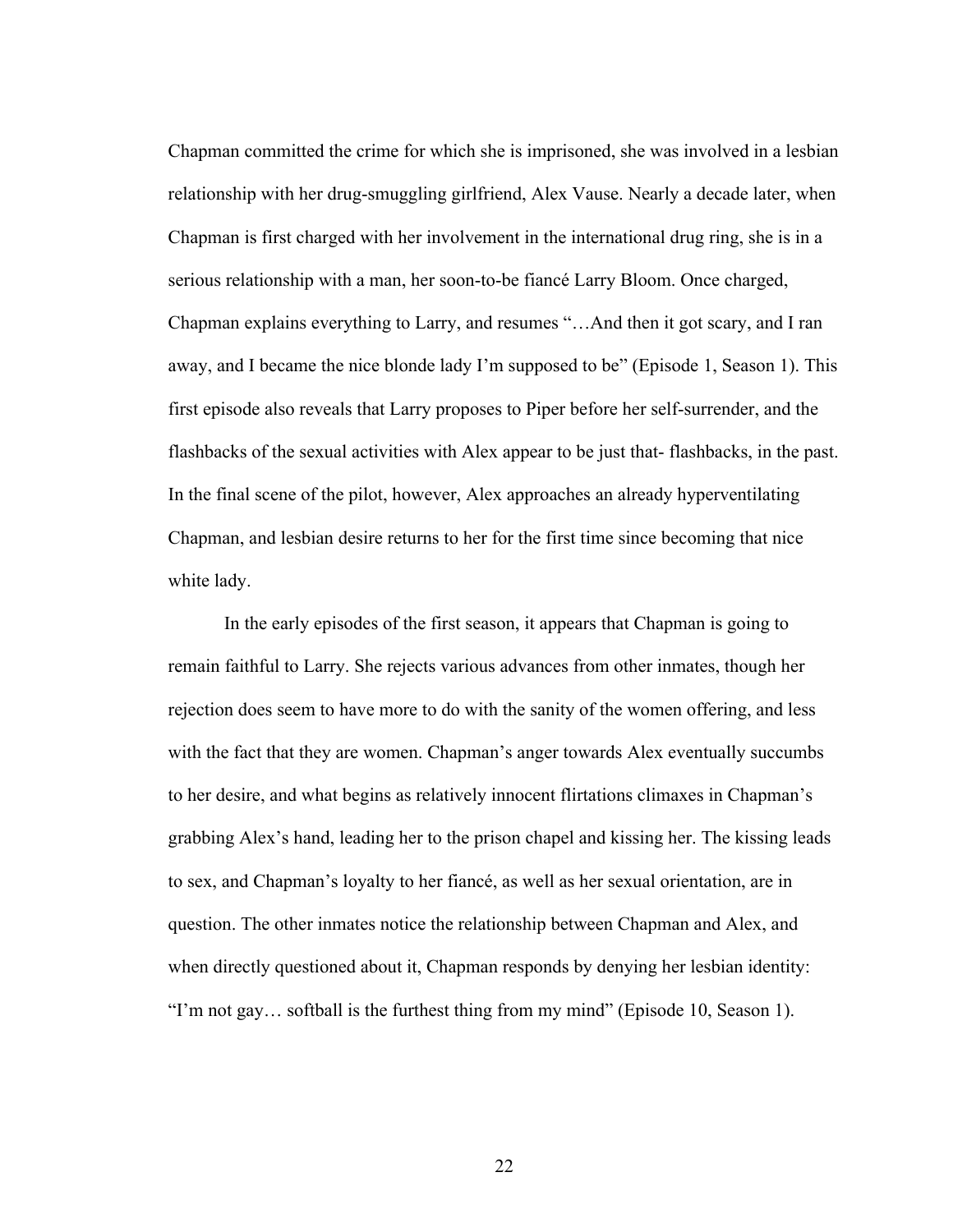Chapman committed the crime for which she is imprisoned, she was involved in a lesbian relationship with her drug-smuggling girlfriend, Alex Vause. Nearly a decade later, when Chapman is first charged with her involvement in the international drug ring, she is in a serious relationship with a man, her soon-to-be fiancé Larry Bloom. Once charged, Chapman explains everything to Larry, and resumes "…And then it got scary, and I ran away, and I became the nice blonde lady I'm supposed to be" (Episode 1, Season 1). This first episode also reveals that Larry proposes to Piper before her self-surrender, and the flashbacks of the sexual activities with Alex appear to be just that- flashbacks, in the past. In the final scene of the pilot, however, Alex approaches an already hyperventilating Chapman, and lesbian desire returns to her for the first time since becoming that nice white lady.

In the early episodes of the first season, it appears that Chapman is going to remain faithful to Larry. She rejects various advances from other inmates, though her rejection does seem to have more to do with the sanity of the women offering, and less with the fact that they are women. Chapman's anger towards Alex eventually succumbs to her desire, and what begins as relatively innocent flirtations climaxes in Chapman's grabbing Alex's hand, leading her to the prison chapel and kissing her. The kissing leads to sex, and Chapman's loyalty to her fiancé, as well as her sexual orientation, are in question. The other inmates notice the relationship between Chapman and Alex, and when directly questioned about it, Chapman responds by denying her lesbian identity: "I'm not gay… softball is the furthest thing from my mind" (Episode 10, Season 1).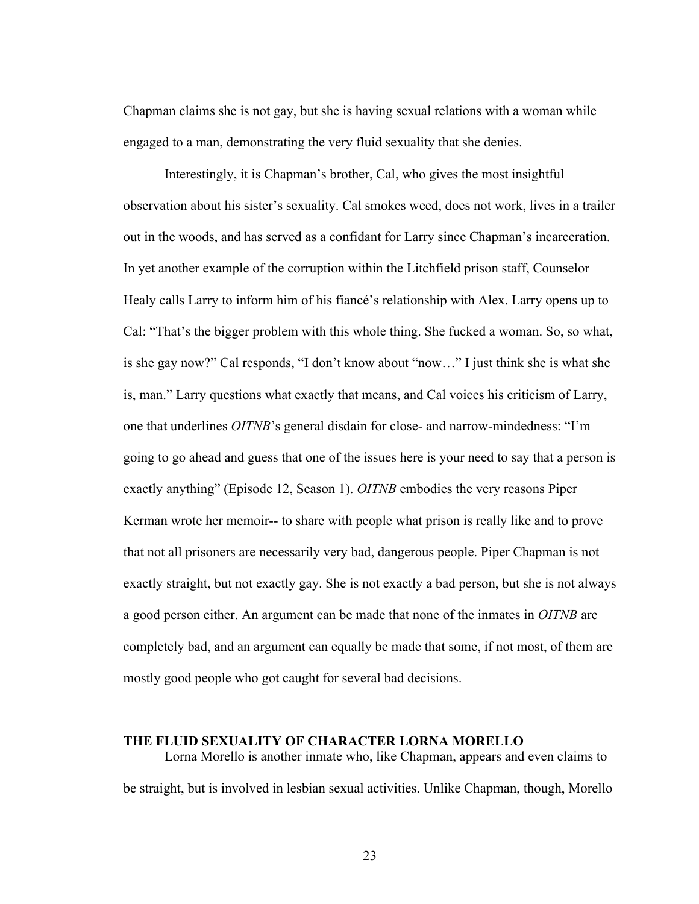Chapman claims she is not gay, but she is having sexual relations with a woman while engaged to a man, demonstrating the very fluid sexuality that she denies.

Interestingly, it is Chapman's brother, Cal, who gives the most insightful observation about his sister's sexuality. Cal smokes weed, does not work, lives in a trailer out in the woods, and has served as a confidant for Larry since Chapman's incarceration. In yet another example of the corruption within the Litchfield prison staff, Counselor Healy calls Larry to inform him of his fiancé's relationship with Alex. Larry opens up to Cal: "That's the bigger problem with this whole thing. She fucked a woman. So, so what, is she gay now?" Cal responds, "I don't know about "now…" I just think she is what she is, man." Larry questions what exactly that means, and Cal voices his criticism of Larry, one that underlines *OITNB*'s general disdain for close- and narrow-mindedness: "I'm going to go ahead and guess that one of the issues here is your need to say that a person is exactly anything" (Episode 12, Season 1). *OITNB* embodies the very reasons Piper Kerman wrote her memoir-- to share with people what prison is really like and to prove that not all prisoners are necessarily very bad, dangerous people. Piper Chapman is not exactly straight, but not exactly gay. She is not exactly a bad person, but she is not always a good person either. An argument can be made that none of the inmates in *OITNB* are completely bad, and an argument can equally be made that some, if not most, of them are mostly good people who got caught for several bad decisions.

## THE FLUID SEXUALITY OF CHARACTER LORNA MORELLO

Lorna Morello is another inmate who, like Chapman, appears and even claims to be straight, but is involved in lesbian sexual activities. Unlike Chapman, though, Morello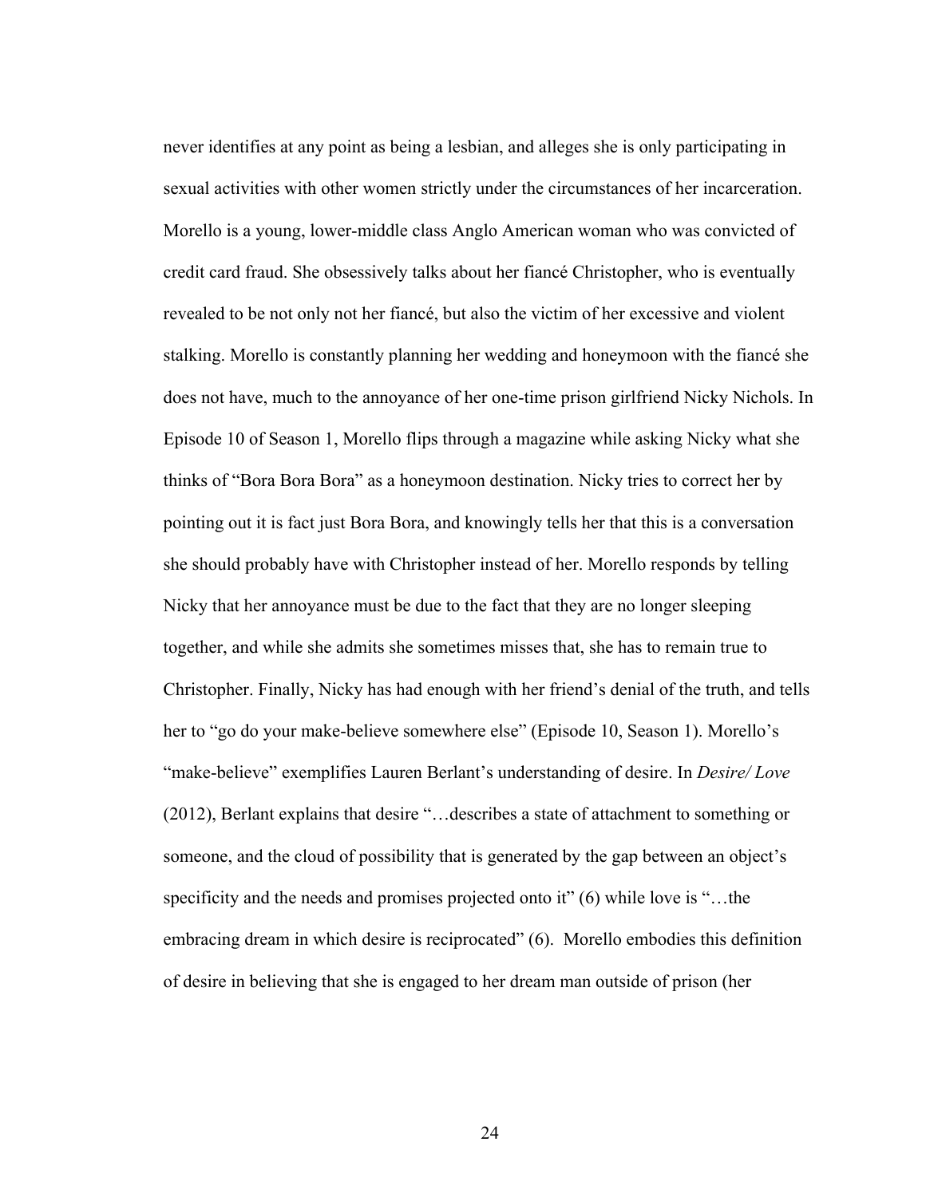never identifies at any point as being a lesbian, and alleges she is only participating in sexual activities with other women strictly under the circumstances of her incarceration. Morello is a young, lower-middle class Anglo American woman who was convicted of credit card fraud. She obsessively talks about her fiancé Christopher, who is eventually revealed to be not only not her fiancé, but also the victim of her excessive and violent stalking. Morello is constantly planning her wedding and honeymoon with the fiancé she does not have, much to the annoyance of her one-time prison girlfriend Nicky Nichols. In Episode 10 of Season 1, Morello flips through a magazine while asking Nicky what she thinks of "Bora Bora Bora" as a honeymoon destination. Nicky tries to correct her by pointing out it is fact just Bora Bora, and knowingly tells her that this is a conversation she should probably have with Christopher instead of her. Morello responds by telling Nicky that her annoyance must be due to the fact that they are no longer sleeping together, and while she admits she sometimes misses that, she has to remain true to Christopher. Finally, Nicky has had enough with her friend's denial of the truth, and tells her to "go do your make-believe somewhere else" (Episode 10, Season 1). Morello's "make-believe" exemplifies Lauren Berlant's understanding of desire. In *Desire/ Love* (2012), Berlant explains that desire "…describes a state of attachment to something or someone, and the cloud of possibility that is generated by the gap between an object's specificity and the needs and promises projected onto it" (6) while love is "…the embracing dream in which desire is reciprocated" (6). Morello embodies this definition of desire in believing that she is engaged to her dream man outside of prison (her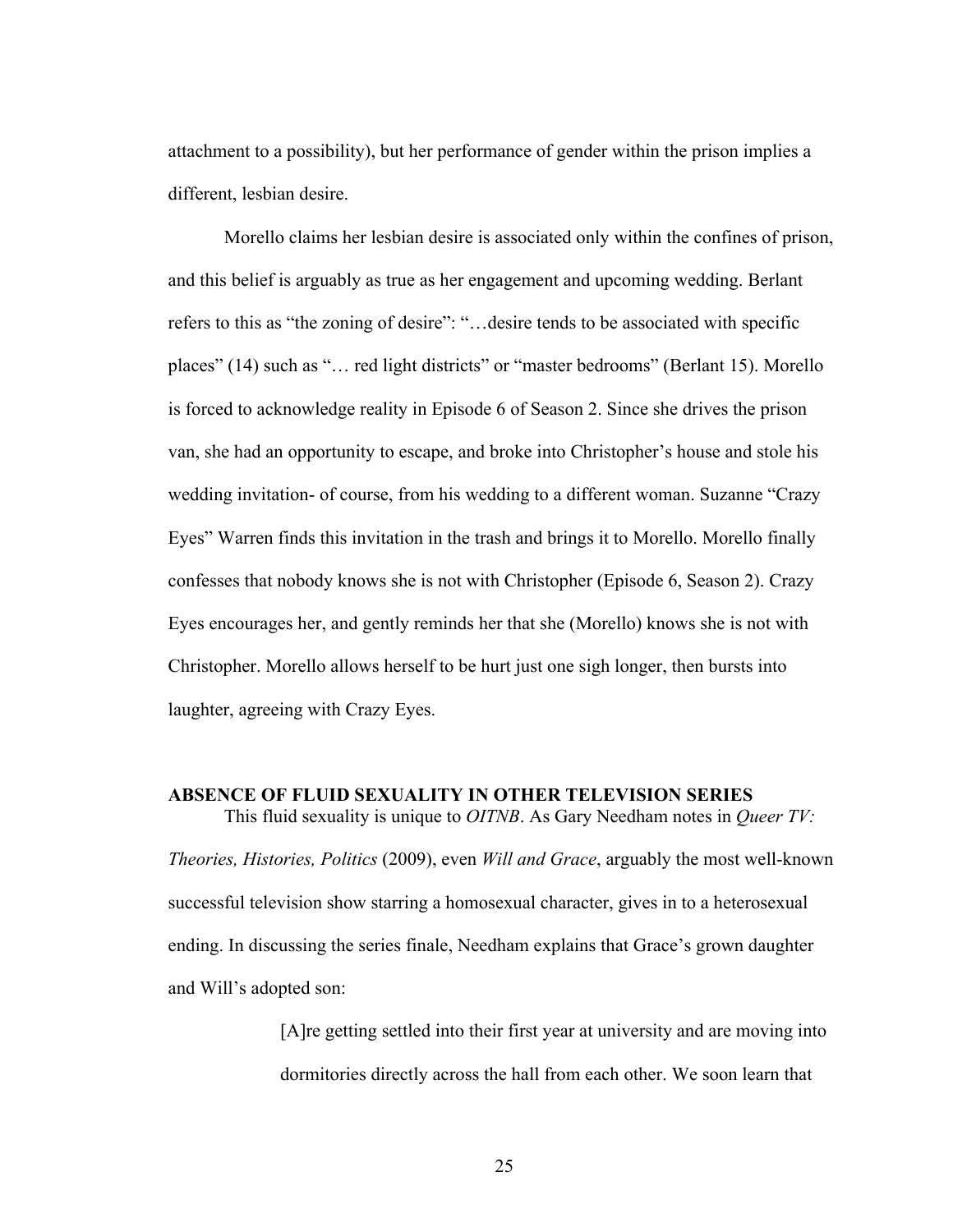attachment to a possibility), but her performance of gender within the prison implies a different, lesbian desire.

Morello claims her lesbian desire is associated only within the confines of prison, and this belief is arguably as true as her engagement and upcoming wedding. Berlant refers to this as "the zoning of desire": "…desire tends to be associated with specific places" (14) such as "… red light districts" or "master bedrooms" (Berlant 15). Morello is forced to acknowledge reality in Episode 6 of Season 2. Since she drives the prison van, she had an opportunity to escape, and broke into Christopher's house and stole his wedding invitation- of course, from his wedding to a different woman. Suzanne "Crazy Eyes" Warren finds this invitation in the trash and brings it to Morello. Morello finally confesses that nobody knows she is not with Christopher (Episode 6, Season 2). Crazy Eyes encourages her, and gently reminds her that she (Morello) knows she is not with Christopher. Morello allows herself to be hurt just one sigh longer, then bursts into laughter, agreeing with Crazy Eyes.

**ABSENCE OF FLUID SEXUALITY IN OTHER TELEVISION SERIES**

This fluid sexuality is unique to *OITNB*. As Gary Needham notes in *Queer TV: Theories, Histories, Politics* (2009), even *Will and Grace*, arguably the most well-known successful television show starring a homosexual character, gives in to a heterosexual ending. In discussing the series finale, Needham explains that Grace's grown daughter and Will's adopted son:

> [A]re getting settled into their first year at university and are moving into dormitories directly across the hall from each other. We soon learn that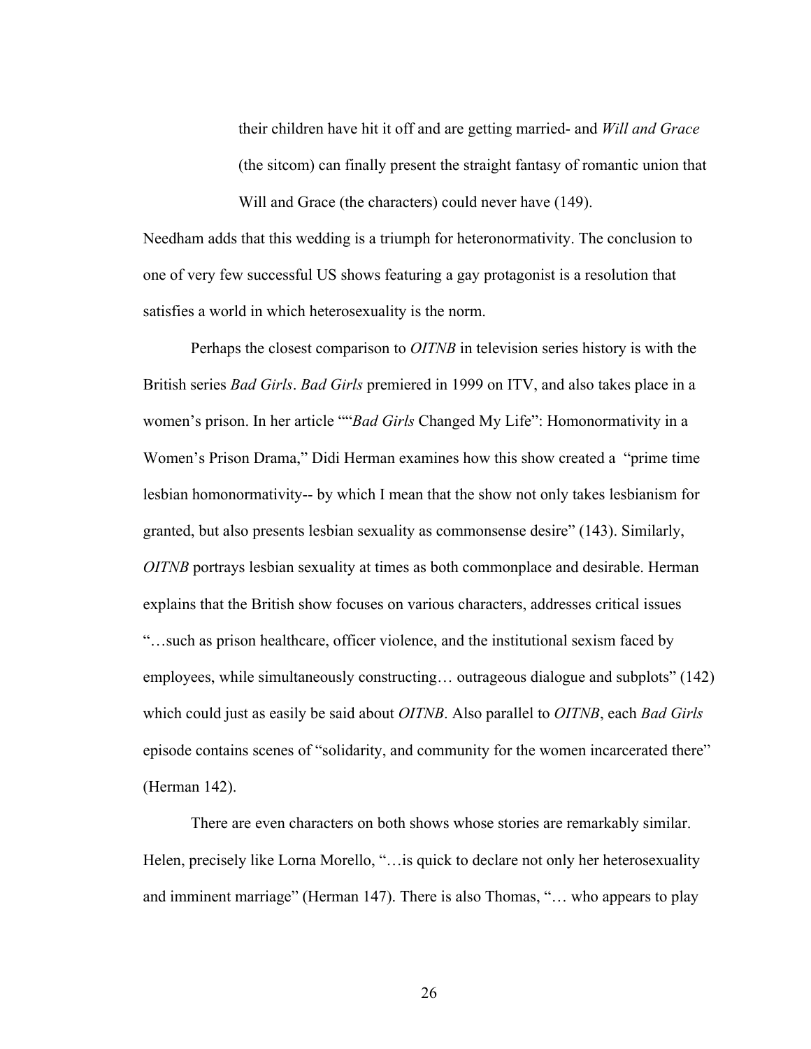> their children have hit it off and are getting married- and *Will and Grace* (the sitcom) can finally present the straight fantasy of romantic union that Will and Grace (the characters) could never have (149).

Needham adds that this wedding is a triumph for heteronormativity. The conclusion to one of very few successful US shows featuring a gay protagonist is a resolution that satisfies a world in which heterosexuality is the norm.

Perhaps the closest comparison to *OITNB* in television series history is with the British series *Bad Girls*. *Bad Girls* premiered in 1999 on ITV, and also takes place in a women's prison. In her article ""*Bad Girls* Changed My Life": Homonormativity in a Women's Prison Drama," Didi Herman examines how this show created a "prime time lesbian homonormativity-- by which I mean that the show not only takes lesbianism for granted, but also presents lesbian sexuality as commonsense desire" (143). Similarly, *OITNB* portrays lesbian sexuality at times as both commonplace and desirable. Herman explains that the British show focuses on various characters, addresses critical issues "…such as prison healthcare, officer violence, and the institutional sexism faced by employees, while simultaneously constructing… outrageous dialogue and subplots" (142) which could just as easily be said about *OITNB*. Also parallel to *OITNB*, each *Bad Girls* episode contains scenes of "solidarity, and community for the women incarcerated there" (Herman 142).

There are even characters on both shows whose stories are remarkably similar. Helen, precisely like Lorna Morello, "…is quick to declare not only her heterosexuality and imminent marriage" (Herman 147). There is also Thomas, "… who appears to play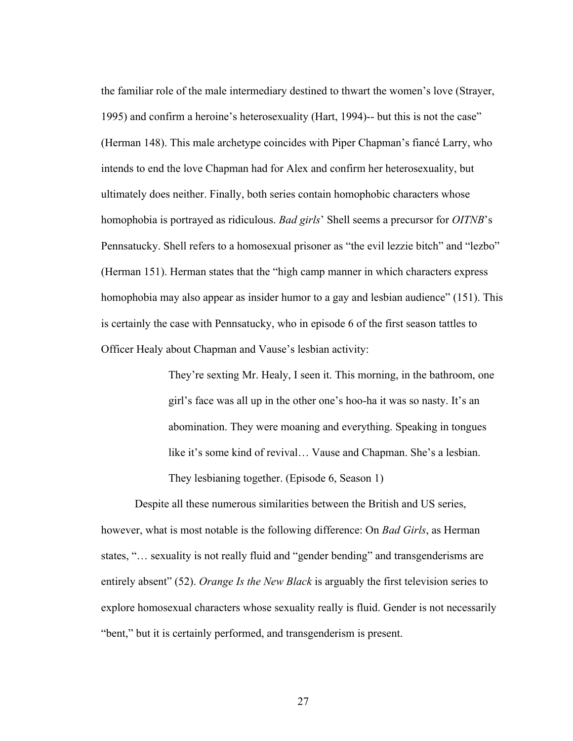the familiar role of the male intermediary destined to thwart the women's love (Strayer, 1995) and confirm a heroine's heterosexuality (Hart, 1994)-- but this is not the case" (Herman 148). This male archetype coincides with Piper Chapman's fiancé Larry, who intends to end the love Chapman had for Alex and confirm her heterosexuality, but ultimately does neither. Finally, both series contain homophobic characters whose homophobia is portrayed as ridiculous. *Bad girls*' Shell seems a precursor for *OITNB*'s Pennsatucky. Shell refers to a homosexual prisoner as "the evil lezzie bitch" and "lezbo" (Herman 151). Herman states that the "high camp manner in which characters express homophobia may also appear as insider humor to a gay and lesbian audience" (151). This is certainly the case with Pennsatucky, who in episode 6 of the first season tattles to Officer Healy about Chapman and Vause's lesbian activity:

> They're sexting Mr. Healy, I seen it. This morning, in the bathroom, one girl's face was all up in the other one's hoo-ha it was so nasty. It's an abomination. They were moaning and everything. Speaking in tongues like it's some kind of revival… Vause and Chapman. She's a lesbian. They lesbianing together. (Episode 6, Season 1)

Despite all these numerous similarities between the British and US series, however, what is most notable is the following difference: On *Bad Girls*, as Herman states, "… sexuality is not really fluid and "gender bending" and transgenderisms are entirely absent" (52). *Orange Is the New Black* is arguably the first television series to explore homosexual characters whose sexuality really is fluid. Gender is not necessarily "bent," but it is certainly performed, and transgenderism is present.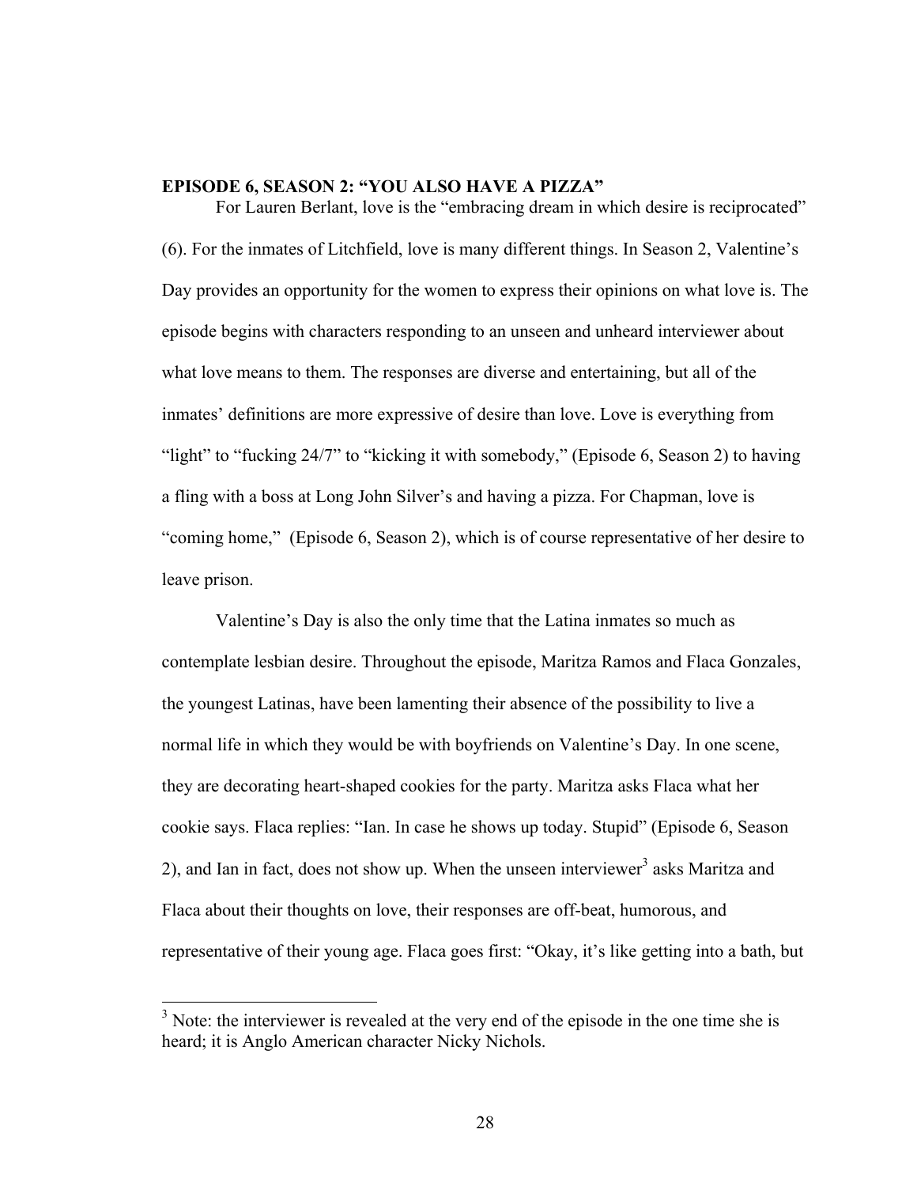### EPISODE 6, SEASON 2: "YOU ALSO HAVE A PIZZA"

For Lauren Berlant, love is the "embracing dream in which desire is reciprocated" (6). For the inmates of Litchfield, love is many different things. In Season 2, Valentine's Day provides an opportunity for the women to express their opinions on what love is. The episode begins with characters responding to an unseen and unheard interviewer about what love means to them. The responses are diverse and entertaining, but all of the inmates' definitions are more expressive of desire than love. Love is everything from "light" to "fucking 24/7" to "kicking it with somebody," (Episode 6, Season 2) to having a fling with a boss at Long John Silver's and having a pizza. For Chapman, love is "coming home," (Episode 6, Season 2), which is of course representative of her desire to leave prison.

Valentine's Day is also the only time that the Latina inmates so much as contemplate lesbian desire. Throughout the episode, Maritza Ramos and Flaca Gonzales, the youngest Latinas, have been lamenting their absence of the possibility to live a normal life in which they would be with boyfriends on Valentine's Day. In one scene, they are decorating heart-shaped cookies for the party. Maritza asks Flaca what her cookie says. Flaca replies: "Ian. In case he shows up today. Stupid" (Episode 6, Season 2), and Ian in fact, does not show up. When the unseen interviewer[3] asks Maritza and Flaca about their thoughts on love, their responses are off-beat, humorous, and representative of their young age. Flaca goes first: "Okay, it's like getting into a bath, but

---

[3] Note: the interviewer is revealed at the very end of the episode in the one time she is heard; it is Anglo American character Nicky Nichols.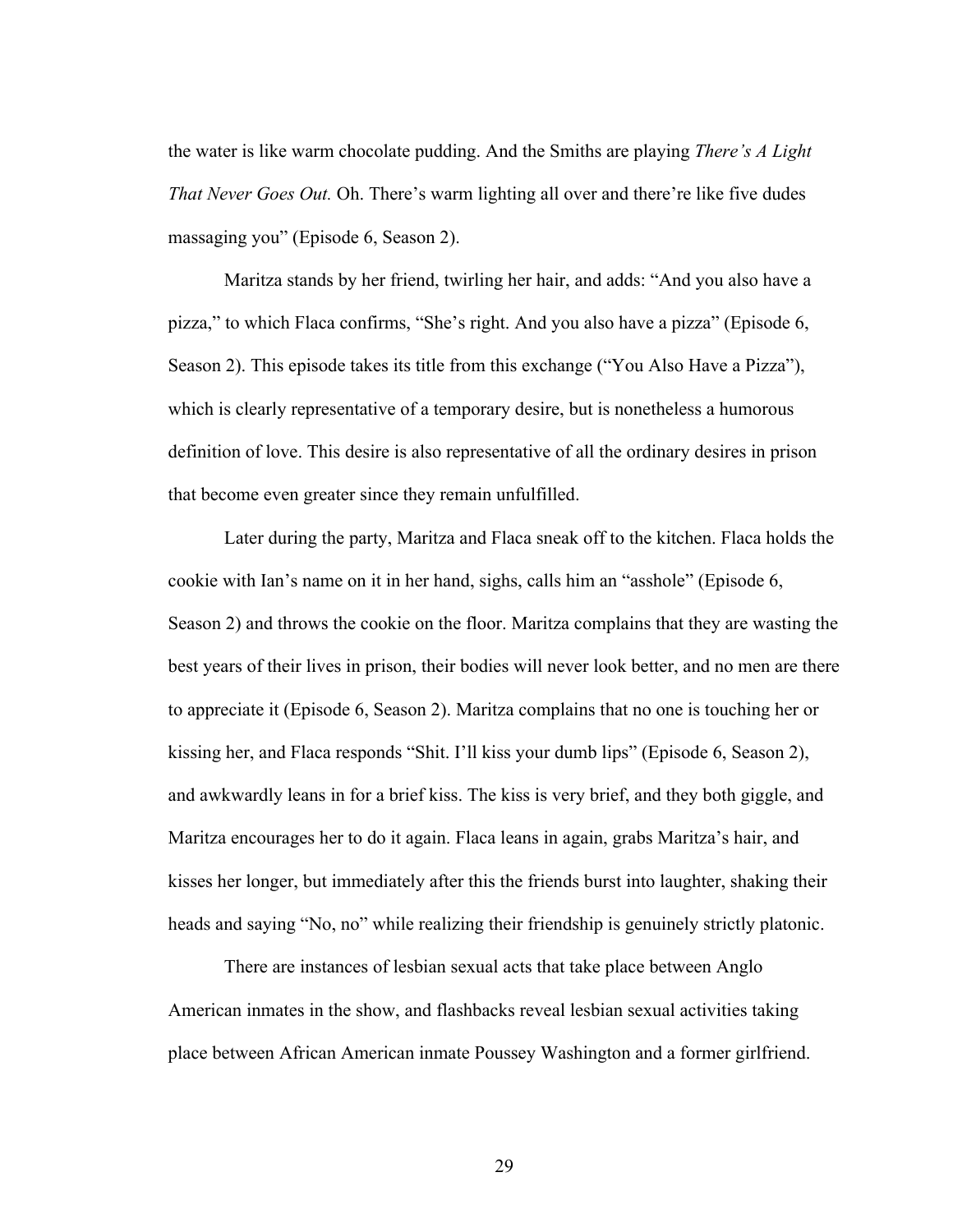the water is like warm chocolate pudding. And the Smiths are playing *There's A Light That Never Goes Out.* Oh. There's warm lighting all over and there're like five dudes massaging you" (Episode 6, Season 2).

Maritza stands by her friend, twirling her hair, and adds: "And you also have a pizza," to which Flaca confirms, "She's right. And you also have a pizza" (Episode 6, Season 2). This episode takes its title from this exchange ("You Also Have a Pizza"), which is clearly representative of a temporary desire, but is nonetheless a humorous definition of love. This desire is also representative of all the ordinary desires in prison that become even greater since they remain unfulfilled.

Later during the party, Maritza and Flaca sneak off to the kitchen. Flaca holds the cookie with Ian's name on it in her hand, sighs, calls him an "asshole" (Episode 6, Season 2) and throws the cookie on the floor. Maritza complains that they are wasting the best years of their lives in prison, their bodies will never look better, and no men are there to appreciate it (Episode 6, Season 2). Maritza complains that no one is touching her or kissing her, and Flaca responds "Shit. I'll kiss your dumb lips" (Episode 6, Season 2), and awkwardly leans in for a brief kiss. The kiss is very brief, and they both giggle, and Maritza encourages her to do it again. Flaca leans in again, grabs Maritza's hair, and kisses her longer, but immediately after this the friends burst into laughter, shaking their heads and saying "No, no" while realizing their friendship is genuinely strictly platonic.

There are instances of lesbian sexual acts that take place between Anglo American inmates in the show, and flashbacks reveal lesbian sexual activities taking place between African American inmate Poussey Washington and a former girlfriend.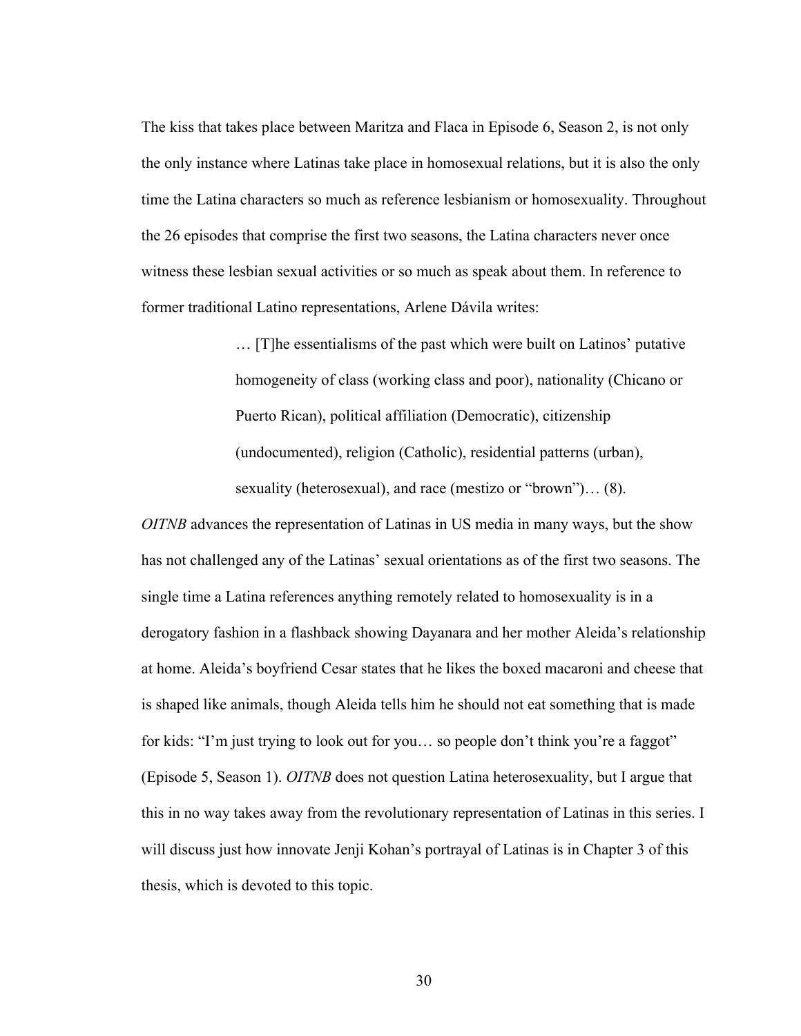The kiss that takes place between Maritza and Flaca in Episode 6, Season 2, is not only the only instance where Latinas take place in homosexual relations, but it is also the only time the Latina characters so much as reference lesbianism or homosexuality. Throughout the 26 episodes that comprise the first two seasons, the Latina characters never once witness these lesbian sexual activities or so much as speak about them. In reference to former traditional Latino representations, Arlene Dávila writes:

> … [T]he essentialisms of the past which were built on Latinos' putative homogeneity of class (working class and poor), nationality (Chicano or Puerto Rican), political affiliation (Democratic), citizenship (undocumented), religion (Catholic), residential patterns (urban), sexuality (heterosexual), and race (mestizo or "brown")… (8).

*OITNB* advances the representation of Latinas in US media in many ways, but the show has not challenged any of the Latinas' sexual orientations as of the first two seasons. The single time a Latina references anything remotely related to homosexuality is in a derogatory fashion in a flashback showing Dayanara and her mother Aleida's relationship at home. Aleida's boyfriend Cesar states that he likes the boxed macaroni and cheese that is shaped like animals, though Aleida tells him he should not eat something that is made for kids: "I'm just trying to look out for you… so people don't think you're a faggot" (Episode 5, Season 1). *OITNB* does not question Latina heterosexuality, but I argue that this in no way takes away from the revolutionary representation of Latinas in this series. I will discuss just how innovate Jenji Kohan's portrayal of Latinas is in Chapter 3 of this thesis, which is devoted to this topic.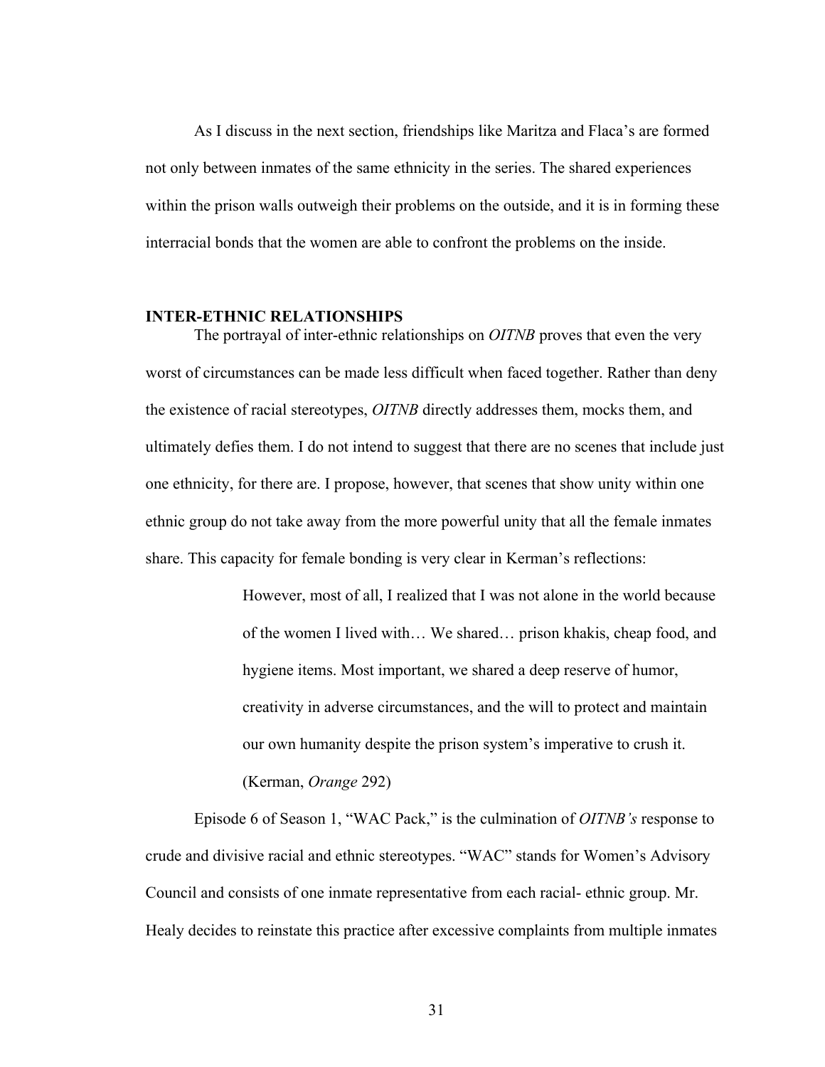As I discuss in the next section, friendships like Maritza and Flaca's are formed not only between inmates of the same ethnicity in the series. The shared experiences within the prison walls outweigh their problems on the outside, and it is in forming these interracial bonds that the women are able to confront the problems on the inside.

**INTER-ETHNIC RELATIONSHIPS**

The portrayal of inter-ethnic relationships on *OITNB* proves that even the very worst of circumstances can be made less difficult when faced together. Rather than deny the existence of racial stereotypes, *OITNB* directly addresses them, mocks them, and ultimately defies them. I do not intend to suggest that there are no scenes that include just one ethnicity, for there are. I propose, however, that scenes that show unity within one ethnic group do not take away from the more powerful unity that all the female inmates share. This capacity for female bonding is very clear in Kerman's reflections:

> However, most of all, I realized that I was not alone in the world because of the women I lived with… We shared… prison khakis, cheap food, and hygiene items. Most important, we shared a deep reserve of humor, creativity in adverse circumstances, and the will to protect and maintain our own humanity despite the prison system's imperative to crush it. (Kerman, *Orange* 292)

Episode 6 of Season 1, "WAC Pack," is the culmination of *OITNB's* response to crude and divisive racial and ethnic stereotypes. "WAC" stands for Women's Advisory Council and consists of one inmate representative from each racial- ethnic group. Mr. Healy decides to reinstate this practice after excessive complaints from multiple inmates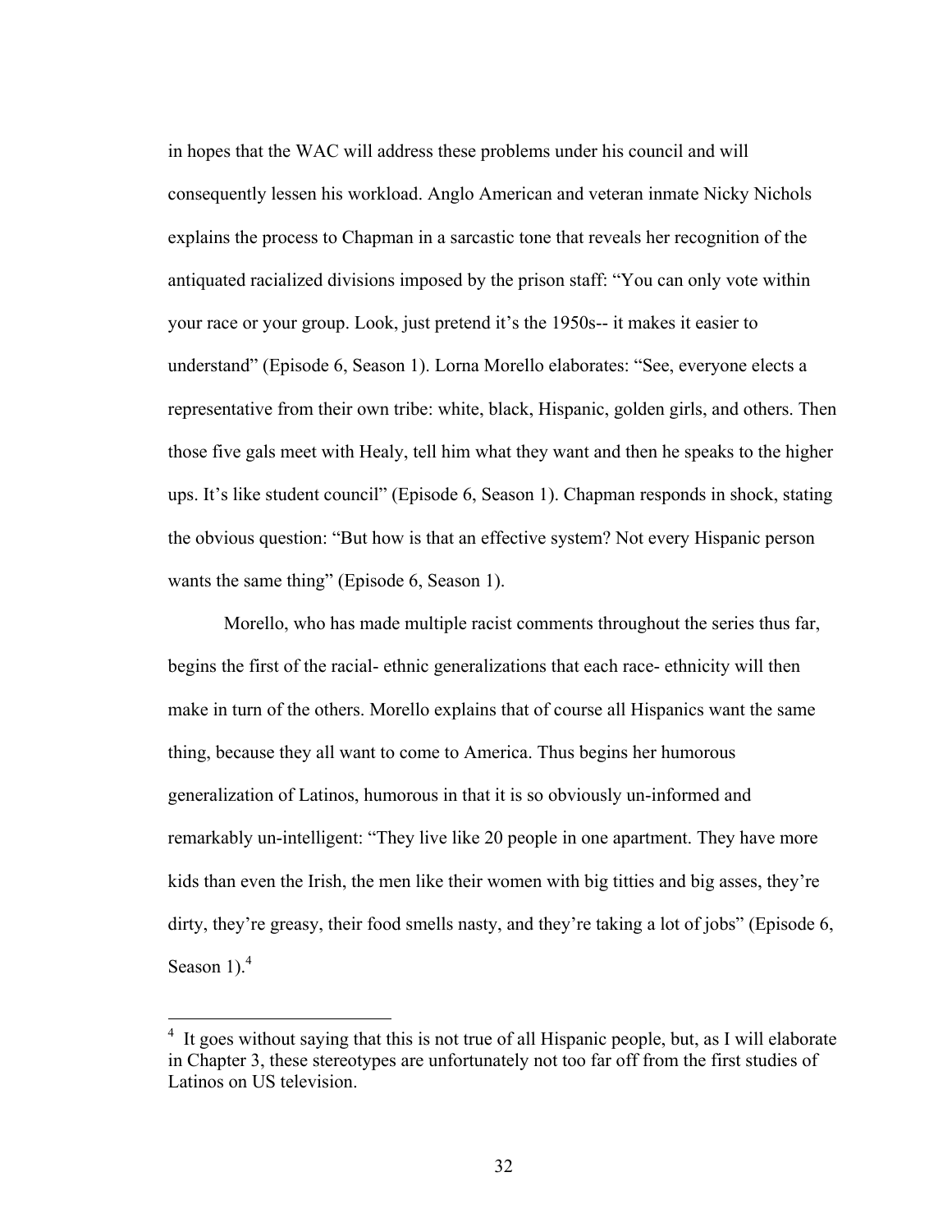in hopes that the WAC will address these problems under his council and will consequently lessen his workload. Anglo American and veteran inmate Nicky Nichols explains the process to Chapman in a sarcastic tone that reveals her recognition of the antiquated racialized divisions imposed by the prison staff: “You can only vote within your race or your group. Look, just pretend it’s the 1950s-- it makes it easier to understand” (Episode 6, Season 1). Lorna Morello elaborates: “See, everyone elects a representative from their own tribe: white, black, Hispanic, golden girls, and others. Then those five gals meet with Healy, tell him what they want and then he speaks to the higher ups. It’s like student council” (Episode 6, Season 1). Chapman responds in shock, stating the obvious question: “But how is that an effective system? Not every Hispanic person wants the same thing” (Episode 6, Season 1).

Morello, who has made multiple racist comments throughout the series thus far, begins the first of the racial- ethnic generalizations that each race- ethnicity will then make in turn of the others. Morello explains that of course all Hispanics want the same thing, because they all want to come to America. Thus begins her humorous generalization of Latinos, humorous in that it is so obviously un-informed and remarkably un-intelligent: “They live like 20 people in one apartment. They have more kids than even the Irish, the men like their women with big titties and big asses, they’re dirty, they’re greasy, their food smells nasty, and they’re taking a lot of jobs” (Episode 6, Season 1).[4]

---

[4] It goes without saying that this is not true of all Hispanic people, but, as I will elaborate in Chapter 3, these stereotypes are unfortunately not too far off from the first studies of Latinos on US television.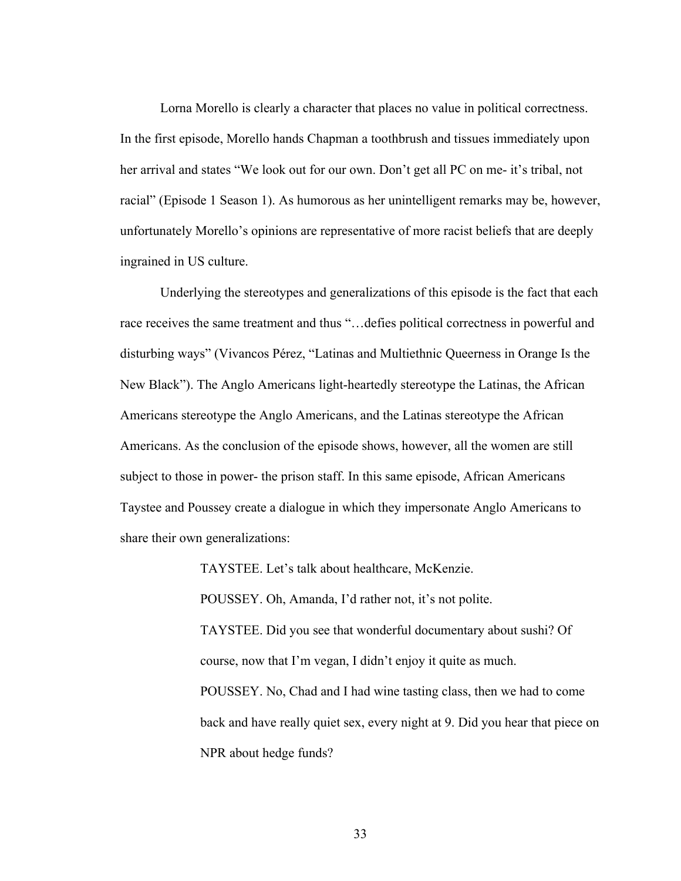Lorna Morello is clearly a character that places no value in political correctness. In the first episode, Morello hands Chapman a toothbrush and tissues immediately upon her arrival and states "We look out for our own. Don't get all PC on me- it's tribal, not racial" (Episode 1 Season 1). As humorous as her unintelligent remarks may be, however, unfortunately Morello's opinions are representative of more racist beliefs that are deeply ingrained in US culture.

Underlying the stereotypes and generalizations of this episode is the fact that each race receives the same treatment and thus "…defies political correctness in powerful and disturbing ways" (Vivancos Pérez, "Latinas and Multiethnic Queerness in Orange Is the New Black"). The Anglo Americans light-heartedly stereotype the Latinas, the African Americans stereotype the Anglo Americans, and the Latinas stereotype the African Americans. As the conclusion of the episode shows, however, all the women are still subject to those in power- the prison staff. In this same episode, African Americans Taystee and Poussey create a dialogue in which they impersonate Anglo Americans to share their own generalizations:

> TAYSTEE. Let's talk about healthcare, McKenzie.
>
> POUSSEY. Oh, Amanda, I'd rather not, it's not polite.
>
> TAYSTEE. Did you see that wonderful documentary about sushi? Of course, now that I'm vegan, I didn't enjoy it quite as much.
>
> POUSSEY. No, Chad and I had wine tasting class, then we had to come back and have really quiet sex, every night at 9. Did you hear that piece on NPR about hedge funds?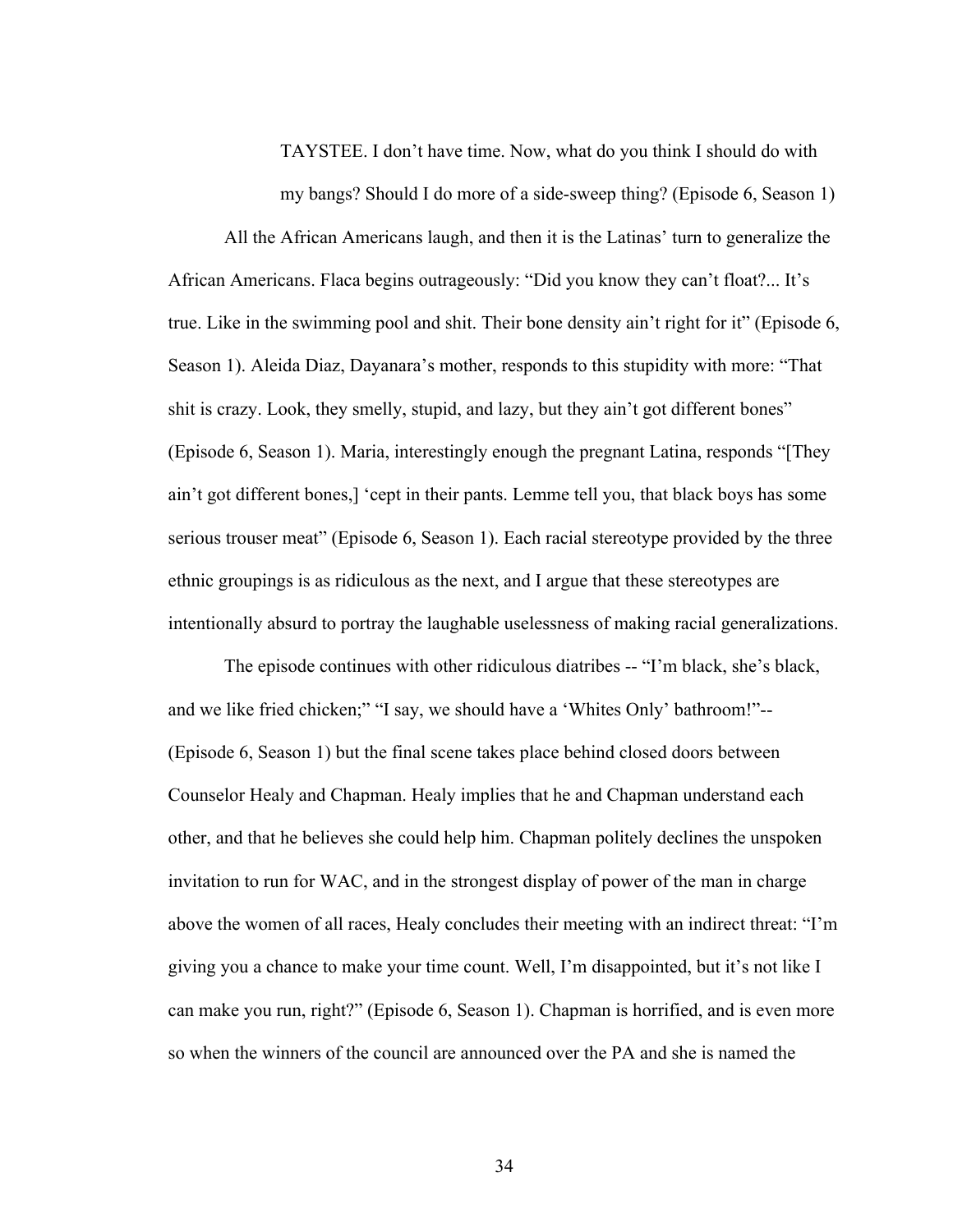> TAYSTEE. I don't have time. Now, what do you think I should do with my bangs? Should I do more of a side-sweep thing? (Episode 6, Season 1)

All the African Americans laugh, and then it is the Latinas' turn to generalize the African Americans. Flaca begins outrageously: "Did you know they can't float?... It's true. Like in the swimming pool and shit. Their bone density ain't right for it" (Episode 6, Season 1). Aleida Diaz, Dayanara's mother, responds to this stupidity with more: "That shit is crazy. Look, they smelly, stupid, and lazy, but they ain't got different bones" (Episode 6, Season 1). Maria, interestingly enough the pregnant Latina, responds "[They ain't got different bones,] 'cept in their pants. Lemme tell you, that black boys has some serious trouser meat" (Episode 6, Season 1). Each racial stereotype provided by the three ethnic groupings is as ridiculous as the next, and I argue that these stereotypes are intentionally absurd to portray the laughable uselessness of making racial generalizations.

The episode continues with other ridiculous diatribes -- "I'm black, she's black, and we like fried chicken;" "I say, we should have a 'Whites Only' bathroom!"-- (Episode 6, Season 1) but the final scene takes place behind closed doors between Counselor Healy and Chapman. Healy implies that he and Chapman understand each other, and that he believes she could help him. Chapman politely declines the unspoken invitation to run for WAC, and in the strongest display of power of the man in charge above the women of all races, Healy concludes their meeting with an indirect threat: "I'm giving you a chance to make your time count. Well, I'm disappointed, but it's not like I can make you run, right?" (Episode 6, Season 1). Chapman is horrified, and is even more so when the winners of the council are announced over the PA and she is named the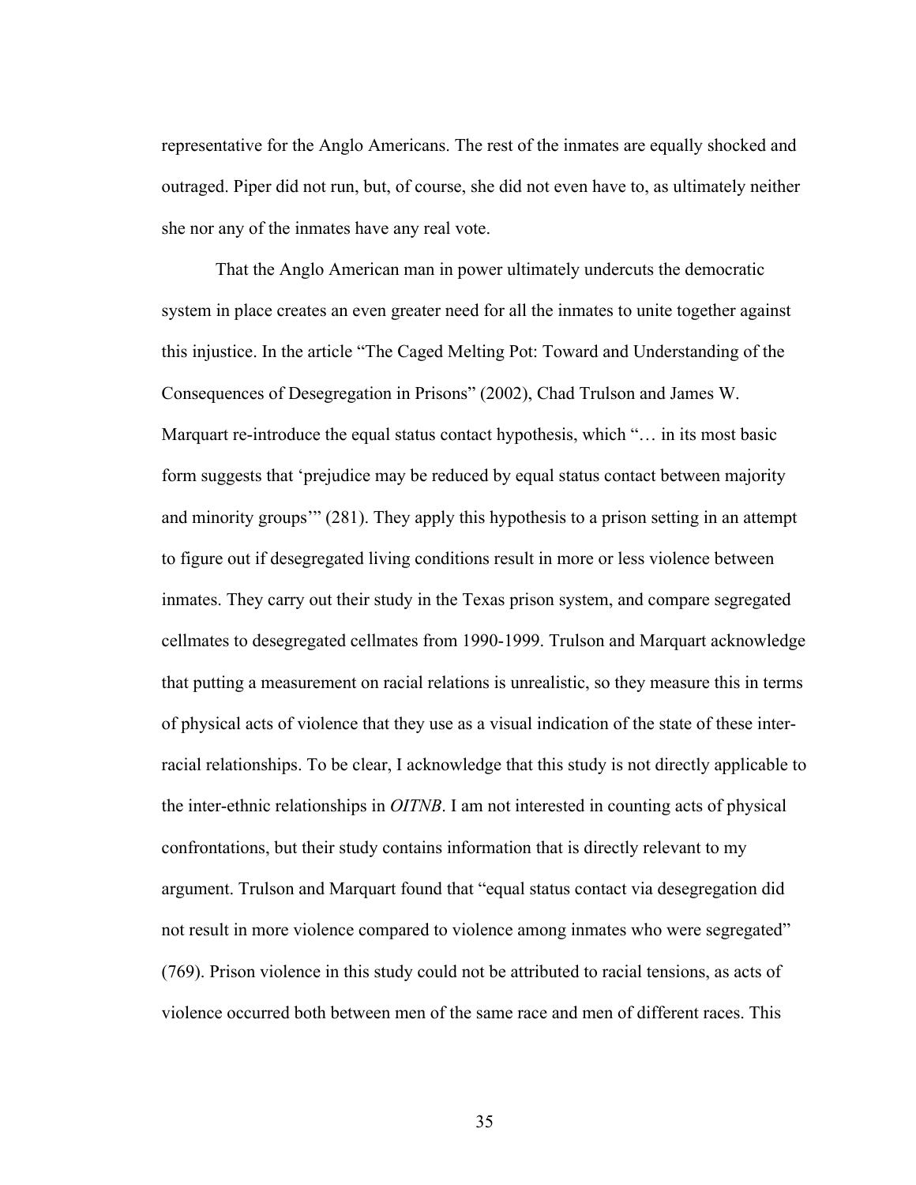representative for the Anglo Americans. The rest of the inmates are equally shocked and outraged. Piper did not run, but, of course, she did not even have to, as ultimately neither she nor any of the inmates have any real vote.

That the Anglo American man in power ultimately undercuts the democratic system in place creates an even greater need for all the inmates to unite together against this injustice. In the article "The Caged Melting Pot: Toward and Understanding of the Consequences of Desegregation in Prisons" (2002), Chad Trulson and James W. Marquart re-introduce the equal status contact hypothesis, which "… in its most basic form suggests that 'prejudice may be reduced by equal status contact between majority and minority groups'" (281). They apply this hypothesis to a prison setting in an attempt to figure out if desegregated living conditions result in more or less violence between inmates. They carry out their study in the Texas prison system, and compare segregated cellmates to desegregated cellmates from 1990-1999. Trulson and Marquart acknowledge that putting a measurement on racial relations is unrealistic, so they measure this in terms of physical acts of violence that they use as a visual indication of the state of these inter-racial relationships. To be clear, I acknowledge that this study is not directly applicable to the inter-ethnic relationships in *OITNB*. I am not interested in counting acts of physical confrontations, but their study contains information that is directly relevant to my argument. Trulson and Marquart found that "equal status contact via desegregation did not result in more violence compared to violence among inmates who were segregated" (769). Prison violence in this study could not be attributed to racial tensions, as acts of violence occurred both between men of the same race and men of different races. This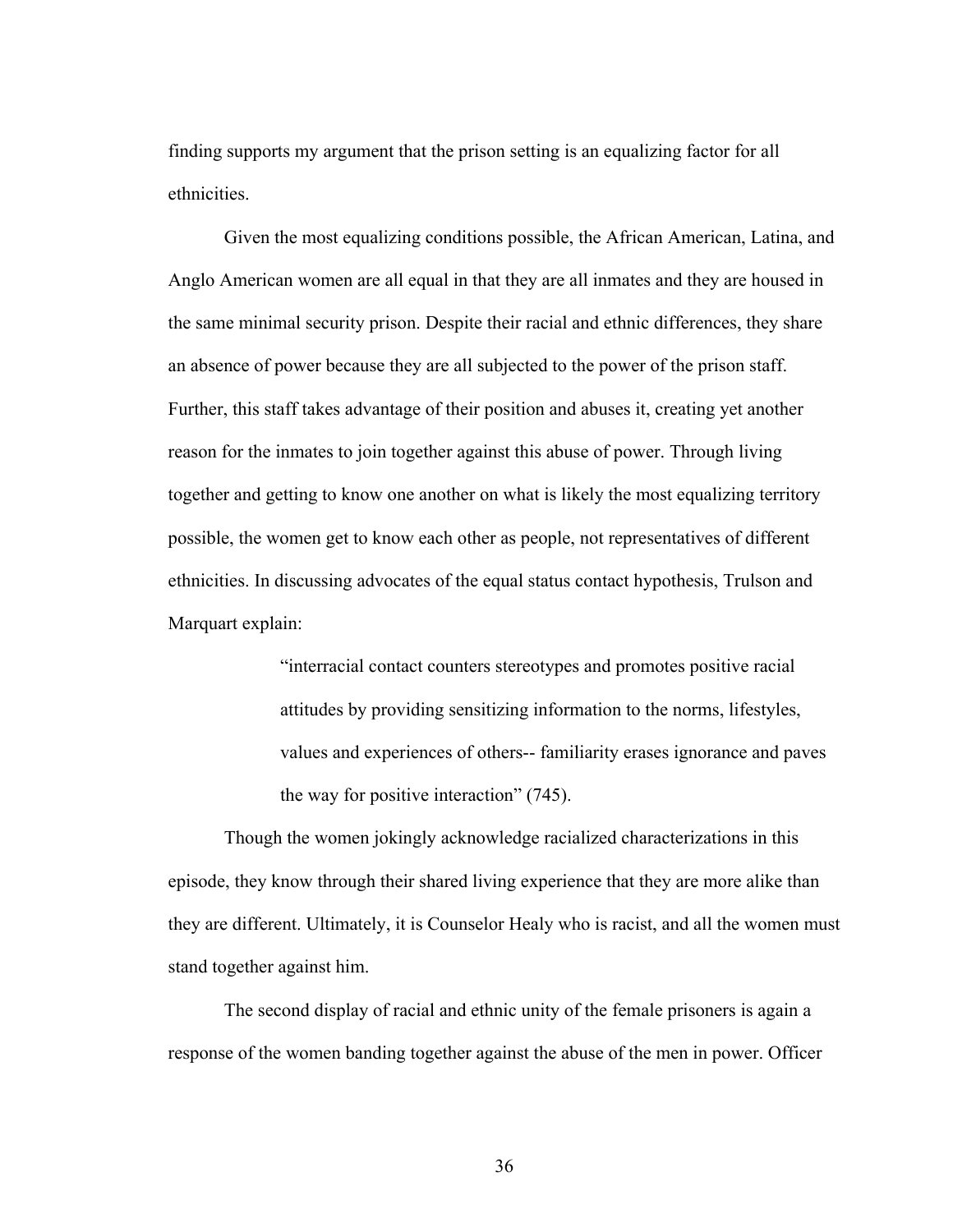finding supports my argument that the prison setting is an equalizing factor for all ethnicities.

Given the most equalizing conditions possible, the African American, Latina, and Anglo American women are all equal in that they are all inmates and they are housed in the same minimal security prison. Despite their racial and ethnic differences, they share an absence of power because they are all subjected to the power of the prison staff. Further, this staff takes advantage of their position and abuses it, creating yet another reason for the inmates to join together against this abuse of power. Through living together and getting to know one another on what is likely the most equalizing territory possible, the women get to know each other as people, not representatives of different ethnicities. In discussing advocates of the equal status contact hypothesis, Trulson and Marquart explain:

> "interracial contact counters stereotypes and promotes positive racial attitudes by providing sensitizing information to the norms, lifestyles, values and experiences of others-- familiarity erases ignorance and paves the way for positive interaction" (745).

Though the women jokingly acknowledge racialized characterizations in this episode, they know through their shared living experience that they are more alike than they are different. Ultimately, it is Counselor Healy who is racist, and all the women must stand together against him.

The second display of racial and ethnic unity of the female prisoners is again a response of the women banding together against the abuse of the men in power. Officer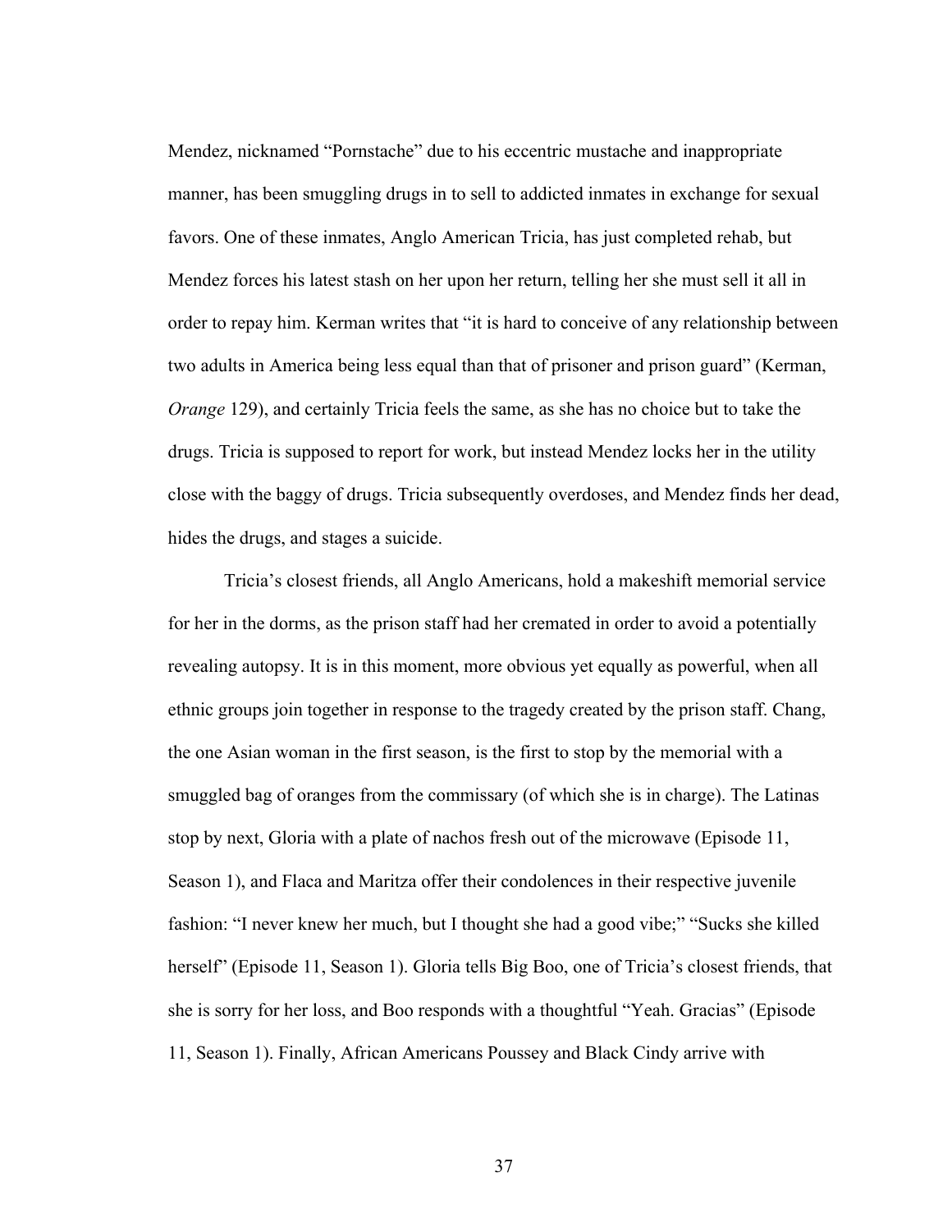Mendez, nicknamed “Pornstache” due to his eccentric mustache and inappropriate manner, has been smuggling drugs in to sell to addicted inmates in exchange for sexual favors. One of these inmates, Anglo American Tricia, has just completed rehab, but Mendez forces his latest stash on her upon her return, telling her she must sell it all in order to repay him. Kerman writes that “it is hard to conceive of any relationship between two adults in America being less equal than that of prisoner and prison guard” (Kerman, *Orange* 129), and certainly Tricia feels the same, as she has no choice but to take the drugs. Tricia is supposed to report for work, but instead Mendez locks her in the utility close with the baggy of drugs. Tricia subsequently overdoses, and Mendez finds her dead, hides the drugs, and stages a suicide.

Tricia’s closest friends, all Anglo Americans, hold a makeshift memorial service for her in the dorms, as the prison staff had her cremated in order to avoid a potentially revealing autopsy. It is in this moment, more obvious yet equally as powerful, when all ethnic groups join together in response to the tragedy created by the prison staff. Chang, the one Asian woman in the first season, is the first to stop by the memorial with a smuggled bag of oranges from the commissary (of which she is in charge). The Latinas stop by next, Gloria with a plate of nachos fresh out of the microwave (Episode 11, Season 1), and Flaca and Maritza offer their condolences in their respective juvenile fashion: “I never knew her much, but I thought she had a good vibe;” “Sucks she killed herself” (Episode 11, Season 1). Gloria tells Big Boo, one of Tricia’s closest friends, that she is sorry for her loss, and Boo responds with a thoughtful “Yeah. Gracias” (Episode 11, Season 1). Finally, African Americans Poussey and Black Cindy arrive with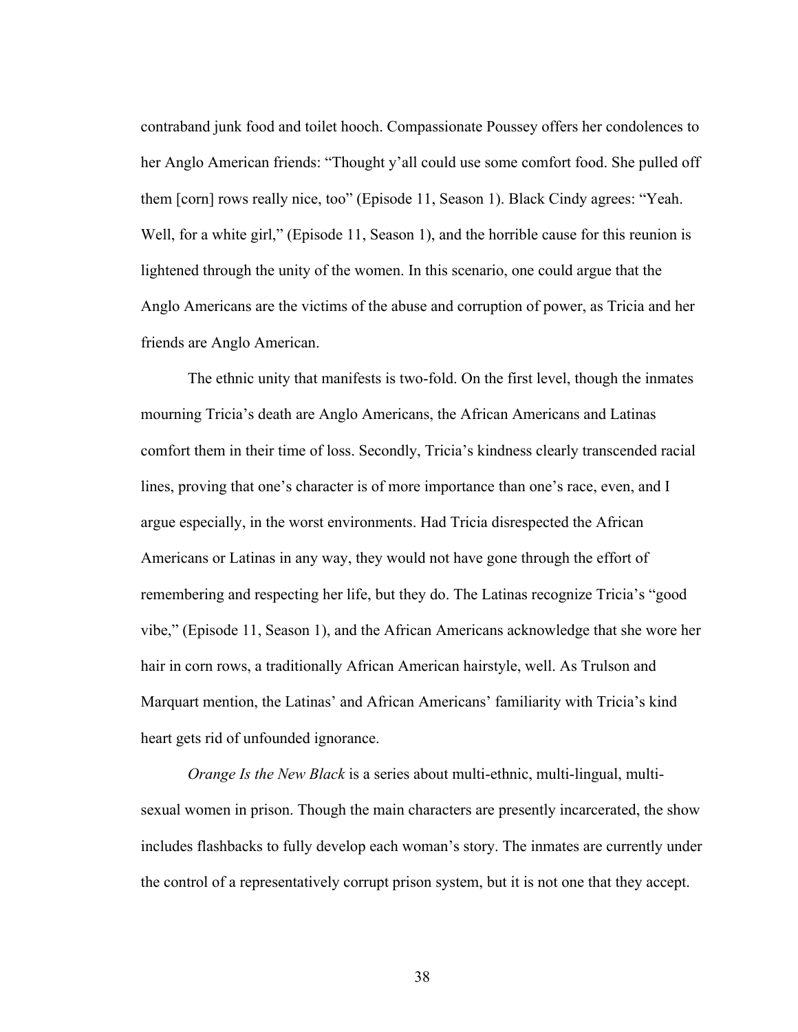contraband junk food and toilet hooch. Compassionate Poussey offers her condolences to her Anglo American friends: "Thought y'all could use some comfort food. She pulled off them [corn] rows really nice, too" (Episode 11, Season 1). Black Cindy agrees: "Yeah. Well, for a white girl," (Episode 11, Season 1), and the horrible cause for this reunion is lightened through the unity of the women. In this scenario, one could argue that the Anglo Americans are the victims of the abuse and corruption of power, as Tricia and her friends are Anglo American.

The ethnic unity that manifests is two-fold. On the first level, though the inmates mourning Tricia's death are Anglo Americans, the African Americans and Latinas comfort them in their time of loss. Secondly, Tricia's kindness clearly transcended racial lines, proving that one's character is of more importance than one's race, even, and I argue especially, in the worst environments. Had Tricia disrespected the African Americans or Latinas in any way, they would not have gone through the effort of remembering and respecting her life, but they do. The Latinas recognize Tricia's "good vibe," (Episode 11, Season 1), and the African Americans acknowledge that she wore her hair in corn rows, a traditionally African American hairstyle, well. As Trulson and Marquart mention, the Latinas' and African Americans' familiarity with Tricia's kind heart gets rid of unfounded ignorance.

*Orange Is the New Black* is a series about multi-ethnic, multi-lingual, multi-sexual women in prison. Though the main characters are presently incarcerated, the show includes flashbacks to fully develop each woman's story. The inmates are currently under the control of a representatively corrupt prison system, but it is not one that they accept.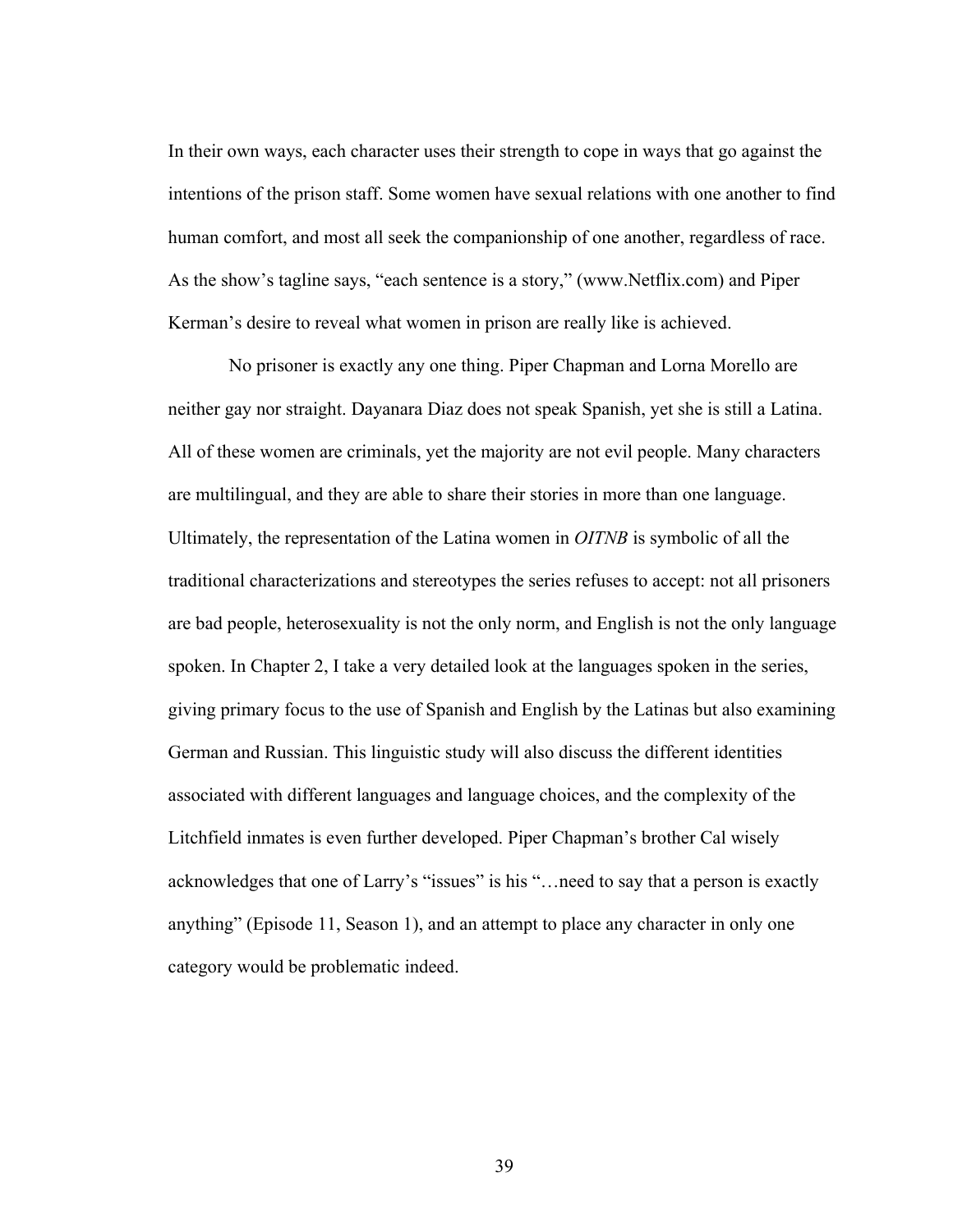In their own ways, each character uses their strength to cope in ways that go against the intentions of the prison staff. Some women have sexual relations with one another to find human comfort, and most all seek the companionship of one another, regardless of race. As the show's tagline says, "each sentence is a story," (www.Netflix.com) and Piper Kerman's desire to reveal what women in prison are really like is achieved.

No prisoner is exactly any one thing. Piper Chapman and Lorna Morello are neither gay nor straight. Dayanara Diaz does not speak Spanish, yet she is still a Latina. All of these women are criminals, yet the majority are not evil people. Many characters are multilingual, and they are able to share their stories in more than one language. Ultimately, the representation of the Latina women in *OITNB* is symbolic of all the traditional characterizations and stereotypes the series refuses to accept: not all prisoners are bad people, heterosexuality is not the only norm, and English is not the only language spoken. In Chapter 2, I take a very detailed look at the languages spoken in the series, giving primary focus to the use of Spanish and English by the Latinas but also examining German and Russian. This linguistic study will also discuss the different identities associated with different languages and language choices, and the complexity of the Litchfield inmates is even further developed. Piper Chapman's brother Cal wisely acknowledges that one of Larry's "issues" is his "…need to say that a person is exactly anything" (Episode 11, Season 1), and an attempt to place any character in only one category would be problematic indeed.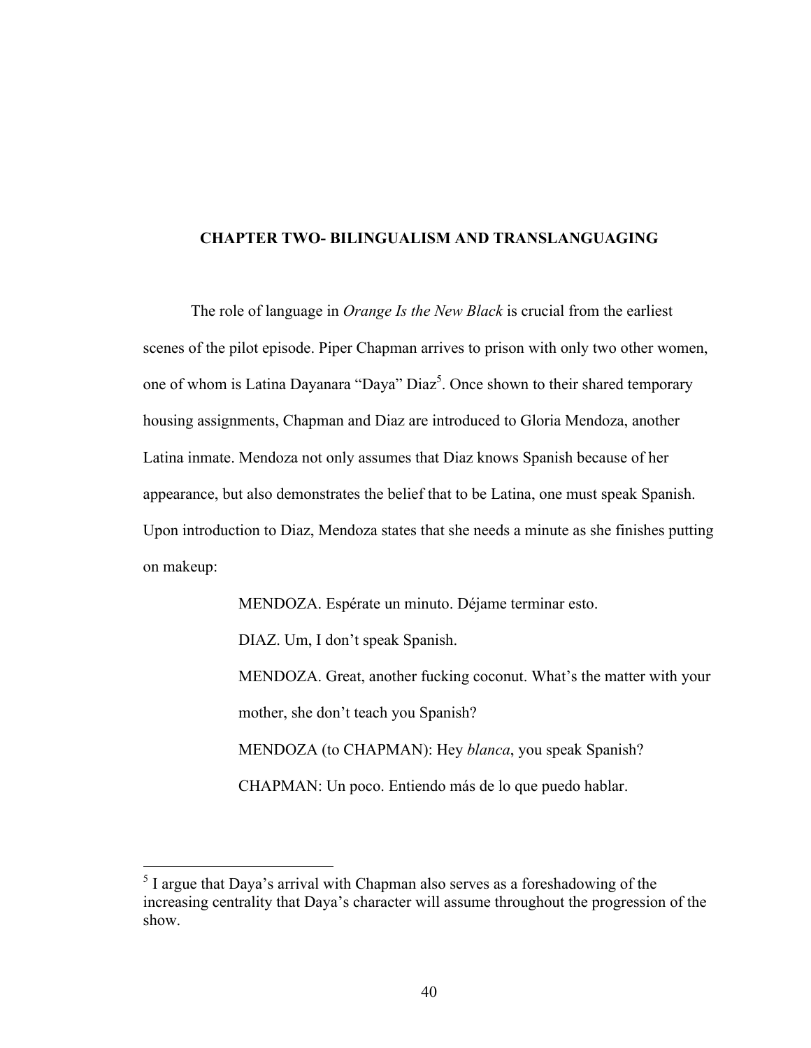# CHAPTER TWO- BILINGUALISM AND TRANSLANGUAGING

The role of language in *Orange Is the New Black* is crucial from the earliest scenes of the pilot episode. Piper Chapman arrives to prison with only two other women, one of whom is Latina Dayanara "Daya" Diaz[5]. Once shown to their shared temporary housing assignments, Chapman and Diaz are introduced to Gloria Mendoza, another Latina inmate. Mendoza not only assumes that Diaz knows Spanish because of her appearance, but also demonstrates the belief that to be Latina, one must speak Spanish. Upon introduction to Diaz, Mendoza states that she needs a minute as she finishes putting on makeup:

> MENDOZA. Espérate un minuto. Déjame terminar esto.
>
> DIAZ. Um, I don't speak Spanish.
>
> MENDOZA. Great, another fucking coconut. What's the matter with your mother, she don't teach you Spanish?
>
> MENDOZA (to CHAPMAN): Hey *blanca*, you speak Spanish?
>
> CHAPMAN: Un poco. Entiendo más de lo que puedo hablar.

---

[5] I argue that Daya's arrival with Chapman also serves as a foreshadowing of the increasing centrality that Daya's character will assume throughout the progression of the show.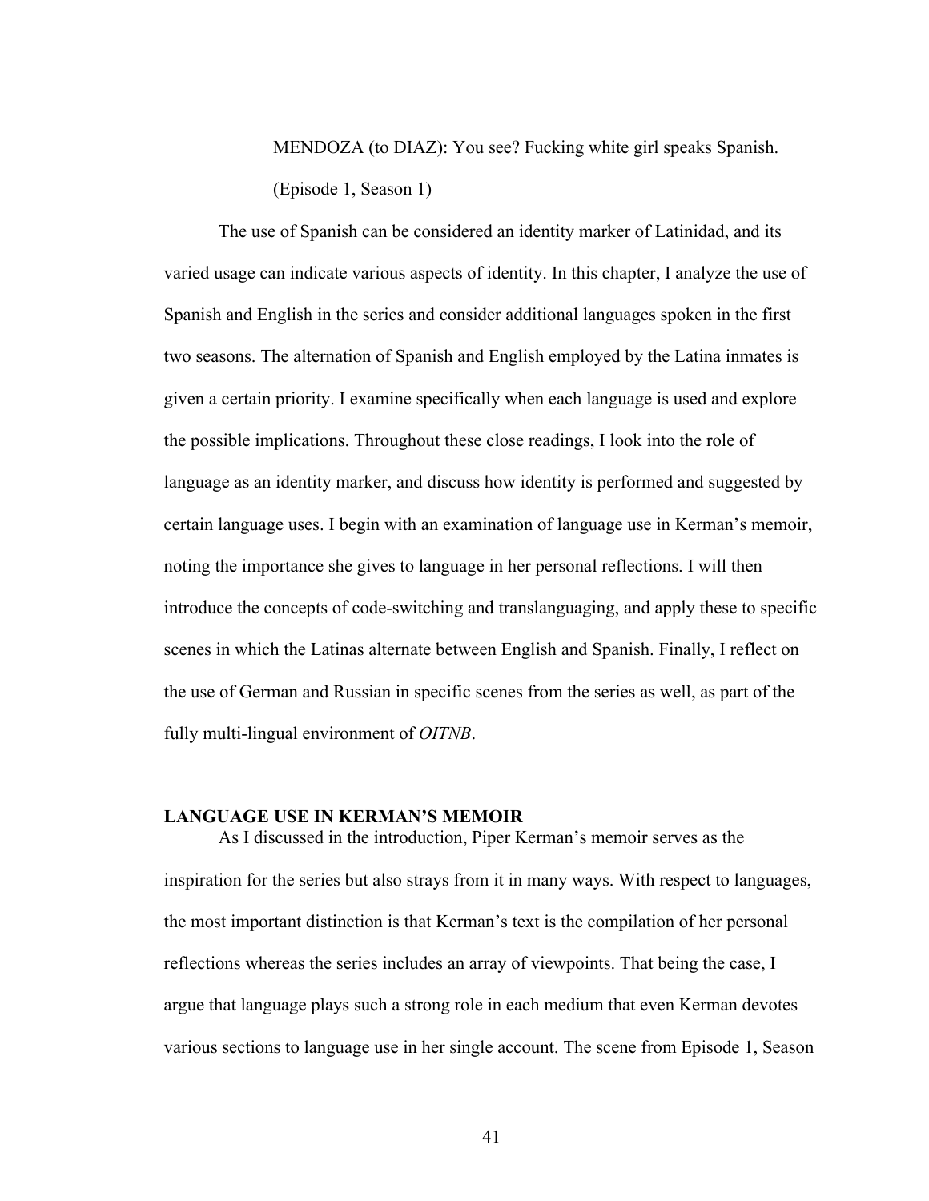MENDOZA (to DIAZ): You see? Fucking white girl speaks Spanish.

(Episode 1, Season 1)

The use of Spanish can be considered an identity marker of Latinidad, and its varied usage can indicate various aspects of identity. In this chapter, I analyze the use of Spanish and English in the series and consider additional languages spoken in the first two seasons. The alternation of Spanish and English employed by the Latina inmates is given a certain priority. I examine specifically when each language is used and explore the possible implications. Throughout these close readings, I look into the role of language as an identity marker, and discuss how identity is performed and suggested by certain language uses. I begin with an examination of language use in Kerman's memoir, noting the importance she gives to language in her personal reflections. I will then introduce the concepts of code-switching and translanguaging, and apply these to specific scenes in which the Latinas alternate between English and Spanish. Finally, I reflect on the use of German and Russian in specific scenes from the series as well, as part of the fully multi-lingual environment of *OITNB*.

## LANGUAGE USE IN KERMAN'S MEMOIR

As I discussed in the introduction, Piper Kerman's memoir serves as the inspiration for the series but also strays from it in many ways. With respect to languages, the most important distinction is that Kerman's text is the compilation of her personal reflections whereas the series includes an array of viewpoints. That being the case, I argue that language plays such a strong role in each medium that even Kerman devotes various sections to language use in her single account. The scene from Episode 1, Season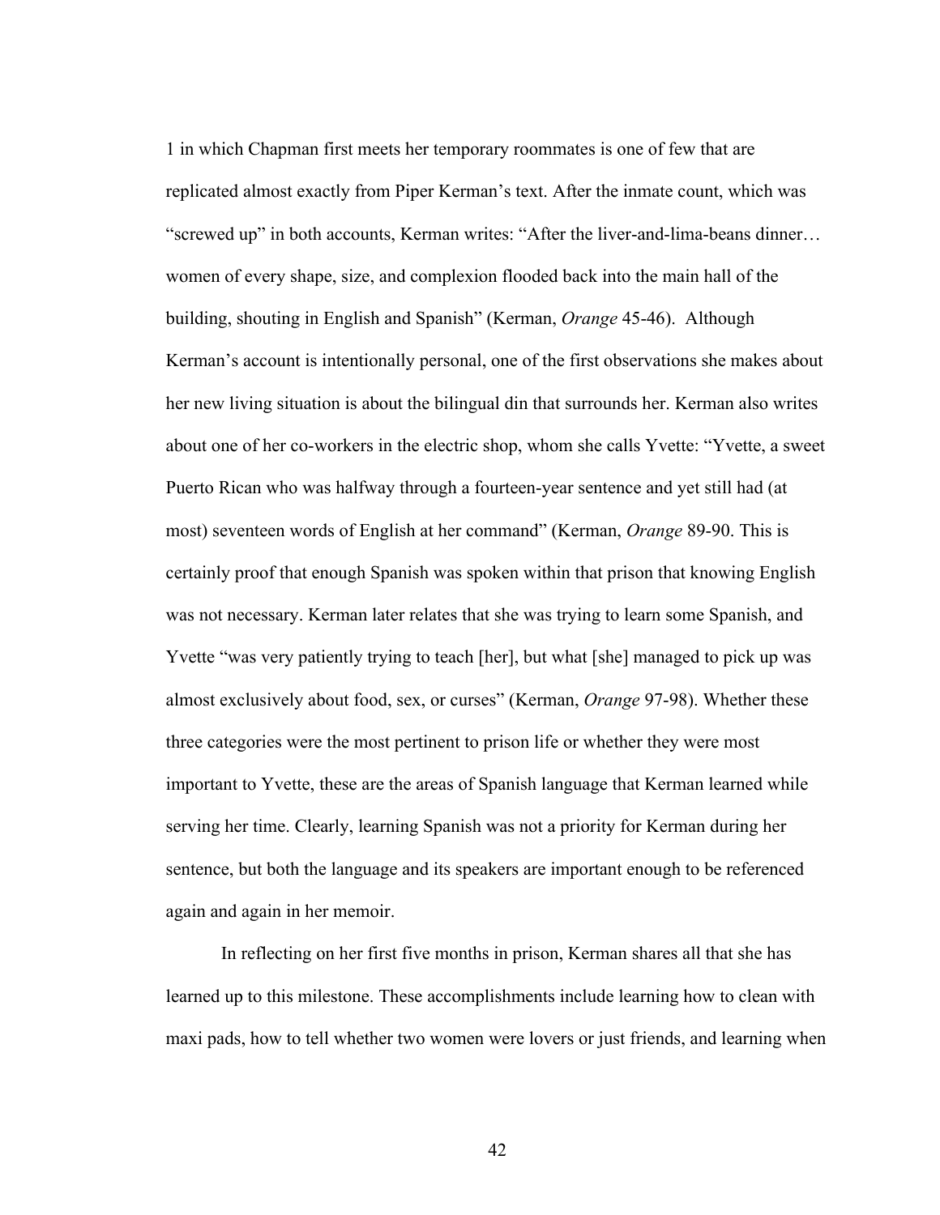1 in which Chapman first meets her temporary roommates is one of few that are replicated almost exactly from Piper Kerman's text. After the inmate count, which was "screwed up" in both accounts, Kerman writes: "After the liver-and-lima-beans dinner… women of every shape, size, and complexion flooded back into the main hall of the building, shouting in English and Spanish" (Kerman, *Orange* 45-46). Although Kerman's account is intentionally personal, one of the first observations she makes about her new living situation is about the bilingual din that surrounds her. Kerman also writes about one of her co-workers in the electric shop, whom she calls Yvette: "Yvette, a sweet Puerto Rican who was halfway through a fourteen-year sentence and yet still had (at most) seventeen words of English at her command" (Kerman, *Orange* 89-90. This is certainly proof that enough Spanish was spoken within that prison that knowing English was not necessary. Kerman later relates that she was trying to learn some Spanish, and Yvette "was very patiently trying to teach [her], but what [she] managed to pick up was almost exclusively about food, sex, or curses" (Kerman, *Orange* 97-98). Whether these three categories were the most pertinent to prison life or whether they were most important to Yvette, these are the areas of Spanish language that Kerman learned while serving her time. Clearly, learning Spanish was not a priority for Kerman during her sentence, but both the language and its speakers are important enough to be referenced again and again in her memoir.

In reflecting on her first five months in prison, Kerman shares all that she has learned up to this milestone. These accomplishments include learning how to clean with maxi pads, how to tell whether two women were lovers or just friends, and learning when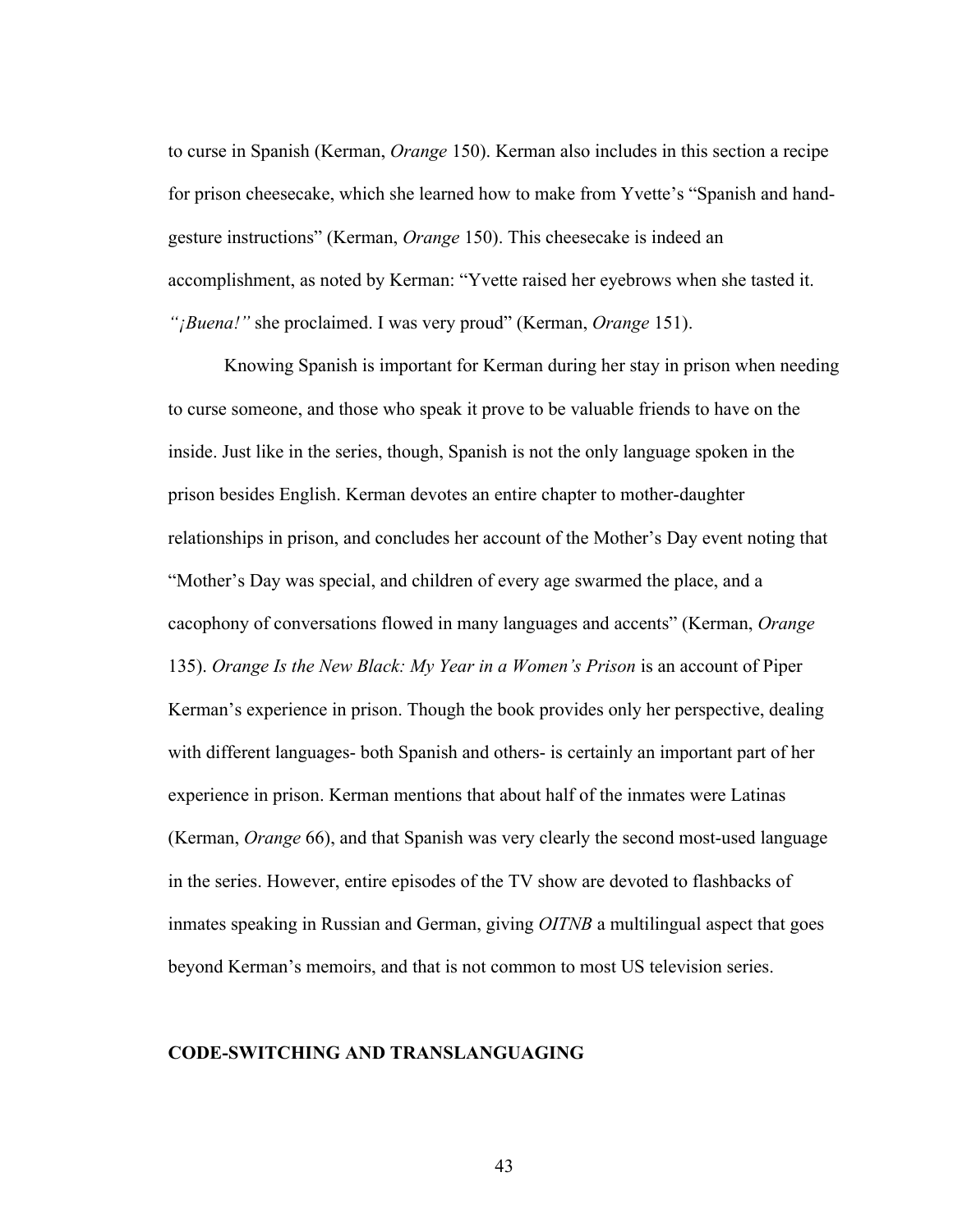to curse in Spanish (Kerman, *Orange* 150). Kerman also includes in this section a recipe for prison cheesecake, which she learned how to make from Yvette's "Spanish and hand-gesture instructions" (Kerman, *Orange* 150). This cheesecake is indeed an accomplishment, as noted by Kerman: "Yvette raised her eyebrows when she tasted it. *"¡Buena!"* she proclaimed. I was very proud" (Kerman, *Orange* 151).

Knowing Spanish is important for Kerman during her stay in prison when needing to curse someone, and those who speak it prove to be valuable friends to have on the inside. Just like in the series, though, Spanish is not the only language spoken in the prison besides English. Kerman devotes an entire chapter to mother-daughter relationships in prison, and concludes her account of the Mother's Day event noting that "Mother's Day was special, and children of every age swarmed the place, and a cacophony of conversations flowed in many languages and accents" (Kerman, *Orange* 135). *Orange Is the New Black: My Year in a Women's Prison* is an account of Piper Kerman's experience in prison. Though the book provides only her perspective, dealing with different languages- both Spanish and others- is certainly an important part of her experience in prison. Kerman mentions that about half of the inmates were Latinas (Kerman, *Orange* 66), and that Spanish was very clearly the second most-used language in the series. However, entire episodes of the TV show are devoted to flashbacks of inmates speaking in Russian and German, giving *OITNB* a multilingual aspect that goes beyond Kerman's memoirs, and that is not common to most US television series.

## CODE-SWITCHING AND TRANSLANGUAGING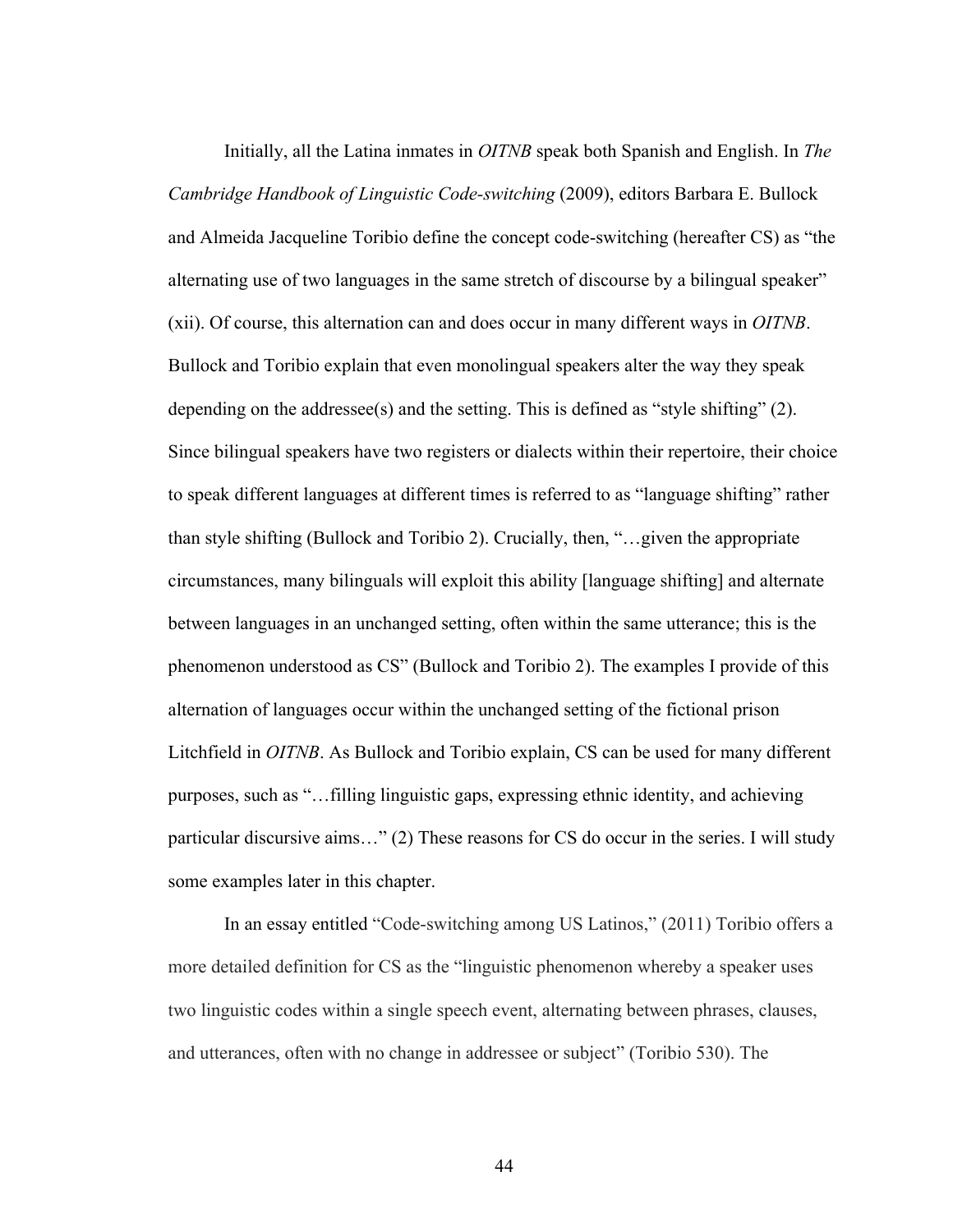Initially, all the Latina inmates in *OITNB* speak both Spanish and English. In *The Cambridge Handbook of Linguistic Code-switching* (2009), editors Barbara E. Bullock and Almeida Jacqueline Toribio define the concept code-switching (hereafter CS) as "the alternating use of two languages in the same stretch of discourse by a bilingual speaker" (xii). Of course, this alternation can and does occur in many different ways in *OITNB*. Bullock and Toribio explain that even monolingual speakers alter the way they speak depending on the addressee(s) and the setting. This is defined as "style shifting" (2). Since bilingual speakers have two registers or dialects within their repertoire, their choice to speak different languages at different times is referred to as "language shifting" rather than style shifting (Bullock and Toribio 2). Crucially, then, "…given the appropriate circumstances, many bilinguals will exploit this ability [language shifting] and alternate between languages in an unchanged setting, often within the same utterance; this is the phenomenon understood as CS" (Bullock and Toribio 2). The examples I provide of this alternation of languages occur within the unchanged setting of the fictional prison Litchfield in *OITNB*. As Bullock and Toribio explain, CS can be used for many different purposes, such as "…filling linguistic gaps, expressing ethnic identity, and achieving particular discursive aims…" (2) These reasons for CS do occur in the series. I will study some examples later in this chapter.

In an essay entitled "Code-switching among US Latinos," (2011) Toribio offers a more detailed definition for CS as the "linguistic phenomenon whereby a speaker uses two linguistic codes within a single speech event, alternating between phrases, clauses, and utterances, often with no change in addressee or subject" (Toribio 530). The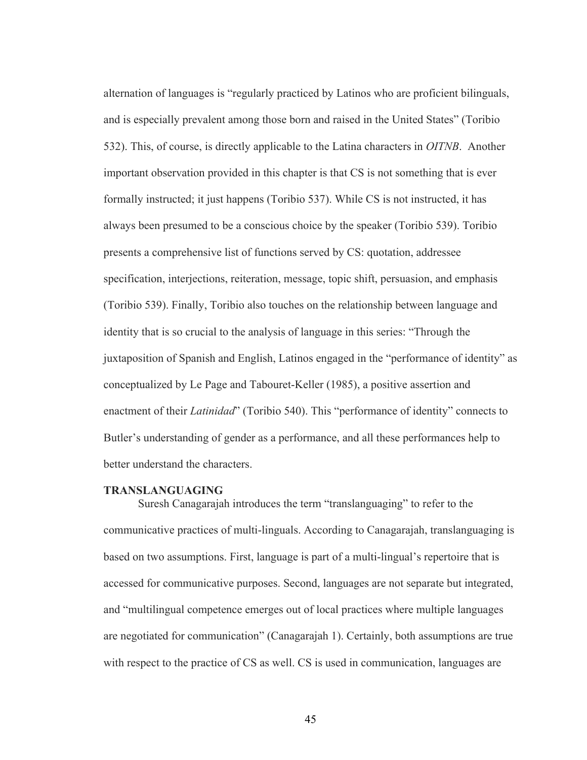alternation of languages is "regularly practiced by Latinos who are proficient bilinguals, and is especially prevalent among those born and raised in the United States" (Toribio 532). This, of course, is directly applicable to the Latina characters in *OITNB*. Another important observation provided in this chapter is that CS is not something that is ever formally instructed; it just happens (Toribio 537). While CS is not instructed, it has always been presumed to be a conscious choice by the speaker (Toribio 539). Toribio presents a comprehensive list of functions served by CS: quotation, addressee specification, interjections, reiteration, message, topic shift, persuasion, and emphasis (Toribio 539). Finally, Toribio also touches on the relationship between language and identity that is so crucial to the analysis of language in this series: "Through the juxtaposition of Spanish and English, Latinos engaged in the "performance of identity" as conceptualized by Le Page and Tabouret-Keller (1985), a positive assertion and enactment of their *Latinidad*" (Toribio 540). This "performance of identity" connects to Butler's understanding of gender as a performance, and all these performances help to better understand the characters.

**TRANSLANGUAGING**

Suresh Canagarajah introduces the term "translanguaging" to refer to the communicative practices of multi-linguals. According to Canagarajah, translanguaging is based on two assumptions. First, language is part of a multi-lingual's repertoire that is accessed for communicative purposes. Second, languages are not separate but integrated, and "multilingual competence emerges out of local practices where multiple languages are negotiated for communication" (Canagarajah 1). Certainly, both assumptions are true with respect to the practice of CS as well. CS is used in communication, languages are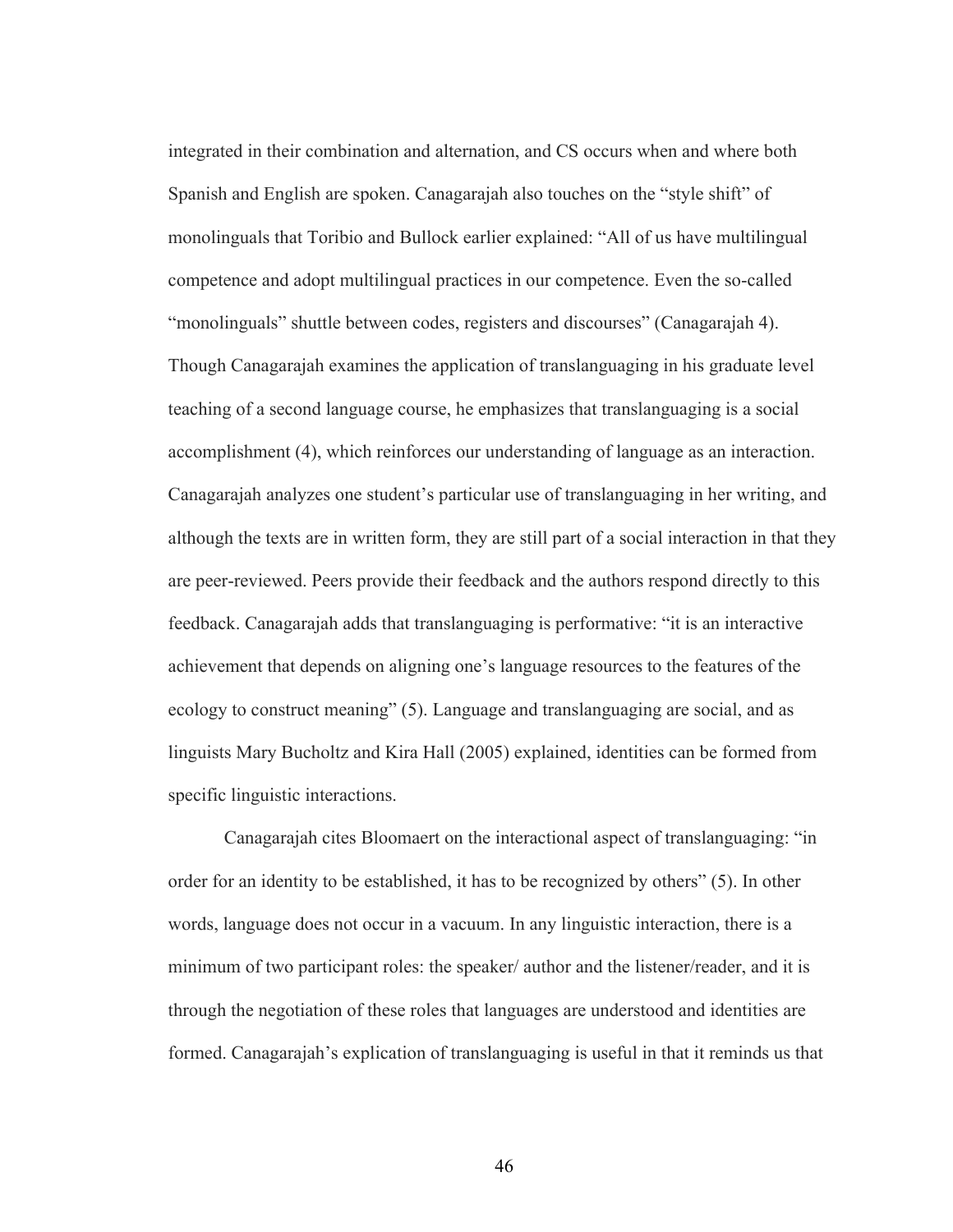integrated in their combination and alternation, and CS occurs when and where both Spanish and English are spoken. Canagarajah also touches on the "style shift" of monolinguals that Toribio and Bullock earlier explained: "All of us have multilingual competence and adopt multilingual practices in our competence. Even the so-called "monolinguals" shuttle between codes, registers and discourses" (Canagarajah 4). Though Canagarajah examines the application of translanguaging in his graduate level teaching of a second language course, he emphasizes that translanguaging is a social accomplishment (4), which reinforces our understanding of language as an interaction. Canagarajah analyzes one student's particular use of translanguaging in her writing, and although the texts are in written form, they are still part of a social interaction in that they are peer-reviewed. Peers provide their feedback and the authors respond directly to this feedback. Canagarajah adds that translanguaging is performative: "it is an interactive achievement that depends on aligning one's language resources to the features of the ecology to construct meaning" (5). Language and translanguaging are social, and as linguists Mary Bucholtz and Kira Hall (2005) explained, identities can be formed from specific linguistic interactions.

Canagarajah cites Bloomaert on the interactional aspect of translanguaging: "in order for an identity to be established, it has to be recognized by others" (5). In other words, language does not occur in a vacuum. In any linguistic interaction, there is a minimum of two participant roles: the speaker/ author and the listener/reader, and it is through the negotiation of these roles that languages are understood and identities are formed. Canagarajah's explication of translanguaging is useful in that it reminds us that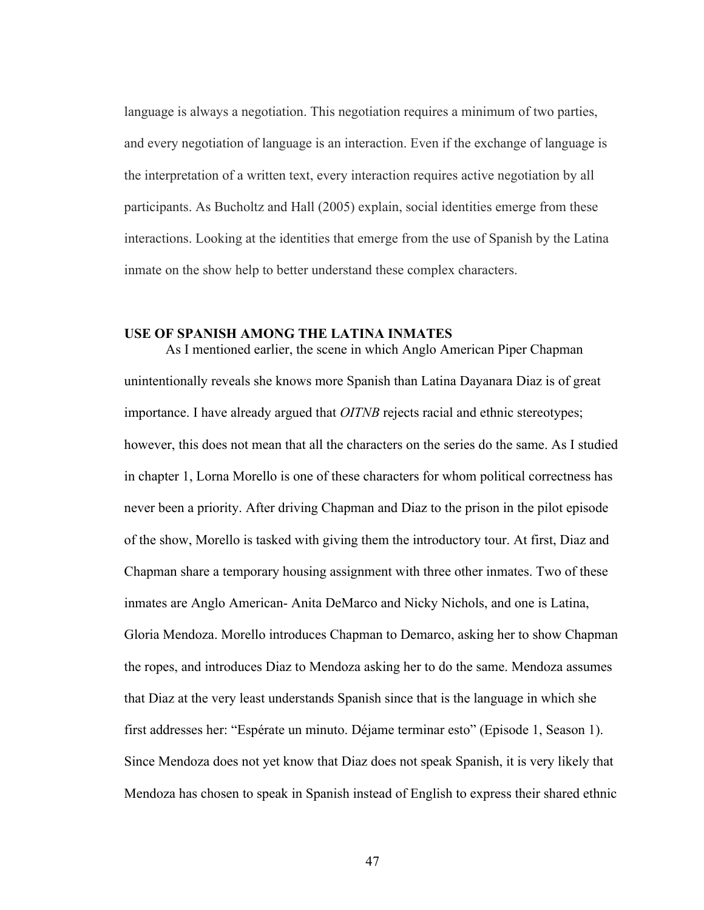language is always a negotiation. This negotiation requires a minimum of two parties, and every negotiation of language is an interaction. Even if the exchange of language is the interpretation of a written text, every interaction requires active negotiation by all participants. As Bucholtz and Hall (2005) explain, social identities emerge from these interactions. Looking at the identities that emerge from the use of Spanish by the Latina inmate on the show help to better understand these complex characters.

## USE OF SPANISH AMONG THE LATINA INMATES

As I mentioned earlier, the scene in which Anglo American Piper Chapman unintentionally reveals she knows more Spanish than Latina Dayanara Diaz is of great importance. I have already argued that *OITNB* rejects racial and ethnic stereotypes; however, this does not mean that all the characters on the series do the same. As I studied in chapter 1, Lorna Morello is one of these characters for whom political correctness has never been a priority. After driving Chapman and Diaz to the prison in the pilot episode of the show, Morello is tasked with giving them the introductory tour. At first, Diaz and Chapman share a temporary housing assignment with three other inmates. Two of these inmates are Anglo American- Anita DeMarco and Nicky Nichols, and one is Latina, Gloria Mendoza. Morello introduces Chapman to Demarco, asking her to show Chapman the ropes, and introduces Diaz to Mendoza asking her to do the same. Mendoza assumes that Diaz at the very least understands Spanish since that is the language in which she first addresses her: "Espérate un minuto. Déjame terminar esto" (Episode 1, Season 1). Since Mendoza does not yet know that Diaz does not speak Spanish, it is very likely that Mendoza has chosen to speak in Spanish instead of English to express their shared ethnic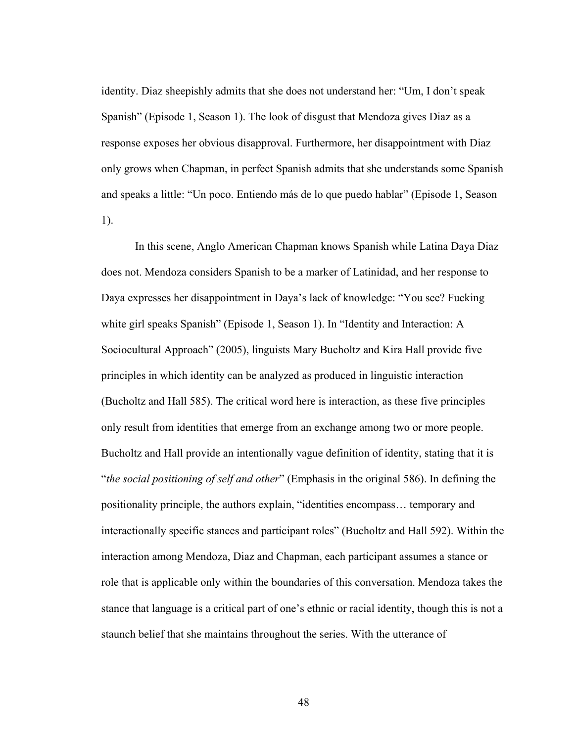identity. Diaz sheepishly admits that she does not understand her: “Um, I don’t speak Spanish” (Episode 1, Season 1). The look of disgust that Mendoza gives Diaz as a response exposes her obvious disapproval. Furthermore, her disappointment with Diaz only grows when Chapman, in perfect Spanish admits that she understands some Spanish and speaks a little: “Un poco. Entiendo más de lo que puedo hablar” (Episode 1, Season 1).

In this scene, Anglo American Chapman knows Spanish while Latina Daya Diaz does not. Mendoza considers Spanish to be a marker of Latinidad, and her response to Daya expresses her disappointment in Daya’s lack of knowledge: “You see? Fucking white girl speaks Spanish” (Episode 1, Season 1). In “Identity and Interaction: A Sociocultural Approach” (2005), linguists Mary Bucholtz and Kira Hall provide five principles in which identity can be analyzed as produced in linguistic interaction (Bucholtz and Hall 585). The critical word here is interaction, as these five principles only result from identities that emerge from an exchange among two or more people. Bucholtz and Hall provide an intentionally vague definition of identity, stating that it is “*the social positioning of self and other*” (Emphasis in the original 586). In defining the positionality principle, the authors explain, “identities encompass… temporary and interactionally specific stances and participant roles” (Bucholtz and Hall 592). Within the interaction among Mendoza, Diaz and Chapman, each participant assumes a stance or role that is applicable only within the boundaries of this conversation. Mendoza takes the stance that language is a critical part of one’s ethnic or racial identity, though this is not a staunch belief that she maintains throughout the series. With the utterance of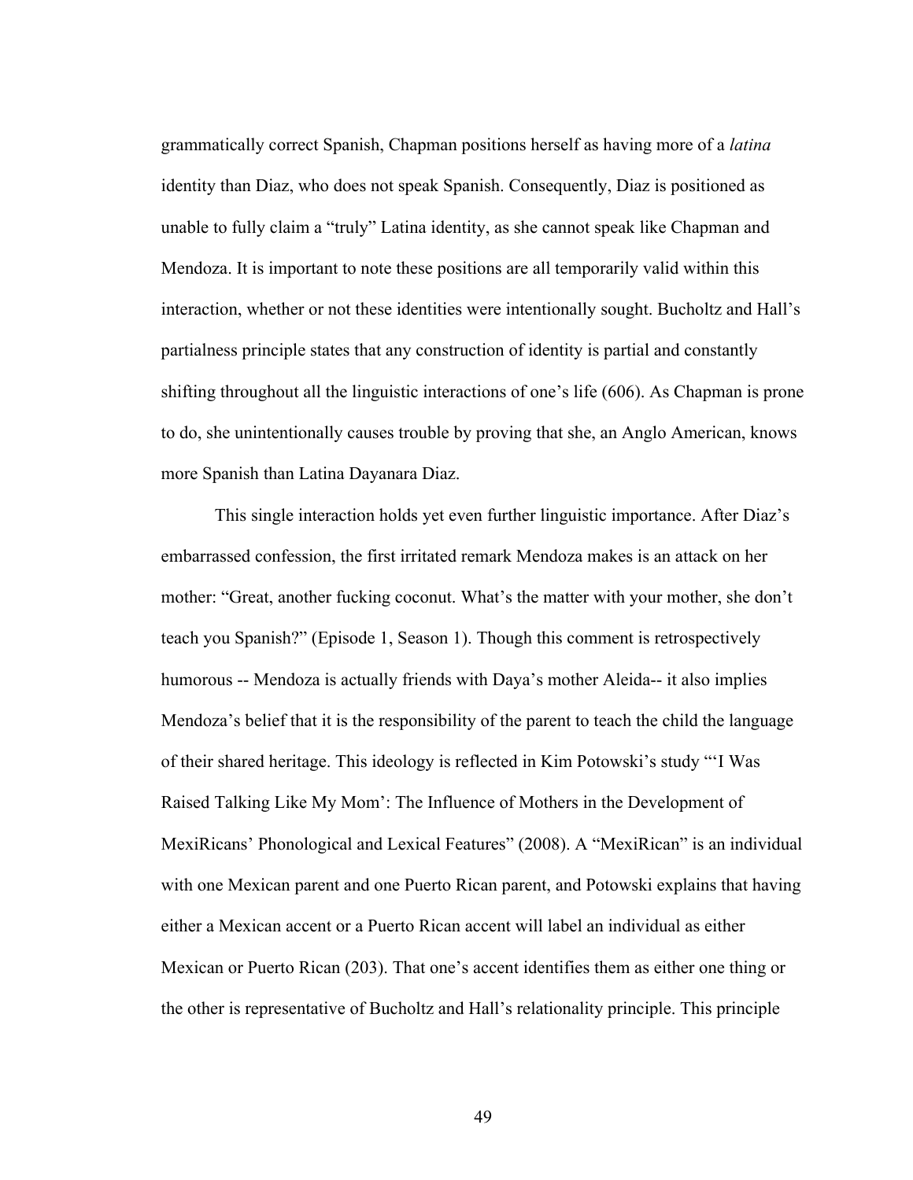grammatically correct Spanish, Chapman positions herself as having more of a *latina* identity than Diaz, who does not speak Spanish. Consequently, Diaz is positioned as unable to fully claim a "truly" Latina identity, as she cannot speak like Chapman and Mendoza. It is important to note these positions are all temporarily valid within this interaction, whether or not these identities were intentionally sought. Bucholtz and Hall's partialness principle states that any construction of identity is partial and constantly shifting throughout all the linguistic interactions of one's life (606). As Chapman is prone to do, she unintentionally causes trouble by proving that she, an Anglo American, knows more Spanish than Latina Dayanara Diaz.

This single interaction holds yet even further linguistic importance. After Diaz's embarrassed confession, the first irritated remark Mendoza makes is an attack on her mother: "Great, another fucking coconut. What's the matter with your mother, she don't teach you Spanish?" (Episode 1, Season 1). Though this comment is retrospectively humorous -- Mendoza is actually friends with Daya's mother Aleida-- it also implies Mendoza's belief that it is the responsibility of the parent to teach the child the language of their shared heritage. This ideology is reflected in Kim Potowski's study "'I Was Raised Talking Like My Mom': The Influence of Mothers in the Development of MexiRicans' Phonological and Lexical Features" (2008). A "MexiRican" is an individual with one Mexican parent and one Puerto Rican parent, and Potowski explains that having either a Mexican accent or a Puerto Rican accent will label an individual as either Mexican or Puerto Rican (203). That one's accent identifies them as either one thing or the other is representative of Bucholtz and Hall's relationality principle. This principle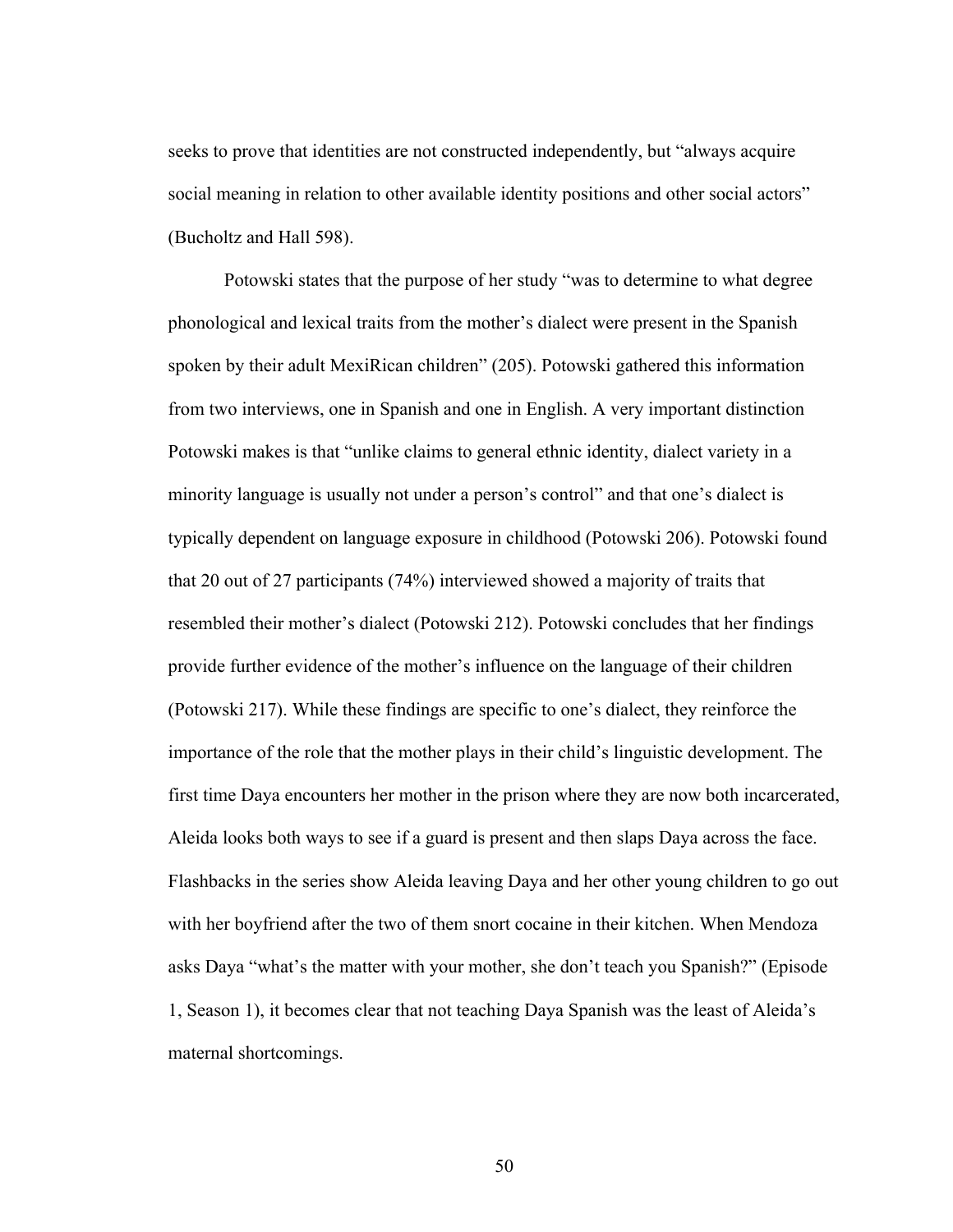seeks to prove that identities are not constructed independently, but "always acquire social meaning in relation to other available identity positions and other social actors" (Bucholtz and Hall 598).

Potowski states that the purpose of her study "was to determine to what degree phonological and lexical traits from the mother's dialect were present in the Spanish spoken by their adult MexiRican children" (205). Potowski gathered this information from two interviews, one in Spanish and one in English. A very important distinction Potowski makes is that "unlike claims to general ethnic identity, dialect variety in a minority language is usually not under a person's control" and that one's dialect is typically dependent on language exposure in childhood (Potowski 206). Potowski found that 20 out of 27 participants (74%) interviewed showed a majority of traits that resembled their mother's dialect (Potowski 212). Potowski concludes that her findings provide further evidence of the mother's influence on the language of their children (Potowski 217). While these findings are specific to one's dialect, they reinforce the importance of the role that the mother plays in their child's linguistic development. The first time Daya encounters her mother in the prison where they are now both incarcerated, Aleida looks both ways to see if a guard is present and then slaps Daya across the face. Flashbacks in the series show Aleida leaving Daya and her other young children to go out with her boyfriend after the two of them snort cocaine in their kitchen. When Mendoza asks Daya "what's the matter with your mother, she don't teach you Spanish?" (Episode 1, Season 1), it becomes clear that not teaching Daya Spanish was the least of Aleida's maternal shortcomings.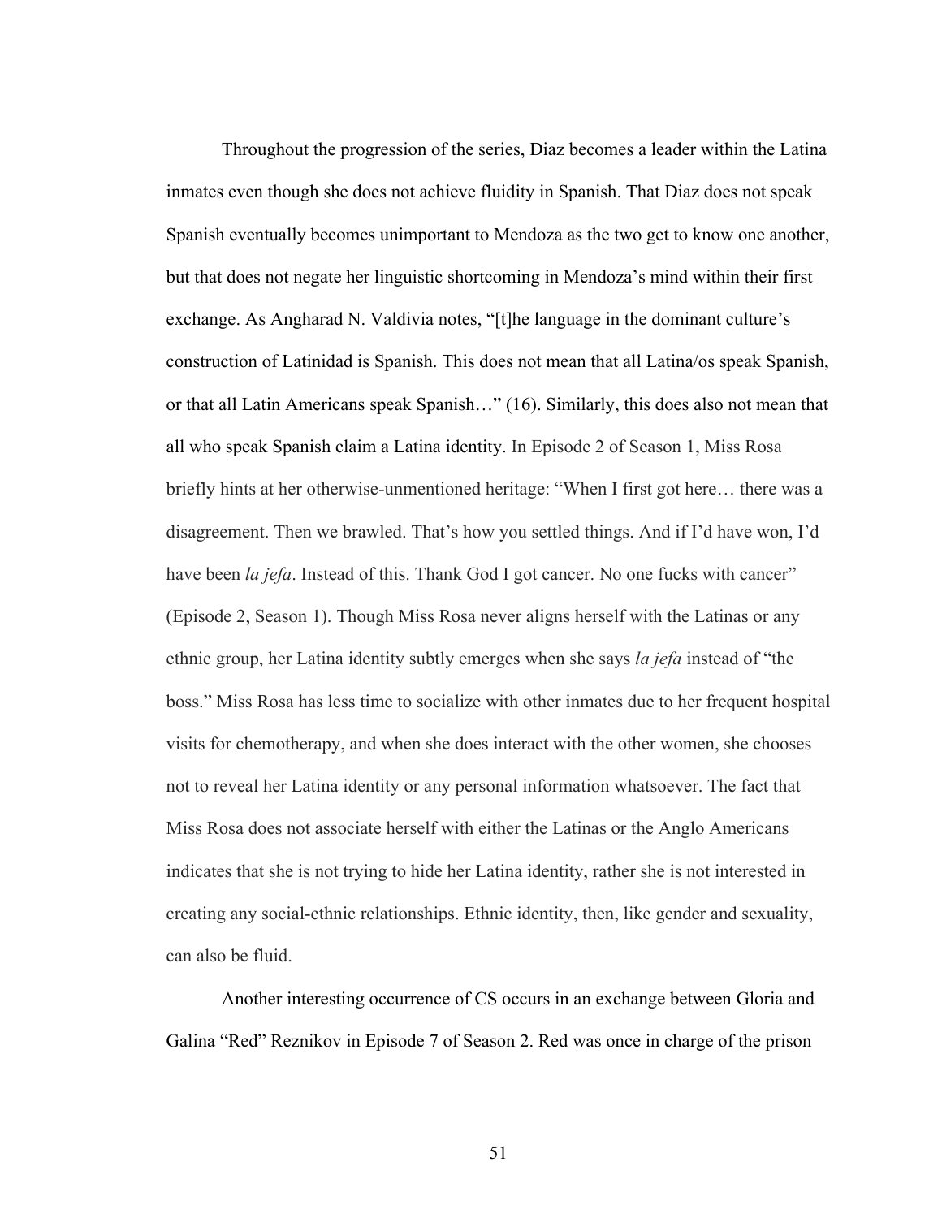Throughout the progression of the series, Diaz becomes a leader within the Latina inmates even though she does not achieve fluidity in Spanish. That Diaz does not speak Spanish eventually becomes unimportant to Mendoza as the two get to know one another, but that does not negate her linguistic shortcoming in Mendoza's mind within their first exchange. As Angharad N. Valdivia notes, "[t]he language in the dominant culture's construction of Latinidad is Spanish. This does not mean that all Latina/os speak Spanish, or that all Latin Americans speak Spanish…" (16). Similarly, this does also not mean that all who speak Spanish claim a Latina identity. In Episode 2 of Season 1, Miss Rosa briefly hints at her otherwise-unmentioned heritage: "When I first got here… there was a disagreement. Then we brawled. That's how you settled things. And if I'd have won, I'd have been *la jefa*. Instead of this. Thank God I got cancer. No one fucks with cancer" (Episode 2, Season 1). Though Miss Rosa never aligns herself with the Latinas or any ethnic group, her Latina identity subtly emerges when she says *la jefa* instead of "the boss." Miss Rosa has less time to socialize with other inmates due to her frequent hospital visits for chemotherapy, and when she does interact with the other women, she chooses not to reveal her Latina identity or any personal information whatsoever. The fact that Miss Rosa does not associate herself with either the Latinas or the Anglo Americans indicates that she is not trying to hide her Latina identity, rather she is not interested in creating any social-ethnic relationships. Ethnic identity, then, like gender and sexuality, can also be fluid.

Another interesting occurrence of CS occurs in an exchange between Gloria and Galina "Red" Reznikov in Episode 7 of Season 2. Red was once in charge of the prison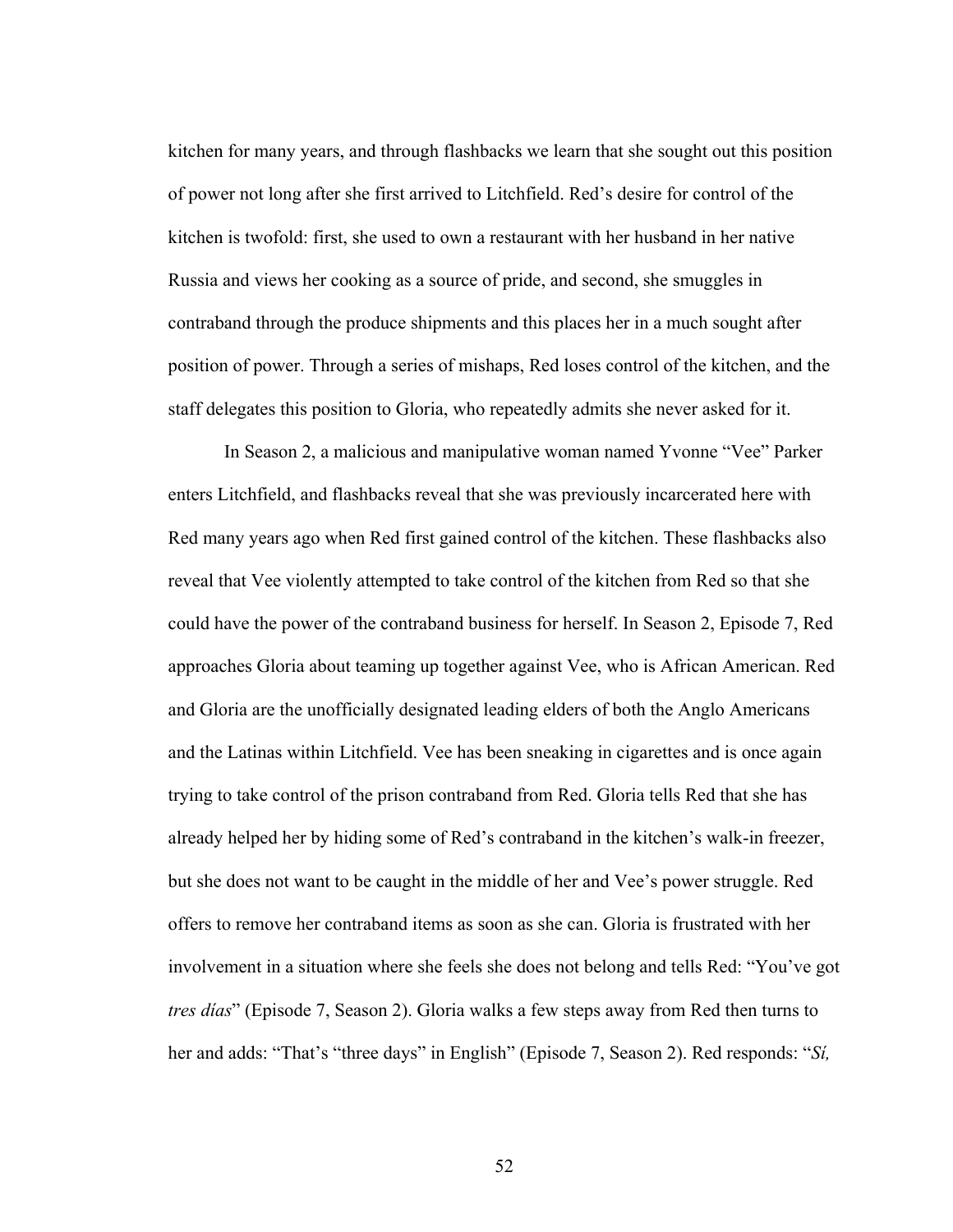kitchen for many years, and through flashbacks we learn that she sought out this position of power not long after she first arrived to Litchfield. Red's desire for control of the kitchen is twofold: first, she used to own a restaurant with her husband in her native Russia and views her cooking as a source of pride, and second, she smuggles in contraband through the produce shipments and this places her in a much sought after position of power. Through a series of mishaps, Red loses control of the kitchen, and the staff delegates this position to Gloria, who repeatedly admits she never asked for it.

In Season 2, a malicious and manipulative woman named Yvonne "Vee" Parker enters Litchfield, and flashbacks reveal that she was previously incarcerated here with Red many years ago when Red first gained control of the kitchen. These flashbacks also reveal that Vee violently attempted to take control of the kitchen from Red so that she could have the power of the contraband business for herself. In Season 2, Episode 7, Red approaches Gloria about teaming up together against Vee, who is African American. Red and Gloria are the unofficially designated leading elders of both the Anglo Americans and the Latinas within Litchfield. Vee has been sneaking in cigarettes and is once again trying to take control of the prison contraband from Red. Gloria tells Red that she has already helped her by hiding some of Red's contraband in the kitchen's walk-in freezer, but she does not want to be caught in the middle of her and Vee's power struggle. Red offers to remove her contraband items as soon as she can. Gloria is frustrated with her involvement in a situation where she feels she does not belong and tells Red: "You've got *tres días*" (Episode 7, Season 2). Gloria walks a few steps away from Red then turns to her and adds: "That's "three days" in English" (Episode 7, Season 2). Red responds: "*Sí,*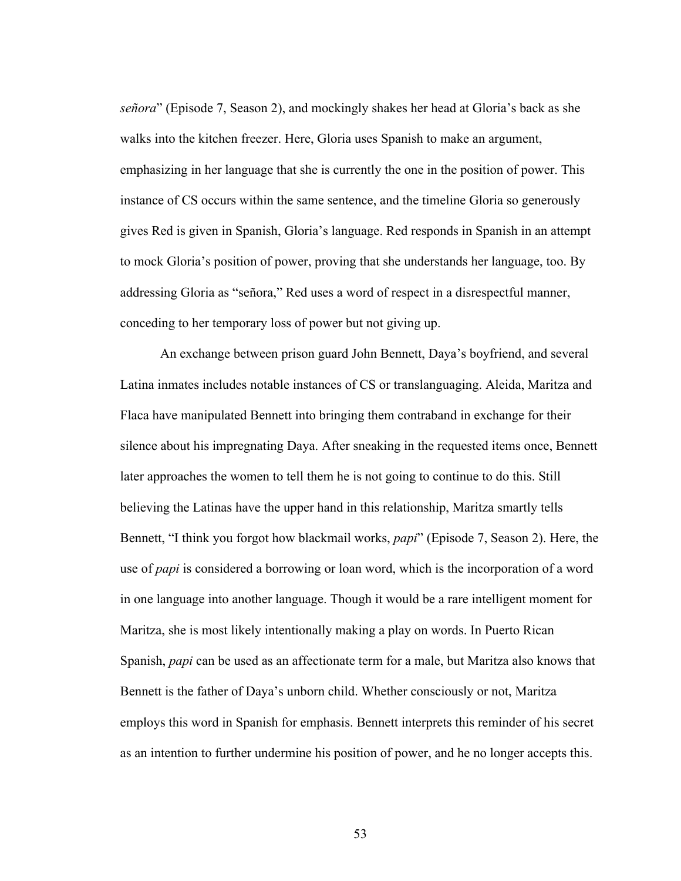*señora*" (Episode 7, Season 2), and mockingly shakes her head at Gloria's back as she walks into the kitchen freezer. Here, Gloria uses Spanish to make an argument, emphasizing in her language that she is currently the one in the position of power. This instance of CS occurs within the same sentence, and the timeline Gloria so generously gives Red is given in Spanish, Gloria's language. Red responds in Spanish in an attempt to mock Gloria's position of power, proving that she understands her language, too. By addressing Gloria as "señora," Red uses a word of respect in a disrespectful manner, conceding to her temporary loss of power but not giving up.

An exchange between prison guard John Bennett, Daya's boyfriend, and several Latina inmates includes notable instances of CS or translanguaging. Aleida, Maritza and Flaca have manipulated Bennett into bringing them contraband in exchange for their silence about his impregnating Daya. After sneaking in the requested items once, Bennett later approaches the women to tell them he is not going to continue to do this. Still believing the Latinas have the upper hand in this relationship, Maritza smartly tells Bennett, "I think you forgot how blackmail works, *papi*" (Episode 7, Season 2). Here, the use of *papi* is considered a borrowing or loan word, which is the incorporation of a word in one language into another language. Though it would be a rare intelligent moment for Maritza, she is most likely intentionally making a play on words. In Puerto Rican Spanish, *papi* can be used as an affectionate term for a male, but Maritza also knows that Bennett is the father of Daya's unborn child. Whether consciously or not, Maritza employs this word in Spanish for emphasis. Bennett interprets this reminder of his secret as an intention to further undermine his position of power, and he no longer accepts this.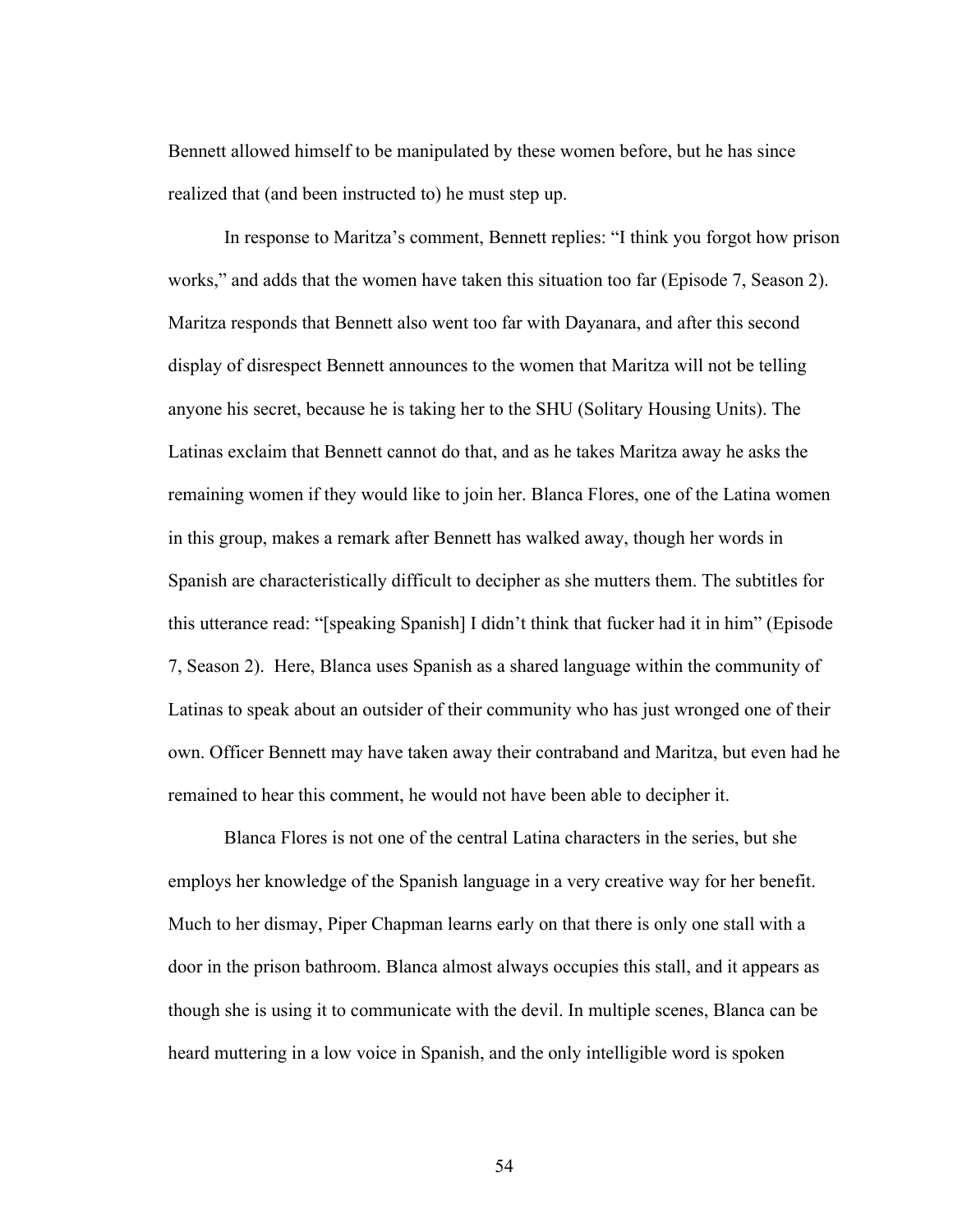Bennett allowed himself to be manipulated by these women before, but he has since realized that (and been instructed to) he must step up.

In response to Maritza's comment, Bennett replies: "I think you forgot how prison works," and adds that the women have taken this situation too far (Episode 7, Season 2). Maritza responds that Bennett also went too far with Dayanara, and after this second display of disrespect Bennett announces to the women that Maritza will not be telling anyone his secret, because he is taking her to the SHU (Solitary Housing Units). The Latinas exclaim that Bennett cannot do that, and as he takes Maritza away he asks the remaining women if they would like to join her. Blanca Flores, one of the Latina women in this group, makes a remark after Bennett has walked away, though her words in Spanish are characteristically difficult to decipher as she mutters them. The subtitles for this utterance read: "[speaking Spanish] I didn't think that fucker had it in him" (Episode 7, Season 2). Here, Blanca uses Spanish as a shared language within the community of Latinas to speak about an outsider of their community who has just wronged one of their own. Officer Bennett may have taken away their contraband and Maritza, but even had he remained to hear this comment, he would not have been able to decipher it.

Blanca Flores is not one of the central Latina characters in the series, but she employs her knowledge of the Spanish language in a very creative way for her benefit. Much to her dismay, Piper Chapman learns early on that there is only one stall with a door in the prison bathroom. Blanca almost always occupies this stall, and it appears as though she is using it to communicate with the devil. In multiple scenes, Blanca can be heard muttering in a low voice in Spanish, and the only intelligible word is spoken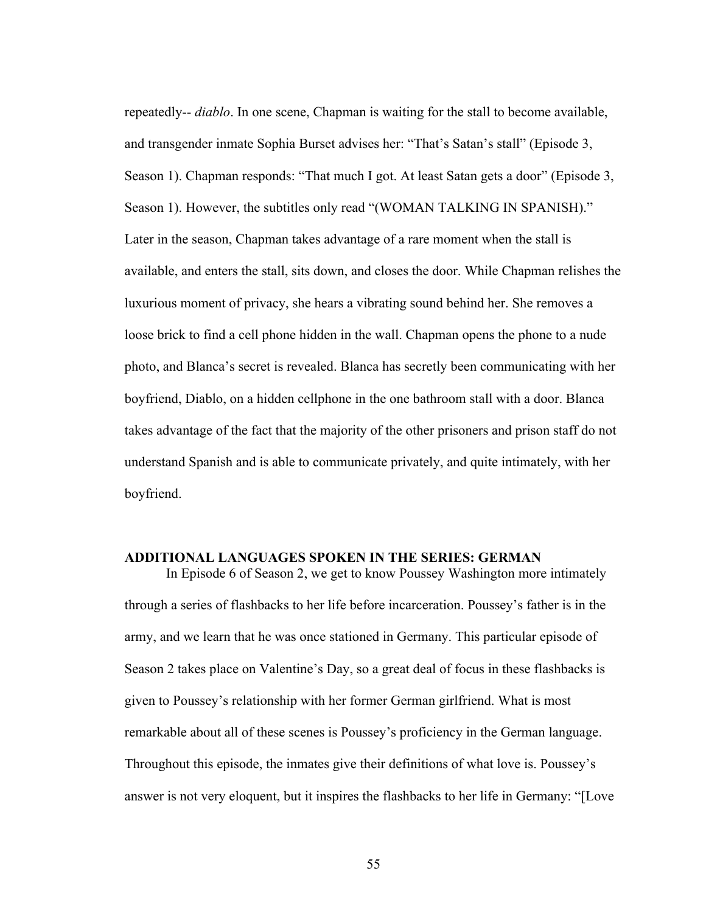repeatedly-- *diablo*. In one scene, Chapman is waiting for the stall to become available, and transgender inmate Sophia Burset advises her: "That's Satan's stall" (Episode 3, Season 1). Chapman responds: "That much I got. At least Satan gets a door" (Episode 3, Season 1). However, the subtitles only read "(WOMAN TALKING IN SPANISH)." Later in the season, Chapman takes advantage of a rare moment when the stall is available, and enters the stall, sits down, and closes the door. While Chapman relishes the luxurious moment of privacy, she hears a vibrating sound behind her. She removes a loose brick to find a cell phone hidden in the wall. Chapman opens the phone to a nude photo, and Blanca's secret is revealed. Blanca has secretly been communicating with her boyfriend, Diablo, on a hidden cellphone in the one bathroom stall with a door. Blanca takes advantage of the fact that the majority of the other prisoners and prison staff do not understand Spanish and is able to communicate privately, and quite intimately, with her boyfriend.

## ADDITIONAL LANGUAGES SPOKEN IN THE SERIES: GERMAN

In Episode 6 of Season 2, we get to know Poussey Washington more intimately through a series of flashbacks to her life before incarceration. Poussey's father is in the army, and we learn that he was once stationed in Germany. This particular episode of Season 2 takes place on Valentine's Day, so a great deal of focus in these flashbacks is given to Poussey's relationship with her former German girlfriend. What is most remarkable about all of these scenes is Poussey's proficiency in the German language. Throughout this episode, the inmates give their definitions of what love is. Poussey's answer is not very eloquent, but it inspires the flashbacks to her life in Germany: "[Love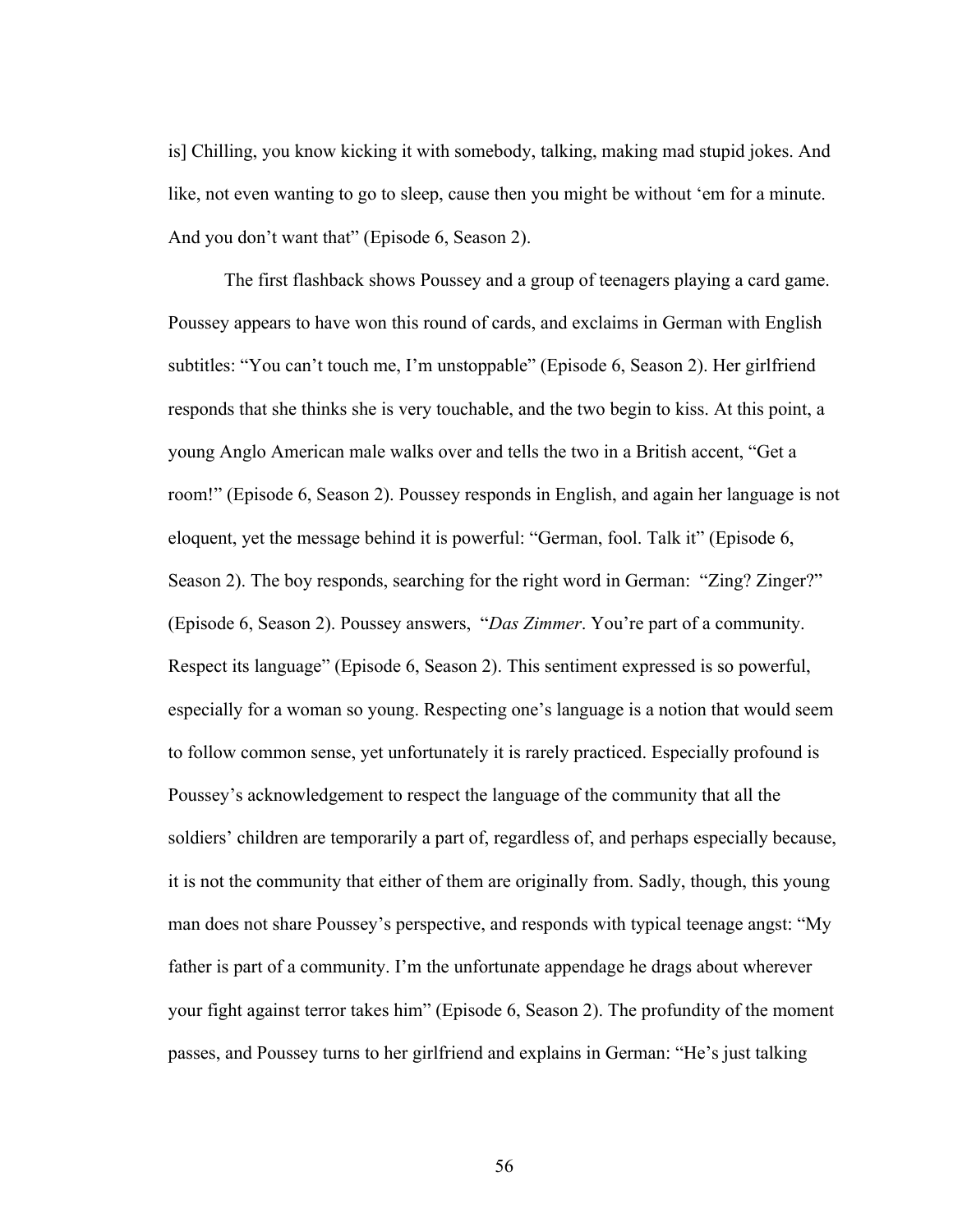is] Chilling, you know kicking it with somebody, talking, making mad stupid jokes. And like, not even wanting to go to sleep, cause then you might be without 'em for a minute. And you don't want that" (Episode 6, Season 2).

The first flashback shows Poussey and a group of teenagers playing a card game. Poussey appears to have won this round of cards, and exclaims in German with English subtitles: "You can't touch me, I'm unstoppable" (Episode 6, Season 2). Her girlfriend responds that she thinks she is very touchable, and the two begin to kiss. At this point, a young Anglo American male walks over and tells the two in a British accent, "Get a room!" (Episode 6, Season 2). Poussey responds in English, and again her language is not eloquent, yet the message behind it is powerful: "German, fool. Talk it" (Episode 6, Season 2). The boy responds, searching for the right word in German: "Zing? Zinger?" (Episode 6, Season 2). Poussey answers, "*Das Zimmer*. You're part of a community. Respect its language" (Episode 6, Season 2). This sentiment expressed is so powerful, especially for a woman so young. Respecting one's language is a notion that would seem to follow common sense, yet unfortunately it is rarely practiced. Especially profound is Poussey's acknowledgement to respect the language of the community that all the soldiers' children are temporarily a part of, regardless of, and perhaps especially because, it is not the community that either of them are originally from. Sadly, though, this young man does not share Poussey's perspective, and responds with typical teenage angst: "My father is part of a community. I'm the unfortunate appendage he drags about wherever your fight against terror takes him" (Episode 6, Season 2). The profundity of the moment passes, and Poussey turns to her girlfriend and explains in German: "He's just talking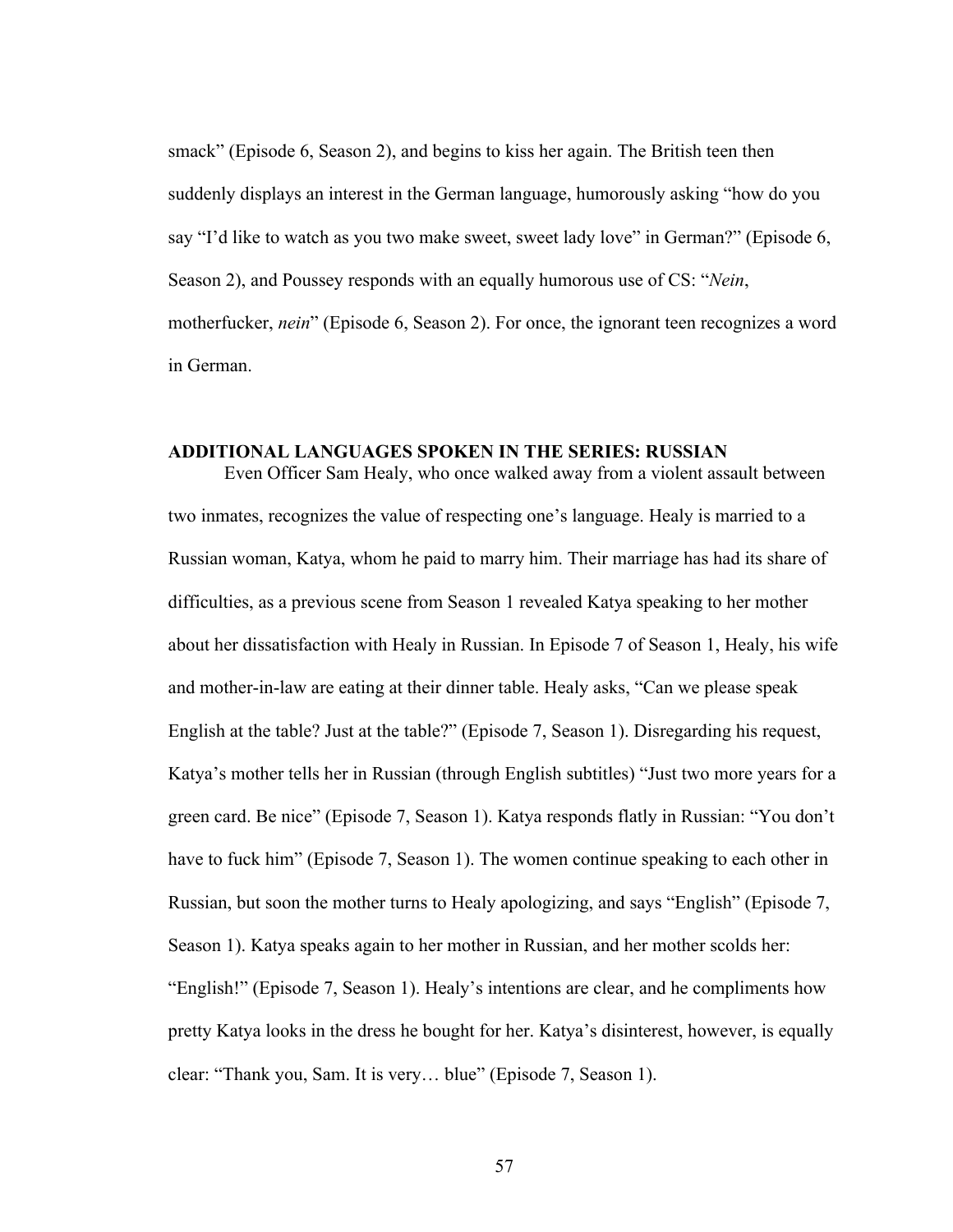smack" (Episode 6, Season 2), and begins to kiss her again. The British teen then suddenly displays an interest in the German language, humorously asking "how do you say "I'd like to watch as you two make sweet, sweet lady love" in German?" (Episode 6, Season 2), and Poussey responds with an equally humorous use of CS: "*Nein*, motherfucker, *nein*" (Episode 6, Season 2). For once, the ignorant teen recognizes a word in German.

## ADDITIONAL LANGUAGES SPOKEN IN THE SERIES: RUSSIAN

Even Officer Sam Healy, who once walked away from a violent assault between two inmates, recognizes the value of respecting one's language. Healy is married to a Russian woman, Katya, whom he paid to marry him. Their marriage has had its share of difficulties, as a previous scene from Season 1 revealed Katya speaking to her mother about her dissatisfaction with Healy in Russian. In Episode 7 of Season 1, Healy, his wife and mother-in-law are eating at their dinner table. Healy asks, "Can we please speak English at the table? Just at the table?" (Episode 7, Season 1). Disregarding his request, Katya's mother tells her in Russian (through English subtitles) "Just two more years for a green card. Be nice" (Episode 7, Season 1). Katya responds flatly in Russian: "You don't have to fuck him" (Episode 7, Season 1). The women continue speaking to each other in Russian, but soon the mother turns to Healy apologizing, and says "English" (Episode 7, Season 1). Katya speaks again to her mother in Russian, and her mother scolds her: "English!" (Episode 7, Season 1). Healy's intentions are clear, and he compliments how pretty Katya looks in the dress he bought for her. Katya's disinterest, however, is equally clear: "Thank you, Sam. It is very… blue" (Episode 7, Season 1).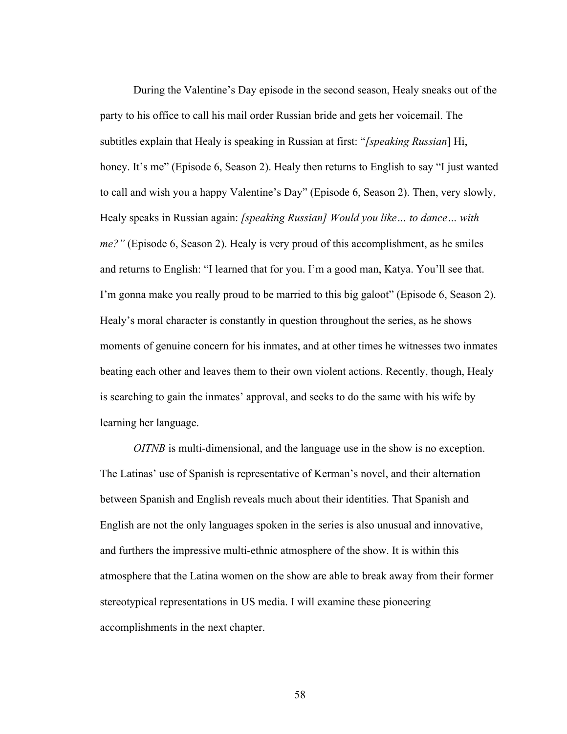During the Valentine's Day episode in the second season, Healy sneaks out of the party to his office to call his mail order Russian bride and gets her voicemail. The subtitles explain that Healy is speaking in Russian at first: "*[speaking Russian*] Hi, honey. It's me" (Episode 6, Season 2). Healy then returns to English to say "I just wanted to call and wish you a happy Valentine's Day" (Episode 6, Season 2). Then, very slowly, Healy speaks in Russian again: *[speaking Russian] Would you like… to dance… with me?"* (Episode 6, Season 2). Healy is very proud of this accomplishment, as he smiles and returns to English: "I learned that for you. I'm a good man, Katya. You'll see that. I'm gonna make you really proud to be married to this big galoot" (Episode 6, Season 2). Healy's moral character is constantly in question throughout the series, as he shows moments of genuine concern for his inmates, and at other times he witnesses two inmates beating each other and leaves them to their own violent actions. Recently, though, Healy is searching to gain the inmates' approval, and seeks to do the same with his wife by learning her language.

*OITNB* is multi-dimensional, and the language use in the show is no exception. The Latinas' use of Spanish is representative of Kerman's novel, and their alternation between Spanish and English reveals much about their identities. That Spanish and English are not the only languages spoken in the series is also unusual and innovative, and furthers the impressive multi-ethnic atmosphere of the show. It is within this atmosphere that the Latina women on the show are able to break away from their former stereotypical representations in US media. I will examine these pioneering accomplishments in the next chapter.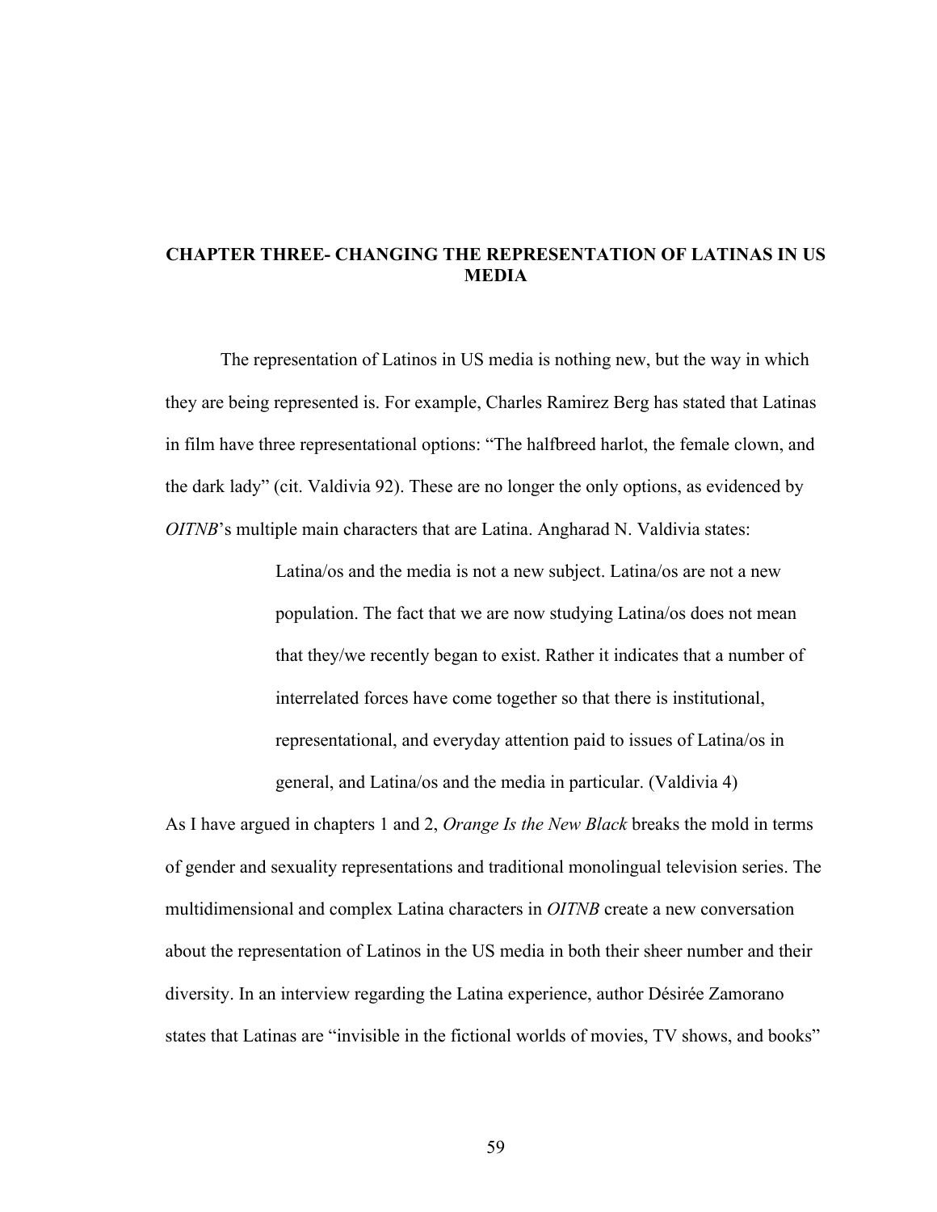# CHAPTER THREE- CHANGING THE REPRESENTATION OF LATINAS IN US MEDIA

The representation of Latinos in US media is nothing new, but the way in which they are being represented is. For example, Charles Ramirez Berg has stated that Latinas in film have three representational options: "The halfbreed harlot, the female clown, and the dark lady" (cit. Valdivia 92). These are no longer the only options, as evidenced by *OITNB*'s multiple main characters that are Latina. Angharad N. Valdivia states:

> Latina/os and the media is not a new subject. Latina/os are not a new population. The fact that we are now studying Latina/os does not mean that they/we recently began to exist. Rather it indicates that a number of interrelated forces have come together so that there is institutional, representational, and everyday attention paid to issues of Latina/os in general, and Latina/os and the media in particular. (Valdivia 4)

As I have argued in chapters 1 and 2, *Orange Is the New Black* breaks the mold in terms of gender and sexuality representations and traditional monolingual television series. The multidimensional and complex Latina characters in *OITNB* create a new conversation about the representation of Latinos in the US media in both their sheer number and their diversity. In an interview regarding the Latina experience, author Désirée Zamorano states that Latinas are "invisible in the fictional worlds of movies, TV shows, and books"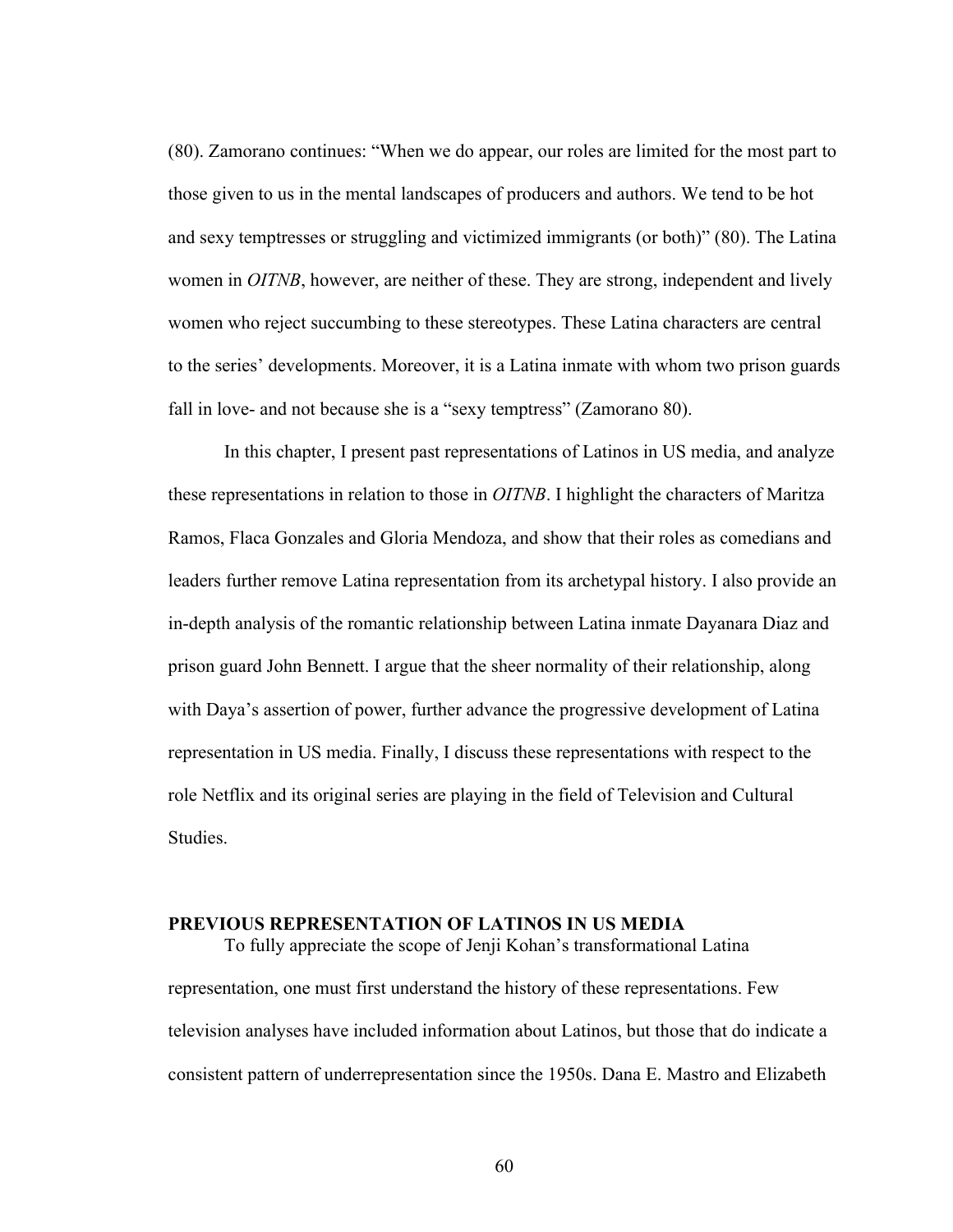(80). Zamorano continues: “When we do appear, our roles are limited for the most part to those given to us in the mental landscapes of producers and authors. We tend to be hot and sexy temptresses or struggling and victimized immigrants (or both)” (80). The Latina women in *OITNB*, however, are neither of these. They are strong, independent and lively women who reject succumbing to these stereotypes. These Latina characters are central to the series’ developments. Moreover, it is a Latina inmate with whom two prison guards fall in love- and not because she is a “sexy temptress” (Zamorano 80).

In this chapter, I present past representations of Latinos in US media, and analyze these representations in relation to those in *OITNB*. I highlight the characters of Maritza Ramos, Flaca Gonzales and Gloria Mendoza, and show that their roles as comedians and leaders further remove Latina representation from its archetypal history. I also provide an in-depth analysis of the romantic relationship between Latina inmate Dayanara Diaz and prison guard John Bennett. I argue that the sheer normality of their relationship, along with Daya’s assertion of power, further advance the progressive development of Latina representation in US media. Finally, I discuss these representations with respect to the role Netflix and its original series are playing in the field of Television and Cultural Studies.

## PREVIOUS REPRESENTATION OF LATINOS IN US MEDIA

To fully appreciate the scope of Jenji Kohan’s transformational Latina representation, one must first understand the history of these representations. Few television analyses have included information about Latinos, but those that do indicate a consistent pattern of underrepresentation since the 1950s. Dana E. Mastro and Elizabeth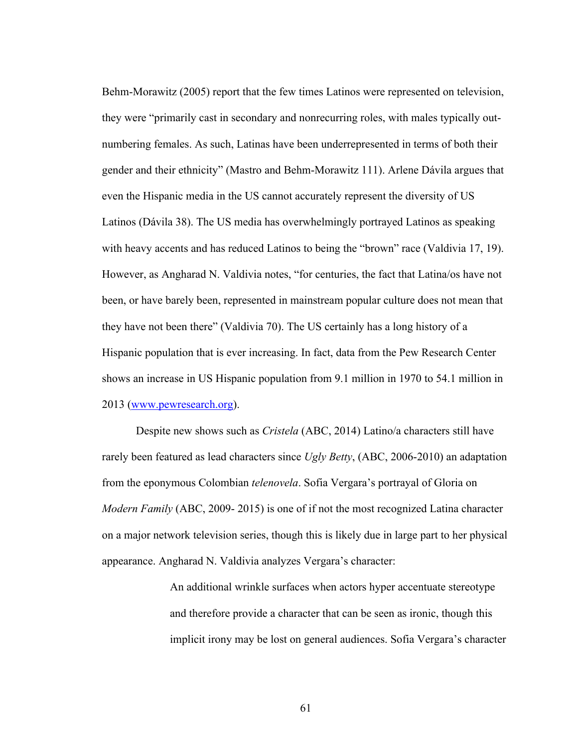Behm-Morawitz (2005) report that the few times Latinos were represented on television, they were "primarily cast in secondary and nonrecurring roles, with males typically out-numbering females. As such, Latinas have been underrepresented in terms of both their gender and their ethnicity" (Mastro and Behm-Morawitz 111). Arlene Dávila argues that even the Hispanic media in the US cannot accurately represent the diversity of US Latinos (Dávila 38). The US media has overwhelmingly portrayed Latinos as speaking with heavy accents and has reduced Latinos to being the "brown" race (Valdivia 17, 19). However, as Angharad N. Valdivia notes, "for centuries, the fact that Latina/os have not been, or have barely been, represented in mainstream popular culture does not mean that they have not been there" (Valdivia 70). The US certainly has a long history of a Hispanic population that is ever increasing. In fact, data from the Pew Research Center shows an increase in US Hispanic population from 9.1 million in 1970 to 54.1 million in 2013 ([www.pewresearch.org](www.pewresearch.org)).

Despite new shows such as *Cristela* (ABC, 2014) Latino/a characters still have rarely been featured as lead characters since *Ugly Betty*, (ABC, 2006-2010) an adaptation from the eponymous Colombian *telenovela*. Sofia Vergara's portrayal of Gloria on *Modern Family* (ABC, 2009- 2015) is one of if not the most recognized Latina character on a major network television series, though this is likely due in large part to her physical appearance. Angharad N. Valdivia analyzes Vergara's character:

> An additional wrinkle surfaces when actors hyper accentuate stereotype and therefore provide a character that can be seen as ironic, though this implicit irony may be lost on general audiences. Sofia Vergara's character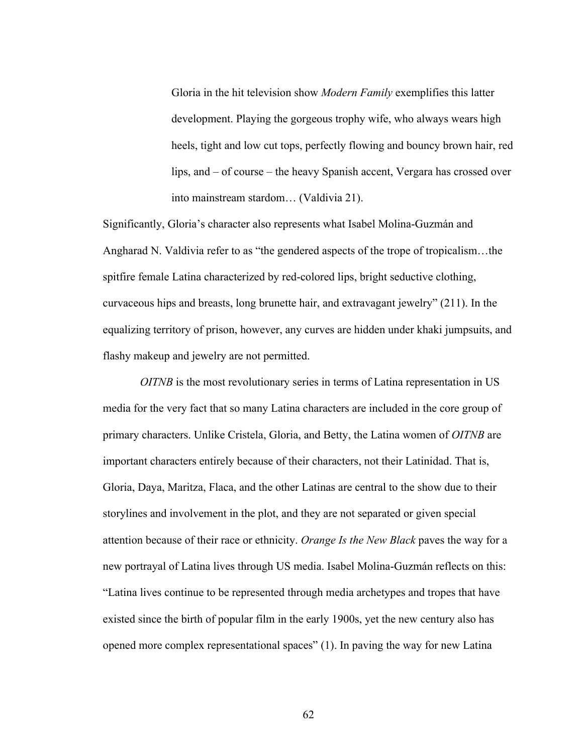> Gloria in the hit television show *Modern Family* exemplifies this latter development. Playing the gorgeous trophy wife, who always wears high heels, tight and low cut tops, perfectly flowing and bouncy brown hair, red lips, and – of course – the heavy Spanish accent, Vergara has crossed over into mainstream stardom… (Valdivia 21).

Significantly, Gloria's character also represents what Isabel Molina-Guzmán and Angharad N. Valdivia refer to as "the gendered aspects of the trope of tropicalism…the spitfire female Latina characterized by red-colored lips, bright seductive clothing, curvaceous hips and breasts, long brunette hair, and extravagant jewelry" (211). In the equalizing territory of prison, however, any curves are hidden under khaki jumpsuits, and flashy makeup and jewelry are not permitted.

*OITNB* is the most revolutionary series in terms of Latina representation in US media for the very fact that so many Latina characters are included in the core group of primary characters. Unlike Cristela, Gloria, and Betty, the Latina women of *OITNB* are important characters entirely because of their characters, not their Latinidad. That is, Gloria, Daya, Maritza, Flaca, and the other Latinas are central to the show due to their storylines and involvement in the plot, and they are not separated or given special attention because of their race or ethnicity. *Orange Is the New Black* paves the way for a new portrayal of Latina lives through US media. Isabel Molina-Guzmán reflects on this: "Latina lives continue to be represented through media archetypes and tropes that have existed since the birth of popular film in the early 1900s, yet the new century also has opened more complex representational spaces" (1). In paving the way for new Latina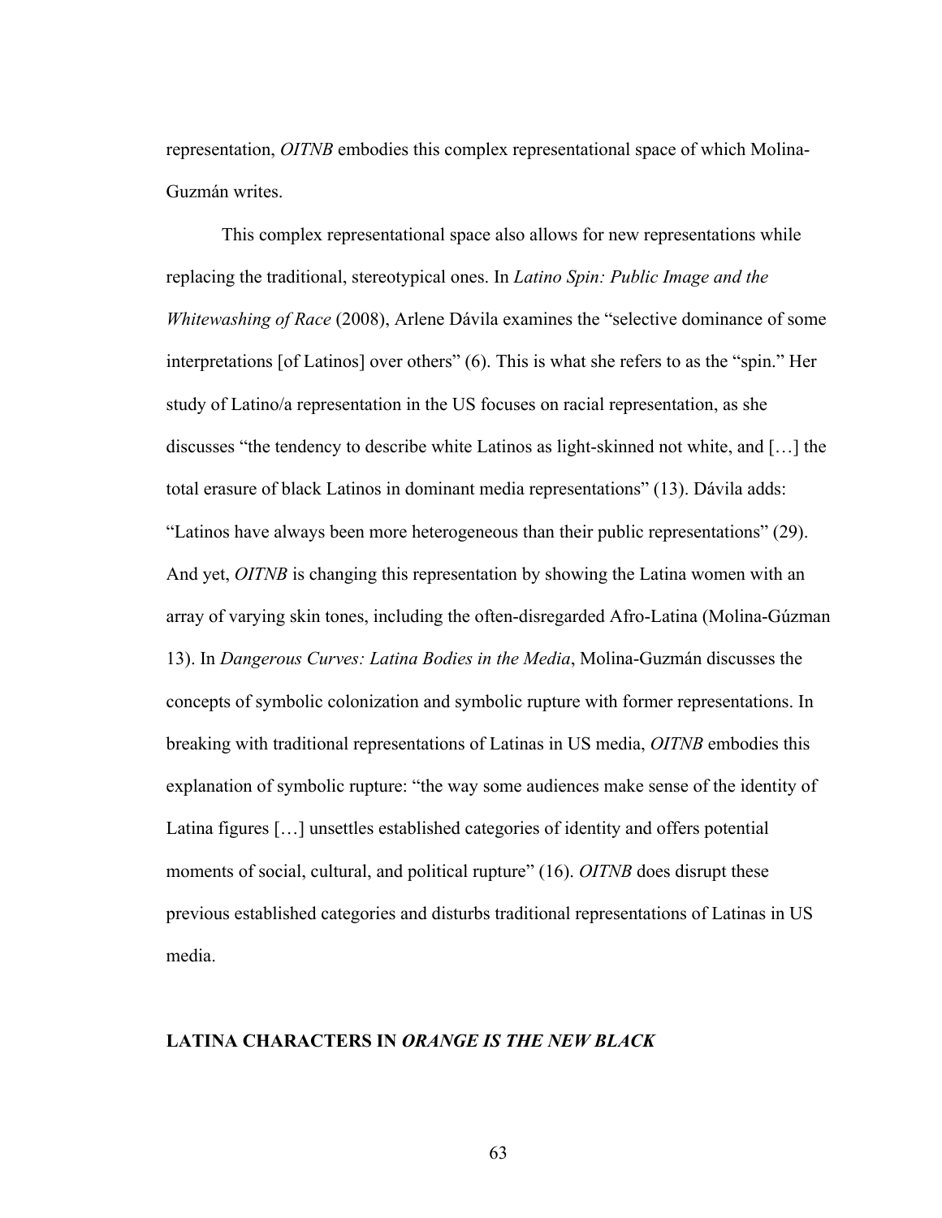representation, *OITNB* embodies this complex representational space of which Molina-Guzmán writes.

This complex representational space also allows for new representations while replacing the traditional, stereotypical ones. In *Latino Spin: Public Image and the Whitewashing of Race* (2008), Arlene Dávila examines the "selective dominance of some interpretations [of Latinos] over others" (6). This is what she refers to as the "spin." Her study of Latino/a representation in the US focuses on racial representation, as she discusses "the tendency to describe white Latinos as light-skinned not white, and […] the total erasure of black Latinos in dominant media representations" (13). Dávila adds: "Latinos have always been more heterogeneous than their public representations" (29). And yet, *OITNB* is changing this representation by showing the Latina women with an array of varying skin tones, including the often-disregarded Afro-Latina (Molina-Gúzman 13). In *Dangerous Curves: Latina Bodies in the Media*, Molina-Guzmán discusses the concepts of symbolic colonization and symbolic rupture with former representations. In breaking with traditional representations of Latinas in US media, *OITNB* embodies this explanation of symbolic rupture: "the way some audiences make sense of the identity of Latina figures […] unsettles established categories of identity and offers potential moments of social, cultural, and political rupture" (16). *OITNB* does disrupt these previous established categories and disturbs traditional representations of Latinas in US media.

## LATINA CHARACTERS IN *ORANGE IS THE NEW BLACK*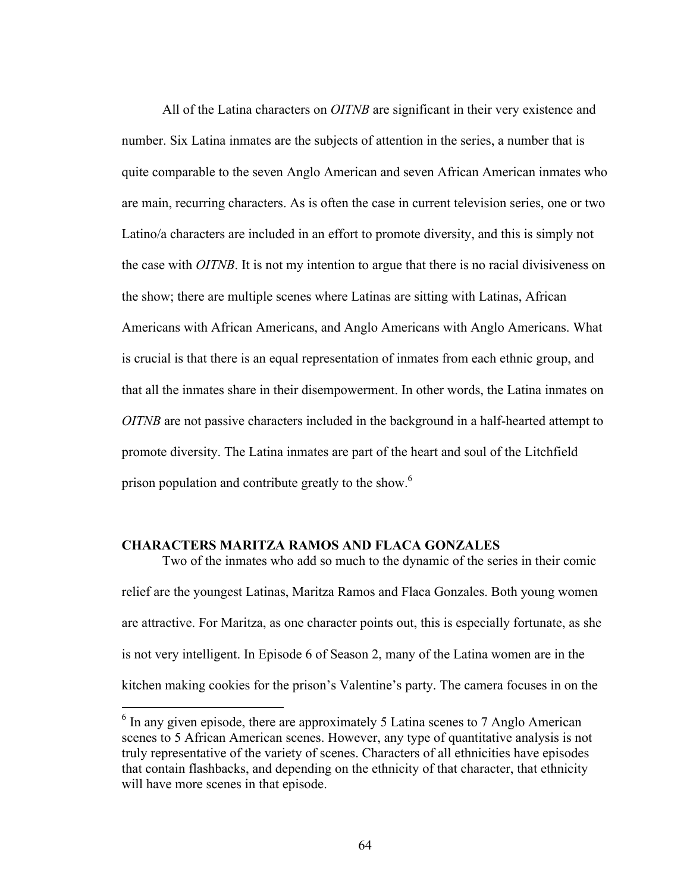All of the Latina characters on *OITNB* are significant in their very existence and number. Six Latina inmates are the subjects of attention in the series, a number that is quite comparable to the seven Anglo American and seven African American inmates who are main, recurring characters. As is often the case in current television series, one or two Latino/a characters are included in an effort to promote diversity, and this is simply not the case with *OITNB*. It is not my intention to argue that there is no racial divisiveness on the show; there are multiple scenes where Latinas are sitting with Latinas, African Americans with African Americans, and Anglo Americans with Anglo Americans. What is crucial is that there is an equal representation of inmates from each ethnic group, and that all the inmates share in their disempowerment. In other words, the Latina inmates on *OITNB* are not passive characters included in the background in a half-hearted attempt to promote diversity. The Latina inmates are part of the heart and soul of the Litchfield prison population and contribute greatly to the show.[6]

## CHARACTERS MARITZA RAMOS AND FLACA GONZALES

Two of the inmates who add so much to the dynamic of the series in their comic relief are the youngest Latinas, Maritza Ramos and Flaca Gonzales. Both young women are attractive. For Maritza, as one character points out, this is especially fortunate, as she is not very intelligent. In Episode 6 of Season 2, many of the Latina women are in the kitchen making cookies for the prison's Valentine's party. The camera focuses in on the

---

[6] In any given episode, there are approximately 5 Latina scenes to 7 Anglo American scenes to 5 African American scenes. However, any type of quantitative analysis is not truly representative of the variety of scenes. Characters of all ethnicities have episodes that contain flashbacks, and depending on the ethnicity of that character, that ethnicity will have more scenes in that episode.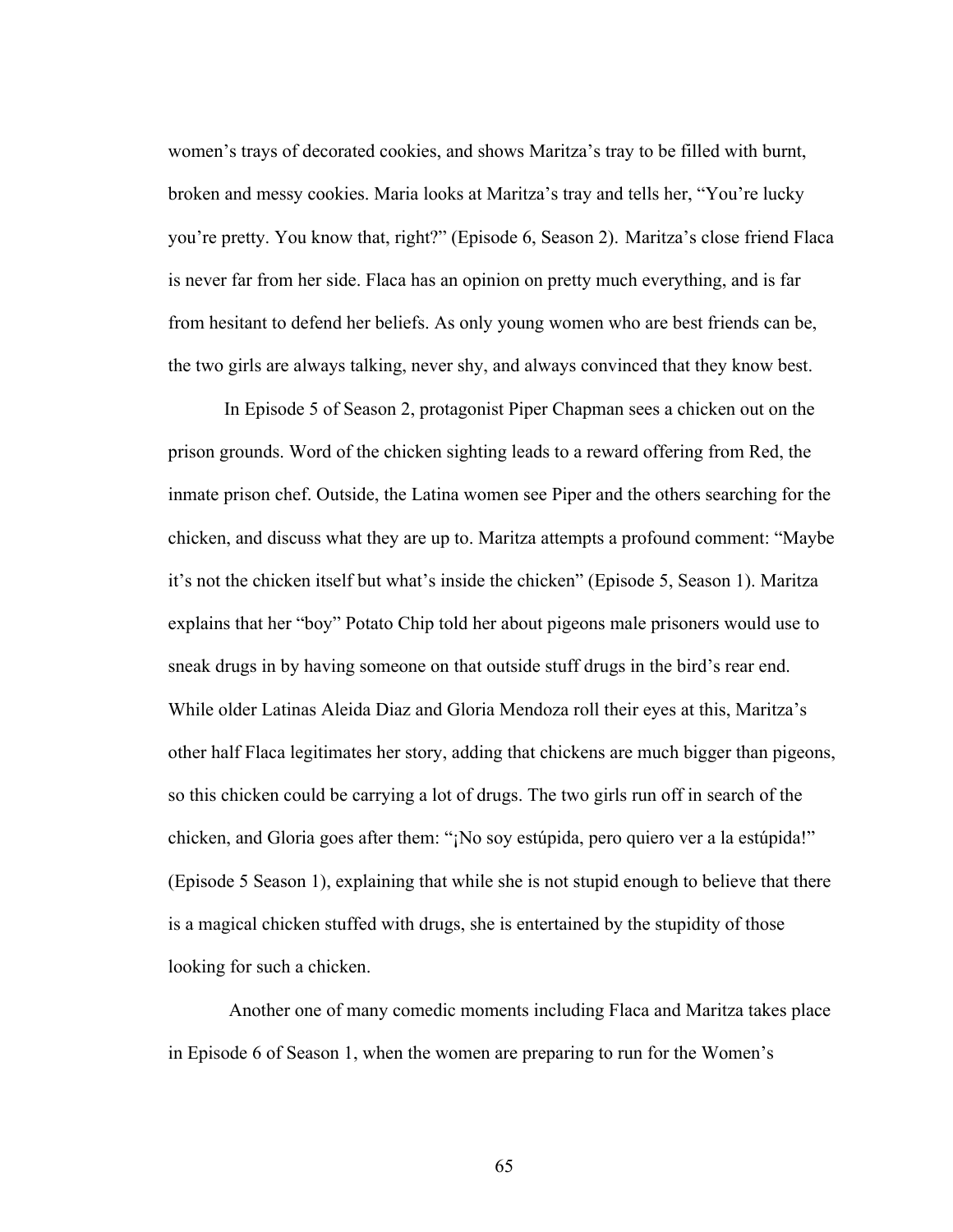women's trays of decorated cookies, and shows Maritza's tray to be filled with burnt, broken and messy cookies. Maria looks at Maritza's tray and tells her, "You're lucky you're pretty. You know that, right?" (Episode 6, Season 2). Maritza's close friend Flaca is never far from her side. Flaca has an opinion on pretty much everything, and is far from hesitant to defend her beliefs. As only young women who are best friends can be, the two girls are always talking, never shy, and always convinced that they know best.

In Episode 5 of Season 2, protagonist Piper Chapman sees a chicken out on the prison grounds. Word of the chicken sighting leads to a reward offering from Red, the inmate prison chef. Outside, the Latina women see Piper and the others searching for the chicken, and discuss what they are up to. Maritza attempts a profound comment: "Maybe it's not the chicken itself but what's inside the chicken" (Episode 5, Season 1). Maritza explains that her "boy" Potato Chip told her about pigeons male prisoners would use to sneak drugs in by having someone on that outside stuff drugs in the bird's rear end. While older Latinas Aleida Diaz and Gloria Mendoza roll their eyes at this, Maritza's other half Flaca legitimates her story, adding that chickens are much bigger than pigeons, so this chicken could be carrying a lot of drugs. The two girls run off in search of the chicken, and Gloria goes after them: "¡No soy estúpida, pero quiero ver a la estúpida!" (Episode 5 Season 1), explaining that while she is not stupid enough to believe that there is a magical chicken stuffed with drugs, she is entertained by the stupidity of those looking for such a chicken.

Another one of many comedic moments including Flaca and Maritza takes place in Episode 6 of Season 1, when the women are preparing to run for the Women's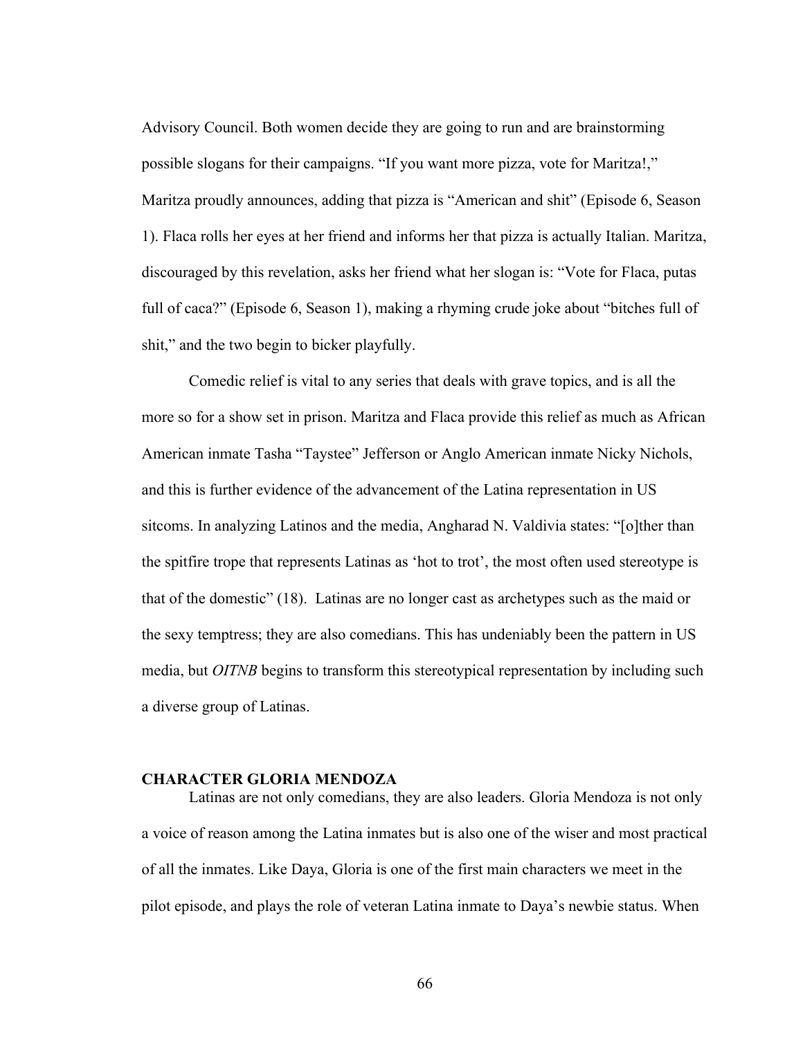Advisory Council. Both women decide they are going to run and are brainstorming possible slogans for their campaigns. “If you want more pizza, vote for Maritza!,” Maritza proudly announces, adding that pizza is “American and shit” (Episode 6, Season 1). Flaca rolls her eyes at her friend and informs her that pizza is actually Italian. Maritza, discouraged by this revelation, asks her friend what her slogan is: “Vote for Flaca, putas full of caca?” (Episode 6, Season 1), making a rhyming crude joke about “bitches full of shit,” and the two begin to bicker playfully.

Comedic relief is vital to any series that deals with grave topics, and is all the more so for a show set in prison. Maritza and Flaca provide this relief as much as African American inmate Tasha “Taystee” Jefferson or Anglo American inmate Nicky Nichols, and this is further evidence of the advancement of the Latina representation in US sitcoms. In analyzing Latinos and the media, Angharad N. Valdivia states: “[o]ther than the spitfire trope that represents Latinas as ‘hot to trot’, the most often used stereotype is that of the domestic” (18). Latinas are no longer cast as archetypes such as the maid or the sexy temptress; they are also comedians. This has undeniably been the pattern in US media, but *OITNB* begins to transform this stereotypical representation by including such a diverse group of Latinas.

## CHARACTER GLORIA MENDOZA

Latinas are not only comedians, they are also leaders. Gloria Mendoza is not only a voice of reason among the Latina inmates but is also one of the wiser and most practical of all the inmates. Like Daya, Gloria is one of the first main characters we meet in the pilot episode, and plays the role of veteran Latina inmate to Daya’s newbie status. When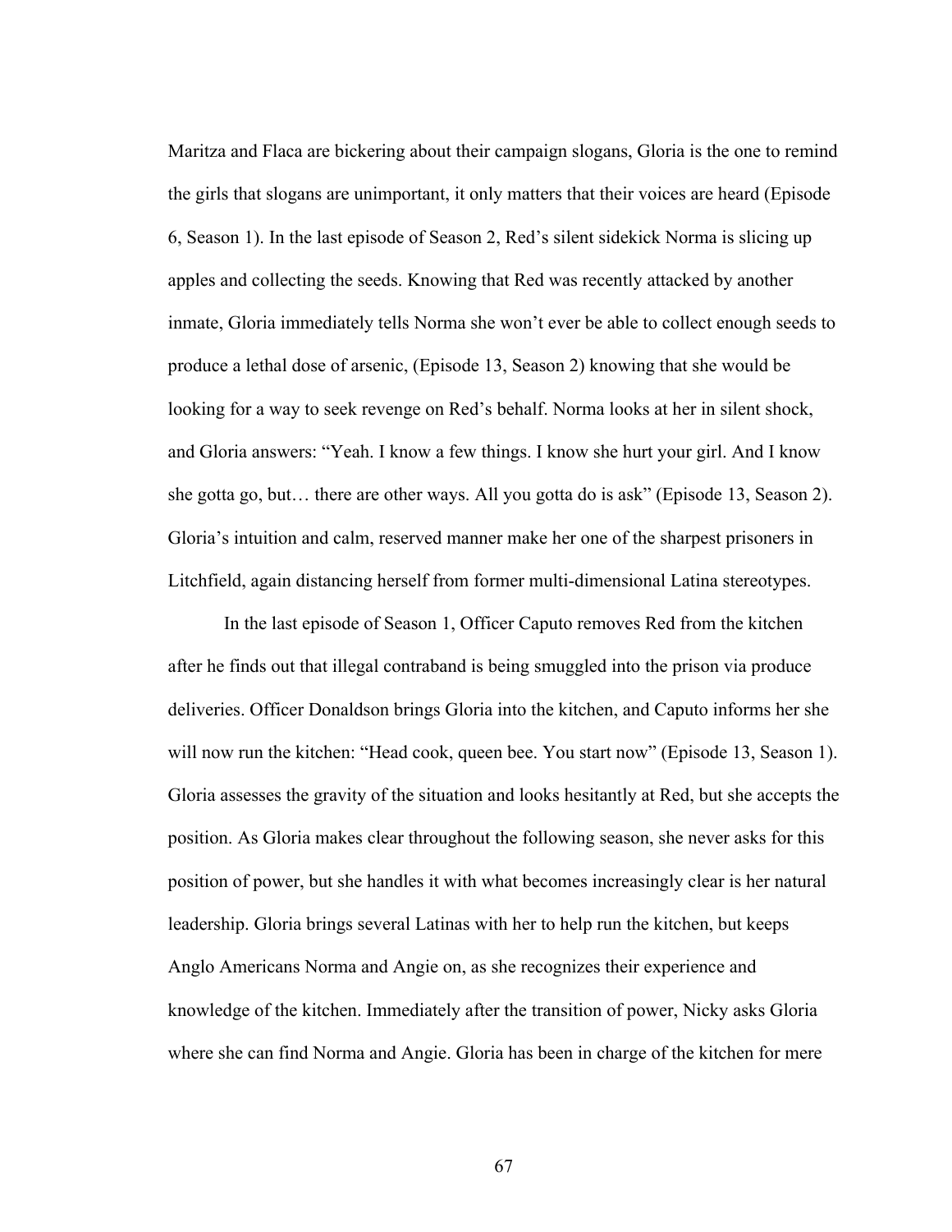Maritza and Flaca are bickering about their campaign slogans, Gloria is the one to remind the girls that slogans are unimportant, it only matters that their voices are heard (Episode 6, Season 1). In the last episode of Season 2, Red's silent sidekick Norma is slicing up apples and collecting the seeds. Knowing that Red was recently attacked by another inmate, Gloria immediately tells Norma she won't ever be able to collect enough seeds to produce a lethal dose of arsenic, (Episode 13, Season 2) knowing that she would be looking for a way to seek revenge on Red's behalf. Norma looks at her in silent shock, and Gloria answers: "Yeah. I know a few things. I know she hurt your girl. And I know she gotta go, but… there are other ways. All you gotta do is ask" (Episode 13, Season 2). Gloria's intuition and calm, reserved manner make her one of the sharpest prisoners in Litchfield, again distancing herself from former multi-dimensional Latina stereotypes.

In the last episode of Season 1, Officer Caputo removes Red from the kitchen after he finds out that illegal contraband is being smuggled into the prison via produce deliveries. Officer Donaldson brings Gloria into the kitchen, and Caputo informs her she will now run the kitchen: "Head cook, queen bee. You start now" (Episode 13, Season 1). Gloria assesses the gravity of the situation and looks hesitantly at Red, but she accepts the position. As Gloria makes clear throughout the following season, she never asks for this position of power, but she handles it with what becomes increasingly clear is her natural leadership. Gloria brings several Latinas with her to help run the kitchen, but keeps Anglo Americans Norma and Angie on, as she recognizes their experience and knowledge of the kitchen. Immediately after the transition of power, Nicky asks Gloria where she can find Norma and Angie. Gloria has been in charge of the kitchen for mere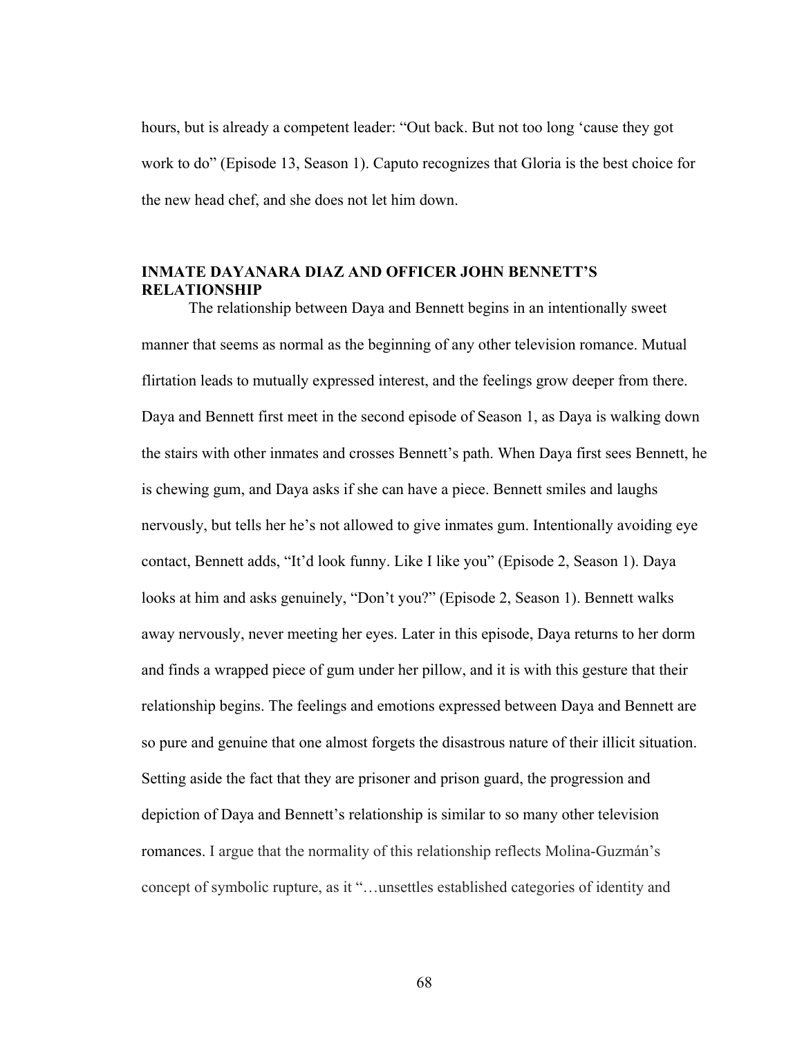hours, but is already a competent leader: "Out back. But not too long 'cause they got work to do" (Episode 13, Season 1). Caputo recognizes that Gloria is the best choice for the new head chef, and she does not let him down.

## INMATE DAYANARA DIAZ AND OFFICER JOHN BENNETT'S RELATIONSHIP

The relationship between Daya and Bennett begins in an intentionally sweet manner that seems as normal as the beginning of any other television romance. Mutual flirtation leads to mutually expressed interest, and the feelings grow deeper from there. Daya and Bennett first meet in the second episode of Season 1, as Daya is walking down the stairs with other inmates and crosses Bennett's path. When Daya first sees Bennett, he is chewing gum, and Daya asks if she can have a piece. Bennett smiles and laughs nervously, but tells her he's not allowed to give inmates gum. Intentionally avoiding eye contact, Bennett adds, "It'd look funny. Like I like you" (Episode 2, Season 1). Daya looks at him and asks genuinely, "Don't you?" (Episode 2, Season 1). Bennett walks away nervously, never meeting her eyes. Later in this episode, Daya returns to her dorm and finds a wrapped piece of gum under her pillow, and it is with this gesture that their relationship begins. The feelings and emotions expressed between Daya and Bennett are so pure and genuine that one almost forgets the disastrous nature of their illicit situation. Setting aside the fact that they are prisoner and prison guard, the progression and depiction of Daya and Bennett's relationship is similar to so many other television romances. I argue that the normality of this relationship reflects Molina-Guzmán's concept of symbolic rupture, as it "…unsettles established categories of identity and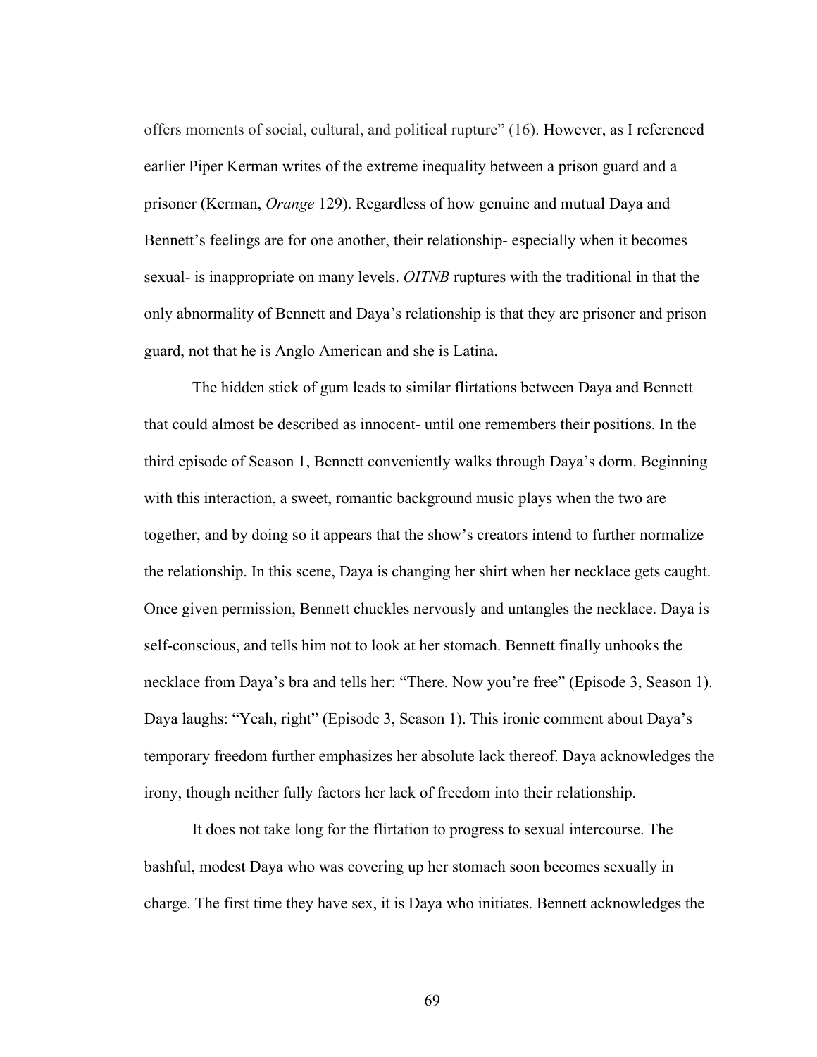offers moments of social, cultural, and political rupture" (16). However, as I referenced earlier Piper Kerman writes of the extreme inequality between a prison guard and a prisoner (Kerman, *Orange* 129). Regardless of how genuine and mutual Daya and Bennett's feelings are for one another, their relationship- especially when it becomes sexual- is inappropriate on many levels. *OITNB* ruptures with the traditional in that the only abnormality of Bennett and Daya's relationship is that they are prisoner and prison guard, not that he is Anglo American and she is Latina.

The hidden stick of gum leads to similar flirtations between Daya and Bennett that could almost be described as innocent- until one remembers their positions. In the third episode of Season 1, Bennett conveniently walks through Daya's dorm. Beginning with this interaction, a sweet, romantic background music plays when the two are together, and by doing so it appears that the show's creators intend to further normalize the relationship. In this scene, Daya is changing her shirt when her necklace gets caught. Once given permission, Bennett chuckles nervously and untangles the necklace. Daya is self-conscious, and tells him not to look at her stomach. Bennett finally unhooks the necklace from Daya's bra and tells her: "There. Now you're free" (Episode 3, Season 1). Daya laughs: "Yeah, right" (Episode 3, Season 1). This ironic comment about Daya's temporary freedom further emphasizes her absolute lack thereof. Daya acknowledges the irony, though neither fully factors her lack of freedom into their relationship.

It does not take long for the flirtation to progress to sexual intercourse. The bashful, modest Daya who was covering up her stomach soon becomes sexually in charge. The first time they have sex, it is Daya who initiates. Bennett acknowledges the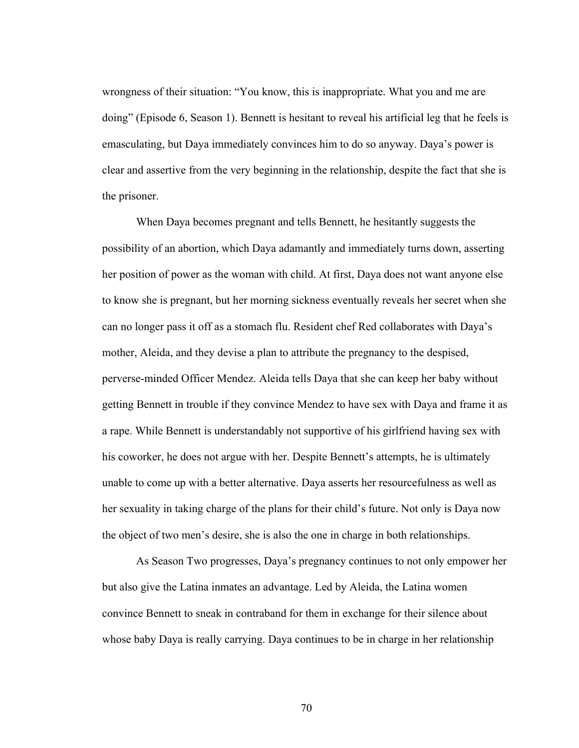wrongness of their situation: "You know, this is inappropriate. What you and me are doing" (Episode 6, Season 1). Bennett is hesitant to reveal his artificial leg that he feels is emasculating, but Daya immediately convinces him to do so anyway. Daya's power is clear and assertive from the very beginning in the relationship, despite the fact that she is the prisoner.

When Daya becomes pregnant and tells Bennett, he hesitantly suggests the possibility of an abortion, which Daya adamantly and immediately turns down, asserting her position of power as the woman with child. At first, Daya does not want anyone else to know she is pregnant, but her morning sickness eventually reveals her secret when she can no longer pass it off as a stomach flu. Resident chef Red collaborates with Daya's mother, Aleida, and they devise a plan to attribute the pregnancy to the despised, perverse-minded Officer Mendez. Aleida tells Daya that she can keep her baby without getting Bennett in trouble if they convince Mendez to have sex with Daya and frame it as a rape. While Bennett is understandably not supportive of his girlfriend having sex with his coworker, he does not argue with her. Despite Bennett's attempts, he is ultimately unable to come up with a better alternative. Daya asserts her resourcefulness as well as her sexuality in taking charge of the plans for their child's future. Not only is Daya now the object of two men's desire, she is also the one in charge in both relationships.

As Season Two progresses, Daya's pregnancy continues to not only empower her but also give the Latina inmates an advantage. Led by Aleida, the Latina women convince Bennett to sneak in contraband for them in exchange for their silence about whose baby Daya is really carrying. Daya continues to be in charge in her relationship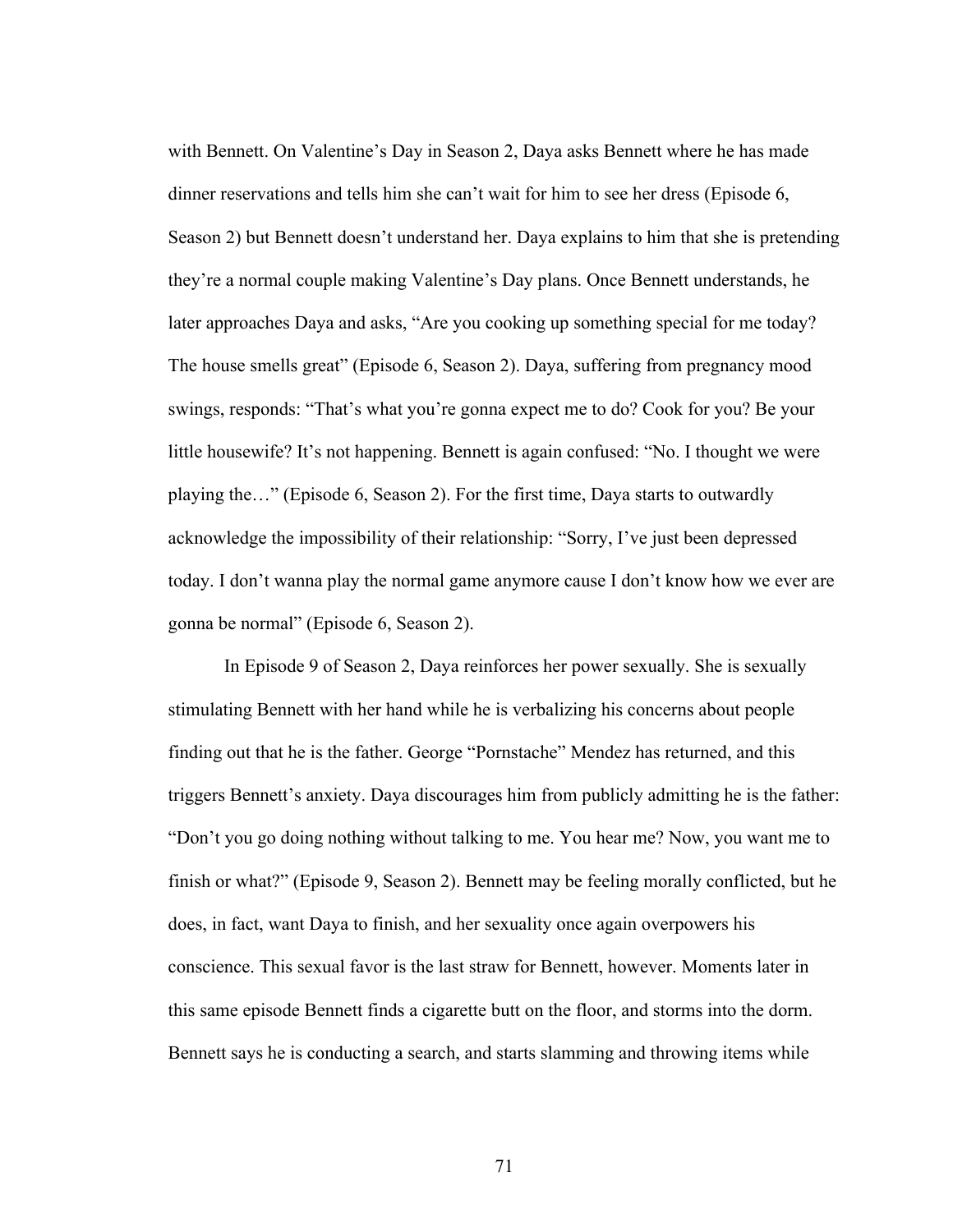with Bennett. On Valentine's Day in Season 2, Daya asks Bennett where he has made dinner reservations and tells him she can't wait for him to see her dress (Episode 6, Season 2) but Bennett doesn't understand her. Daya explains to him that she is pretending they're a normal couple making Valentine's Day plans. Once Bennett understands, he later approaches Daya and asks, "Are you cooking up something special for me today? The house smells great" (Episode 6, Season 2). Daya, suffering from pregnancy mood swings, responds: "That's what you're gonna expect me to do? Cook for you? Be your little housewife? It's not happening. Bennett is again confused: "No. I thought we were playing the…" (Episode 6, Season 2). For the first time, Daya starts to outwardly acknowledge the impossibility of their relationship: "Sorry, I've just been depressed today. I don't wanna play the normal game anymore cause I don't know how we ever are gonna be normal" (Episode 6, Season 2).

In Episode 9 of Season 2, Daya reinforces her power sexually. She is sexually stimulating Bennett with her hand while he is verbalizing his concerns about people finding out that he is the father. George "Pornstache" Mendez has returned, and this triggers Bennett's anxiety. Daya discourages him from publicly admitting he is the father: "Don't you go doing nothing without talking to me. You hear me? Now, you want me to finish or what?" (Episode 9, Season 2). Bennett may be feeling morally conflicted, but he does, in fact, want Daya to finish, and her sexuality once again overpowers his conscience. This sexual favor is the last straw for Bennett, however. Moments later in this same episode Bennett finds a cigarette butt on the floor, and storms into the dorm. Bennett says he is conducting a search, and starts slamming and throwing items while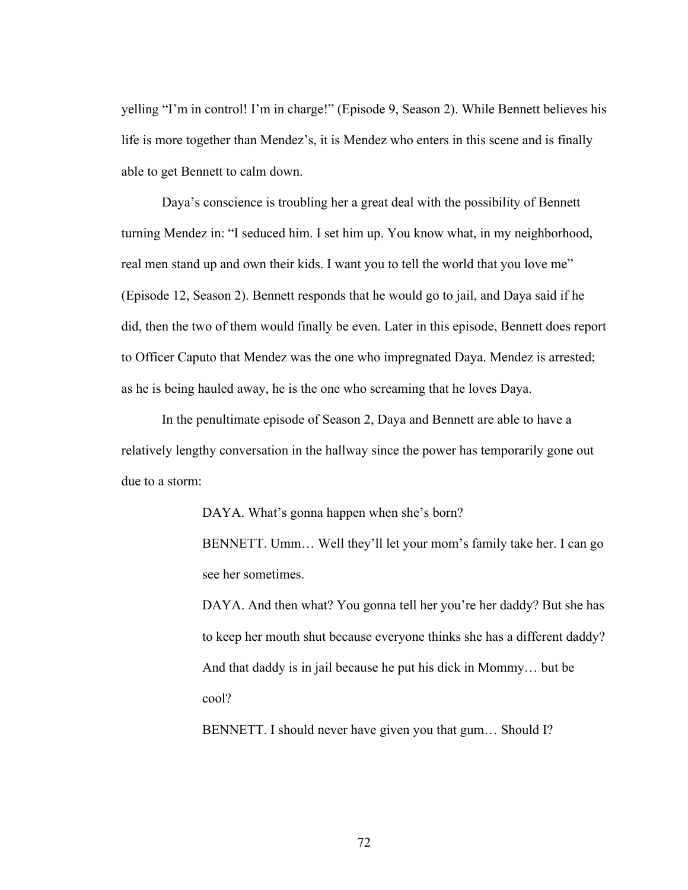yelling “I’m in control! I’m in charge!” (Episode 9, Season 2). While Bennett believes his life is more together than Mendez’s, it is Mendez who enters in this scene and is finally able to get Bennett to calm down.

Daya’s conscience is troubling her a great deal with the possibility of Bennett turning Mendez in: “I seduced him. I set him up. You know what, in my neighborhood, real men stand up and own their kids. I want you to tell the world that you love me” (Episode 12, Season 2). Bennett responds that he would go to jail, and Daya said if he did, then the two of them would finally be even. Later in this episode, Bennett does report to Officer Caputo that Mendez was the one who impregnated Daya. Mendez is arrested; as he is being hauled away, he is the one who screaming that he loves Daya.

In the penultimate episode of Season 2, Daya and Bennett are able to have a relatively lengthy conversation in the hallway since the power has temporarily gone out due to a storm:

> DAYA. What’s gonna happen when she’s born?
>
> BENNETT. Umm… Well they’ll let your mom’s family take her. I can go see her sometimes.
>
> DAYA. And then what? You gonna tell her you’re her daddy? But she has to keep her mouth shut because everyone thinks she has a different daddy? And that daddy is in jail because he put his dick in Mommy… but be cool?
>
> BENNETT. I should never have given you that gum… Should I?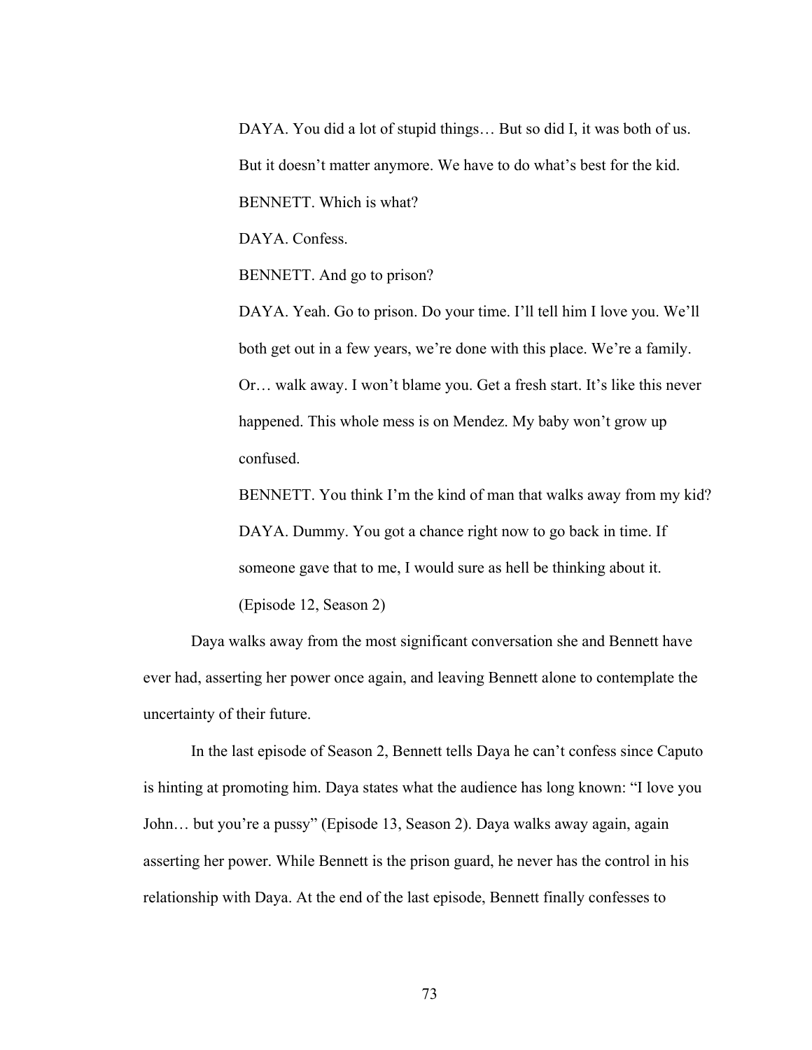> DAYA. You did a lot of stupid things… But so did I, it was both of us. But it doesn't matter anymore. We have to do what's best for the kid.
>
> BENNETT. Which is what?
>
> DAYA. Confess.
>
> BENNETT. And go to prison?
>
> DAYA. Yeah. Go to prison. Do your time. I'll tell him I love you. We'll both get out in a few years, we're done with this place. We're a family. Or… walk away. I won't blame you. Get a fresh start. It's like this never happened. This whole mess is on Mendez. My baby won't grow up confused.
>
> BENNETT. You think I'm the kind of man that walks away from my kid?
>
> DAYA. Dummy. You got a chance right now to go back in time. If someone gave that to me, I would sure as hell be thinking about it.
>
> (Episode 12, Season 2)

Daya walks away from the most significant conversation she and Bennett have ever had, asserting her power once again, and leaving Bennett alone to contemplate the uncertainty of their future.

In the last episode of Season 2, Bennett tells Daya he can't confess since Caputo is hinting at promoting him. Daya states what the audience has long known: "I love you John… but you're a pussy" (Episode 13, Season 2). Daya walks away again, again asserting her power. While Bennett is the prison guard, he never has the control in his relationship with Daya. At the end of the last episode, Bennett finally confesses to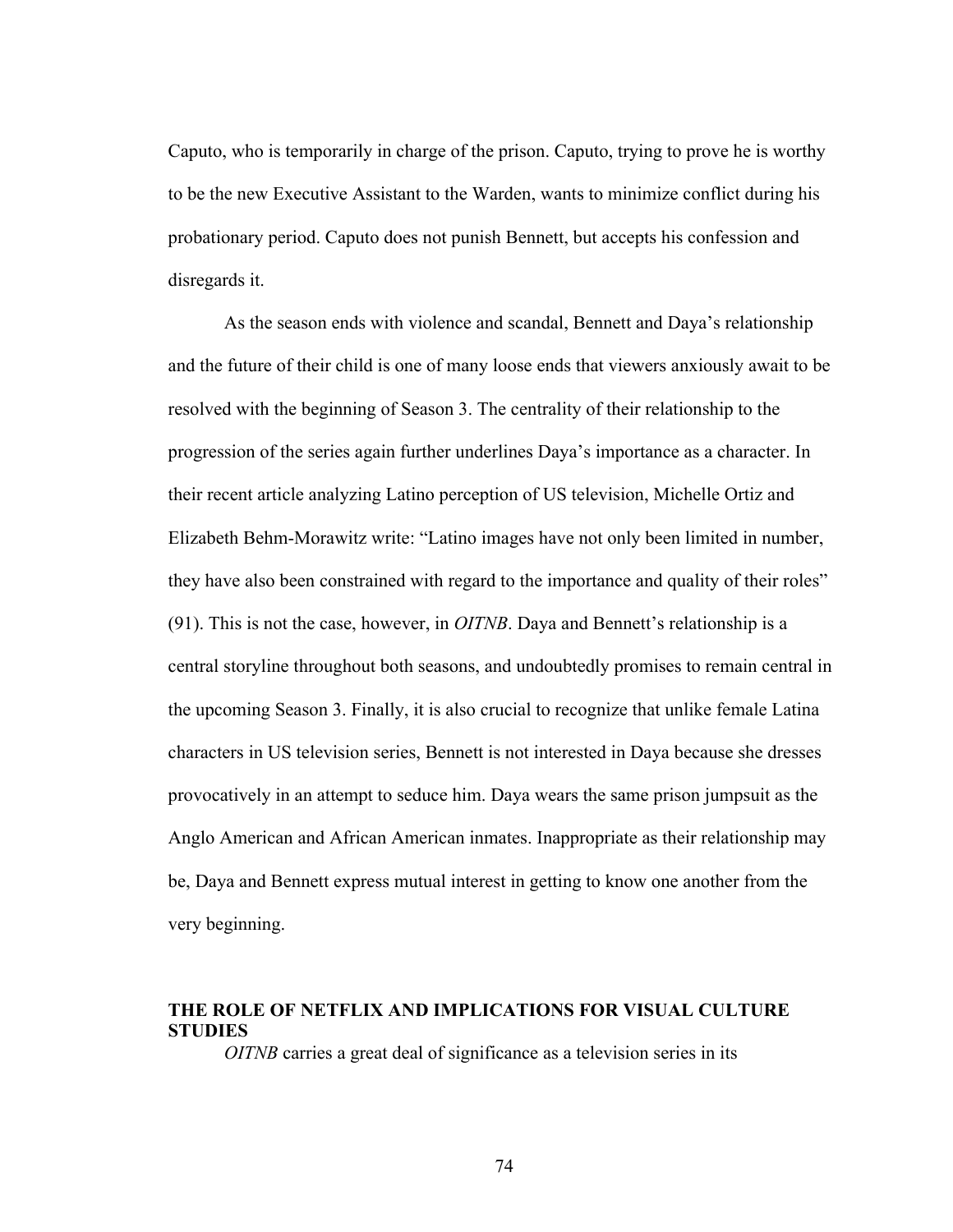Caputo, who is temporarily in charge of the prison. Caputo, trying to prove he is worthy to be the new Executive Assistant to the Warden, wants to minimize conflict during his probationary period. Caputo does not punish Bennett, but accepts his confession and disregards it.

As the season ends with violence and scandal, Bennett and Daya's relationship and the future of their child is one of many loose ends that viewers anxiously await to be resolved with the beginning of Season 3. The centrality of their relationship to the progression of the series again further underlines Daya's importance as a character. In their recent article analyzing Latino perception of US television, Michelle Ortiz and Elizabeth Behm-Morawitz write: "Latino images have not only been limited in number, they have also been constrained with regard to the importance and quality of their roles" (91). This is not the case, however, in *OITNB*. Daya and Bennett's relationship is a central storyline throughout both seasons, and undoubtedly promises to remain central in the upcoming Season 3. Finally, it is also crucial to recognize that unlike female Latina characters in US television series, Bennett is not interested in Daya because she dresses provocatively in an attempt to seduce him. Daya wears the same prison jumpsuit as the Anglo American and African American inmates. Inappropriate as their relationship may be, Daya and Bennett express mutual interest in getting to know one another from the very beginning.

## THE ROLE OF NETFLIX AND IMPLICATIONS FOR VISUAL CULTURE STUDIES

*OITNB* carries a great deal of significance as a television series in its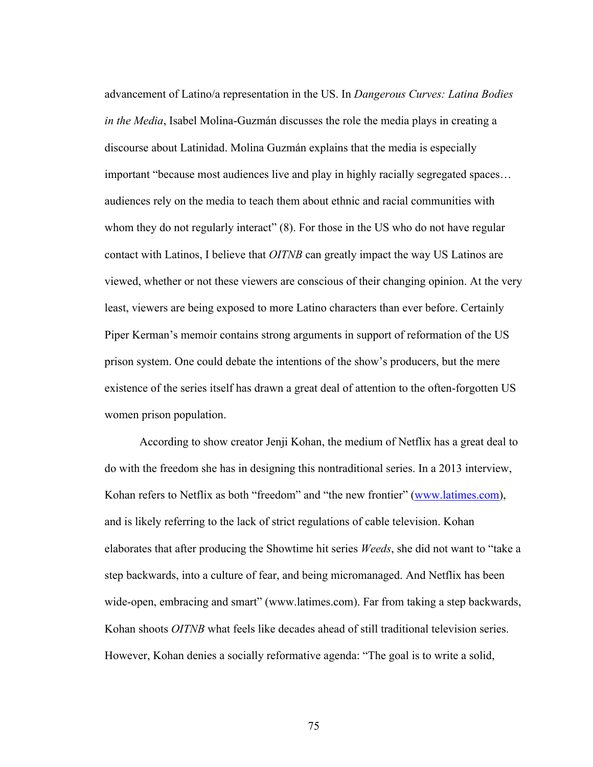advancement of Latino/a representation in the US. In *Dangerous Curves: Latina Bodies in the Media*, Isabel Molina-Guzmán discusses the role the media plays in creating a discourse about Latinidad. Molina Guzmán explains that the media is especially important "because most audiences live and play in highly racially segregated spaces… audiences rely on the media to teach them about ethnic and racial communities with whom they do not regularly interact" (8). For those in the US who do not have regular contact with Latinos, I believe that *OITNB* can greatly impact the way US Latinos are viewed, whether or not these viewers are conscious of their changing opinion. At the very least, viewers are being exposed to more Latino characters than ever before. Certainly Piper Kerman's memoir contains strong arguments in support of reformation of the US prison system. One could debate the intentions of the show's producers, but the mere existence of the series itself has drawn a great deal of attention to the often-forgotten US women prison population.

According to show creator Jenji Kohan, the medium of Netflix has a great deal to do with the freedom she has in designing this nontraditional series. In a 2013 interview, Kohan refers to Netflix as both "freedom" and "the new frontier" (www.latimes.com), and is likely referring to the lack of strict regulations of cable television. Kohan elaborates that after producing the Showtime hit series *Weeds*, she did not want to "take a step backwards, into a culture of fear, and being micromanaged. And Netflix has been wide-open, embracing and smart" (www.latimes.com). Far from taking a step backwards, Kohan shoots *OITNB* what feels like decades ahead of still traditional television series. However, Kohan denies a socially reformative agenda: "The goal is to write a solid,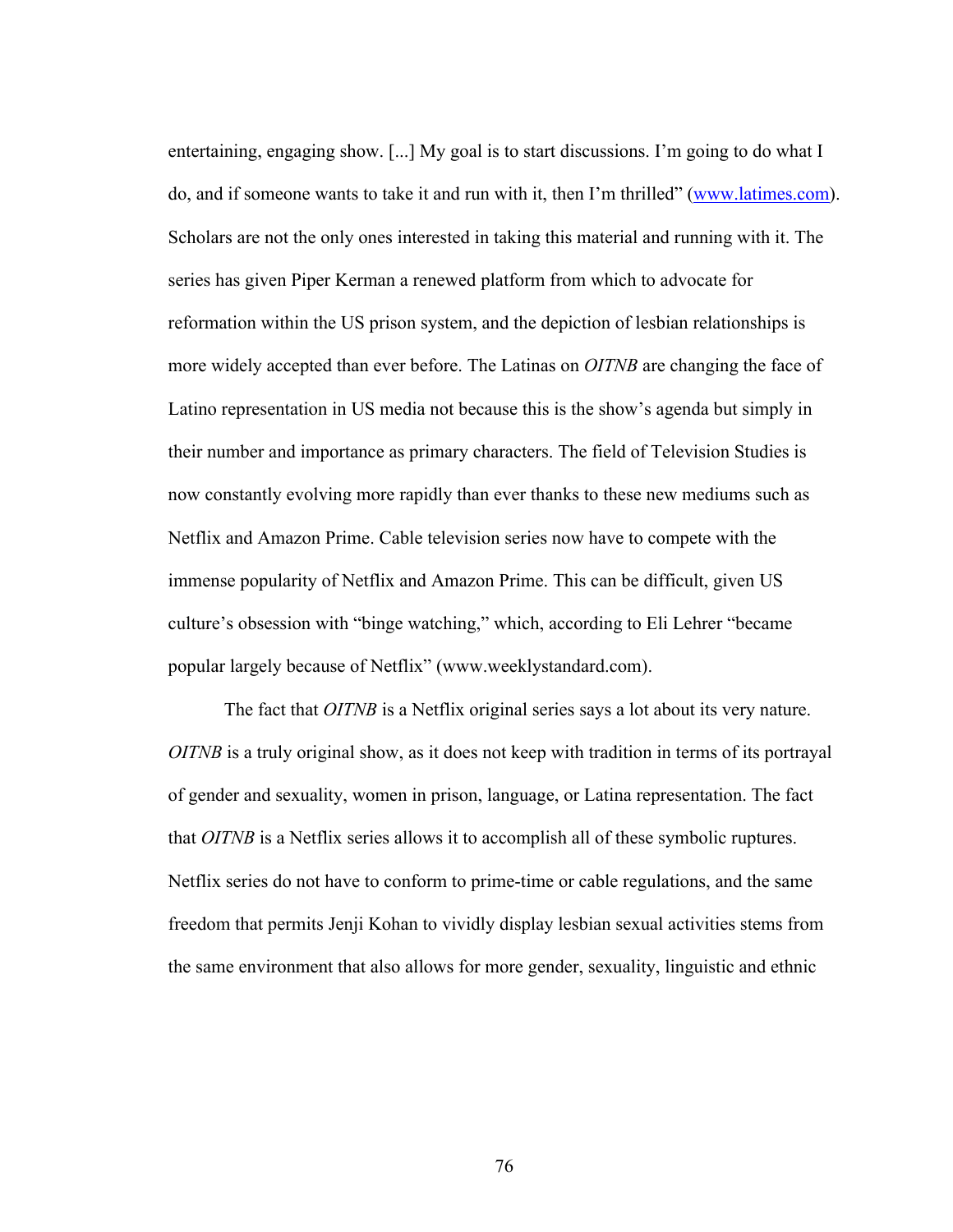entertaining, engaging show. [...] My goal is to start discussions. I'm going to do what I do, and if someone wants to take it and run with it, then I'm thrilled" (www.latimes.com). Scholars are not the only ones interested in taking this material and running with it. The series has given Piper Kerman a renewed platform from which to advocate for reformation within the US prison system, and the depiction of lesbian relationships is more widely accepted than ever before. The Latinas on *OITNB* are changing the face of Latino representation in US media not because this is the show's agenda but simply in their number and importance as primary characters. The field of Television Studies is now constantly evolving more rapidly than ever thanks to these new mediums such as Netflix and Amazon Prime. Cable television series now have to compete with the immense popularity of Netflix and Amazon Prime. This can be difficult, given US culture's obsession with "binge watching," which, according to Eli Lehrer "became popular largely because of Netflix" (www.weeklystandard.com).

The fact that *OITNB* is a Netflix original series says a lot about its very nature. *OITNB* is a truly original show, as it does not keep with tradition in terms of its portrayal of gender and sexuality, women in prison, language, or Latina representation. The fact that *OITNB* is a Netflix series allows it to accomplish all of these symbolic ruptures. Netflix series do not have to conform to prime-time or cable regulations, and the same freedom that permits Jenji Kohan to vividly display lesbian sexual activities stems from the same environment that also allows for more gender, sexuality, linguistic and ethnic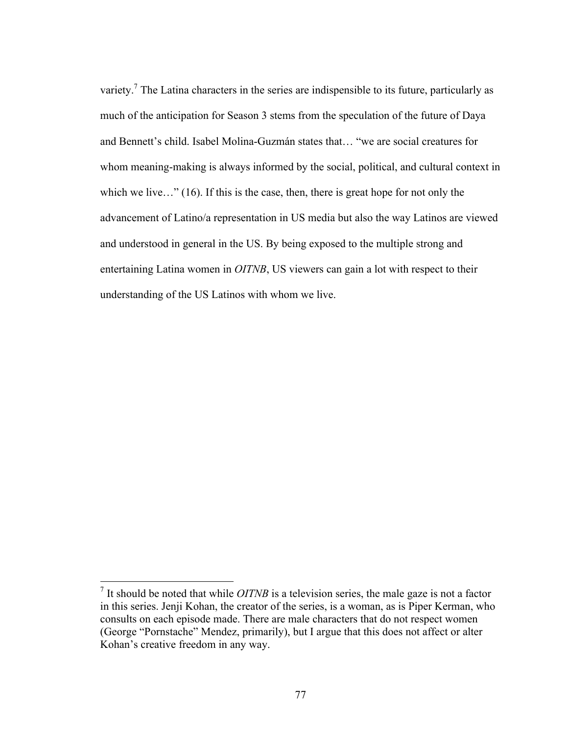variety.[7] The Latina characters in the series are indispensible to its future, particularly as much of the anticipation for Season 3 stems from the speculation of the future of Daya and Bennett's child. Isabel Molina-Guzmán states that… "we are social creatures for whom meaning-making is always informed by the social, political, and cultural context in which we live…" (16). If this is the case, then, there is great hope for not only the advancement of Latino/a representation in US media but also the way Latinos are viewed and understood in general in the US. By being exposed to the multiple strong and entertaining Latina women in *OITNB*, US viewers can gain a lot with respect to their understanding of the US Latinos with whom we live.

---

[7] It should be noted that while *OITNB* is a television series, the male gaze is not a factor in this series. Jenji Kohan, the creator of the series, is a woman, as is Piper Kerman, who consults on each episode made. There are male characters that do not respect women (George "Pornstache" Mendez, primarily), but I argue that this does not affect or alter Kohan's creative freedom in any way.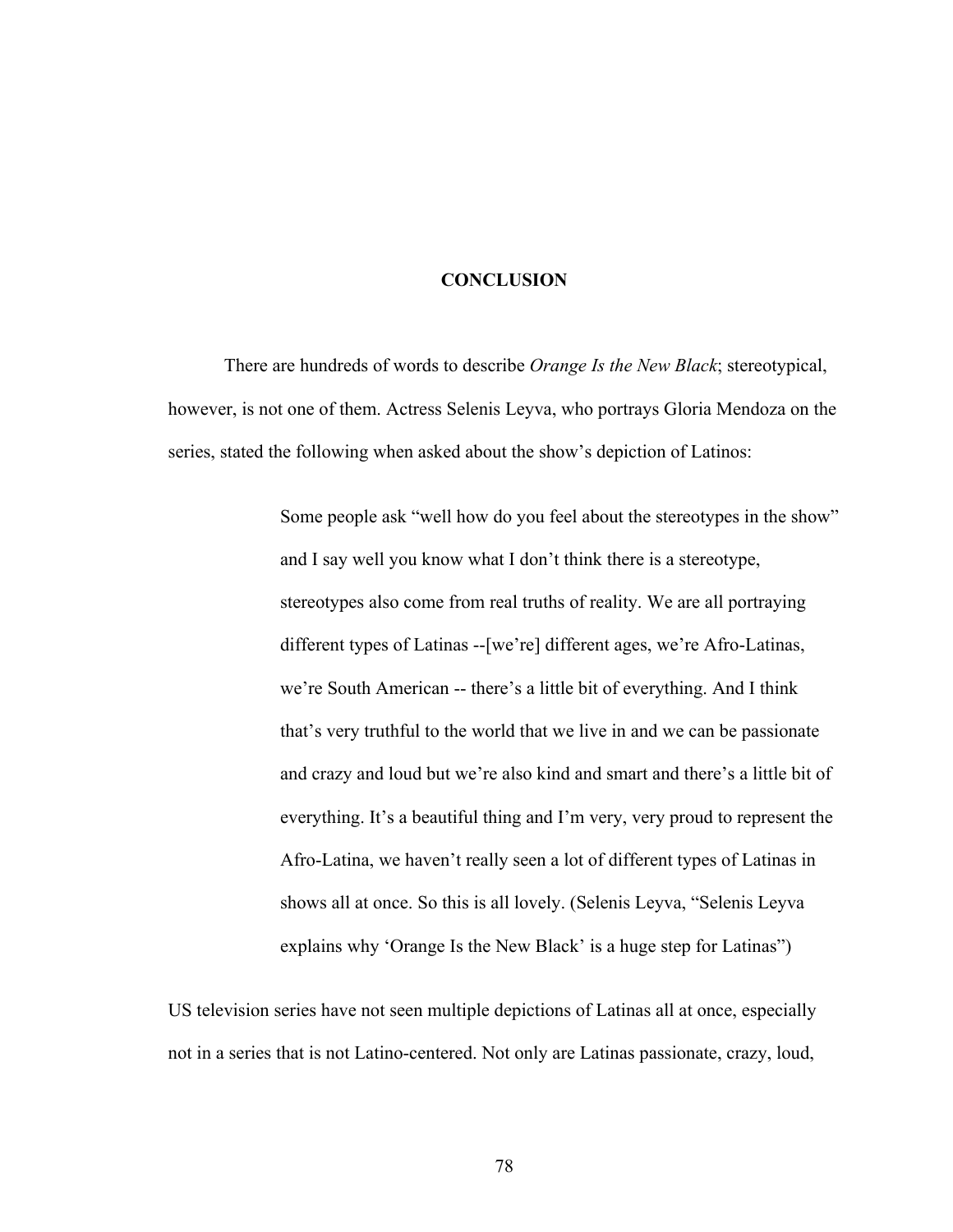# CONCLUSION

There are hundreds of words to describe *Orange Is the New Black*; stereotypical, however, is not one of them. Actress Selenis Leyva, who portrays Gloria Mendoza on the series, stated the following when asked about the show's depiction of Latinos:

> Some people ask "well how do you feel about the stereotypes in the show" and I say well you know what I don't think there is a stereotype, stereotypes also come from real truths of reality. We are all portraying different types of Latinas --[we're] different ages, we're Afro-Latinas, we're South American -- there's a little bit of everything. And I think that's very truthful to the world that we live in and we can be passionate and crazy and loud but we're also kind and smart and there's a little bit of everything. It's a beautiful thing and I'm very, very proud to represent the Afro-Latina, we haven't really seen a lot of different types of Latinas in shows all at once. So this is all lovely. (Selenis Leyva, "Selenis Leyva explains why 'Orange Is the New Black' is a huge step for Latinas")

US television series have not seen multiple depictions of Latinas all at once, especially not in a series that is not Latino-centered. Not only are Latinas passionate, crazy, loud,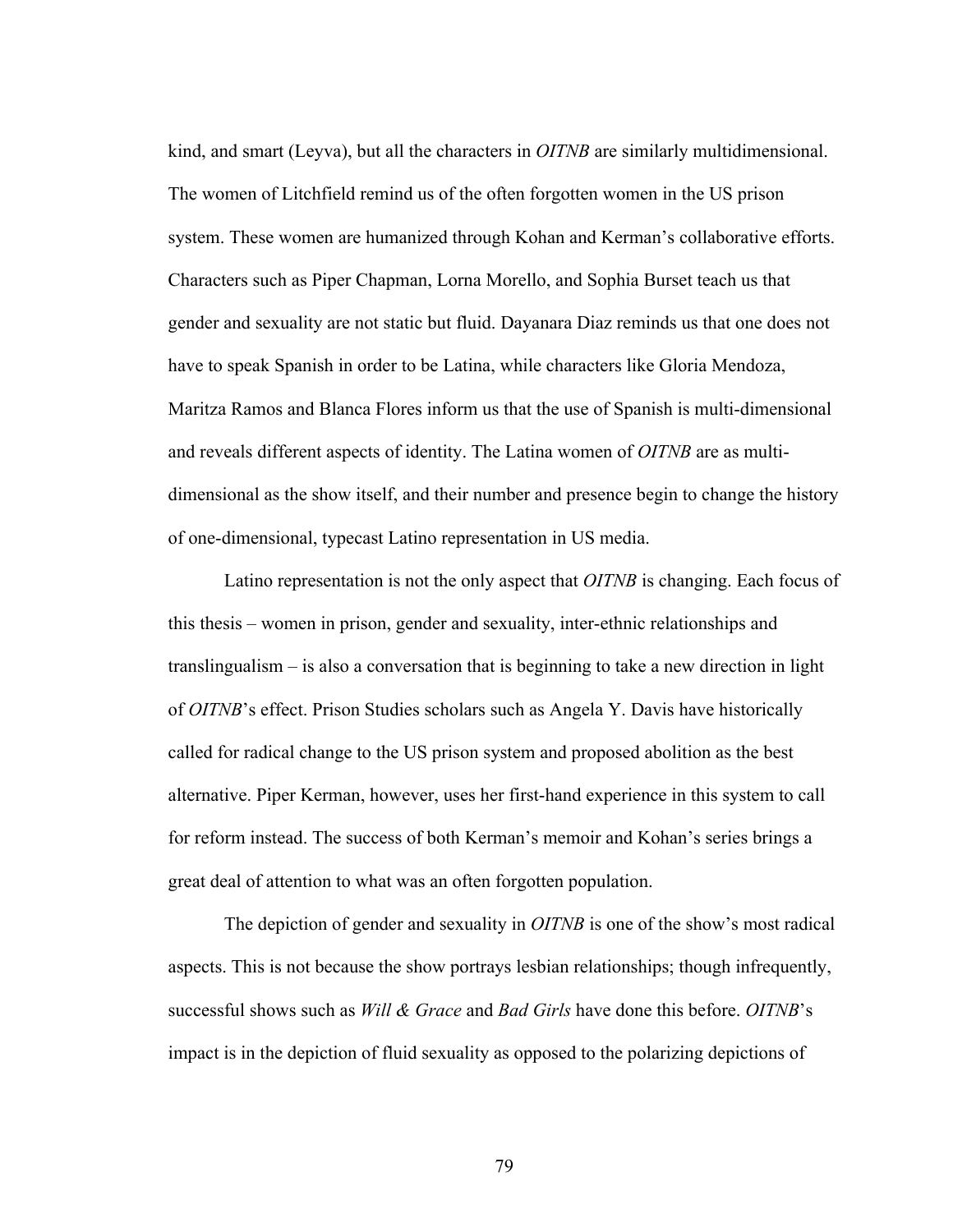kind, and smart (Leyva), but all the characters in *OITNB* are similarly multidimensional. The women of Litchfield remind us of the often forgotten women in the US prison system. These women are humanized through Kohan and Kerman's collaborative efforts. Characters such as Piper Chapman, Lorna Morello, and Sophia Burset teach us that gender and sexuality are not static but fluid. Dayanara Diaz reminds us that one does not have to speak Spanish in order to be Latina, while characters like Gloria Mendoza, Maritza Ramos and Blanca Flores inform us that the use of Spanish is multi-dimensional and reveals different aspects of identity. The Latina women of *OITNB* are as multi-dimensional as the show itself, and their number and presence begin to change the history of one-dimensional, typecast Latino representation in US media.

Latino representation is not the only aspect that *OITNB* is changing. Each focus of this thesis – women in prison, gender and sexuality, inter-ethnic relationships and translingualism – is also a conversation that is beginning to take a new direction in light of *OITNB*'s effect. Prison Studies scholars such as Angela Y. Davis have historically called for radical change to the US prison system and proposed abolition as the best alternative. Piper Kerman, however, uses her first-hand experience in this system to call for reform instead. The success of both Kerman's memoir and Kohan's series brings a great deal of attention to what was an often forgotten population.

The depiction of gender and sexuality in *OITNB* is one of the show's most radical aspects. This is not because the show portrays lesbian relationships; though infrequently, successful shows such as *Will & Grace* and *Bad Girls* have done this before. *OITNB*'s impact is in the depiction of fluid sexuality as opposed to the polarizing depictions of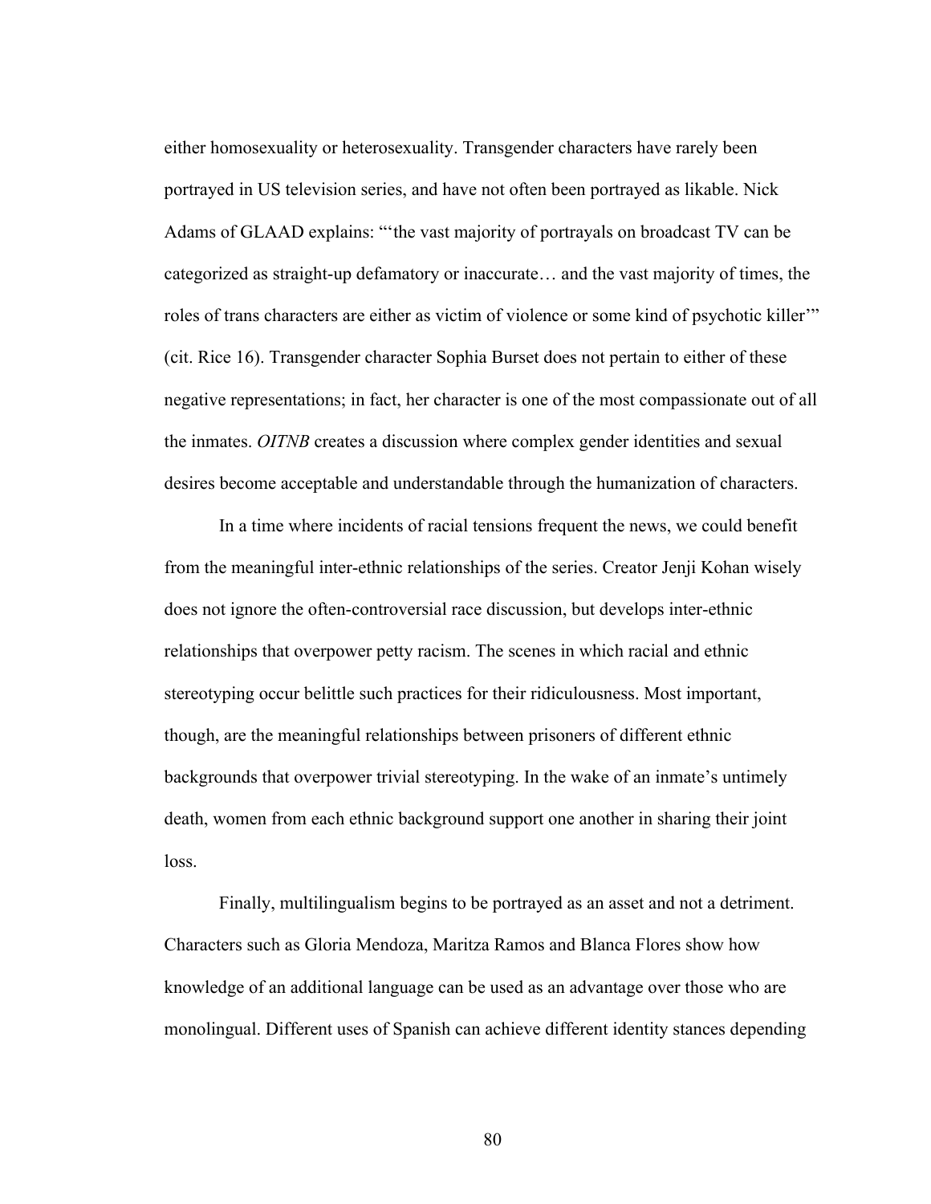either homosexuality or heterosexuality. Transgender characters have rarely been portrayed in US television series, and have not often been portrayed as likable. Nick Adams of GLAAD explains: "'the vast majority of portrayals on broadcast TV can be categorized as straight-up defamatory or inaccurate… and the vast majority of times, the roles of trans characters are either as victim of violence or some kind of psychotic killer'" (cit. Rice 16). Transgender character Sophia Burset does not pertain to either of these negative representations; in fact, her character is one of the most compassionate out of all the inmates. *OITNB* creates a discussion where complex gender identities and sexual desires become acceptable and understandable through the humanization of characters.

In a time where incidents of racial tensions frequent the news, we could benefit from the meaningful inter-ethnic relationships of the series. Creator Jenji Kohan wisely does not ignore the often-controversial race discussion, but develops inter-ethnic relationships that overpower petty racism. The scenes in which racial and ethnic stereotyping occur belittle such practices for their ridiculousness. Most important, though, are the meaningful relationships between prisoners of different ethnic backgrounds that overpower trivial stereotyping. In the wake of an inmate's untimely death, women from each ethnic background support one another in sharing their joint loss.

Finally, multilingualism begins to be portrayed as an asset and not a detriment. Characters such as Gloria Mendoza, Maritza Ramos and Blanca Flores show how knowledge of an additional language can be used as an advantage over those who are monolingual. Different uses of Spanish can achieve different identity stances depending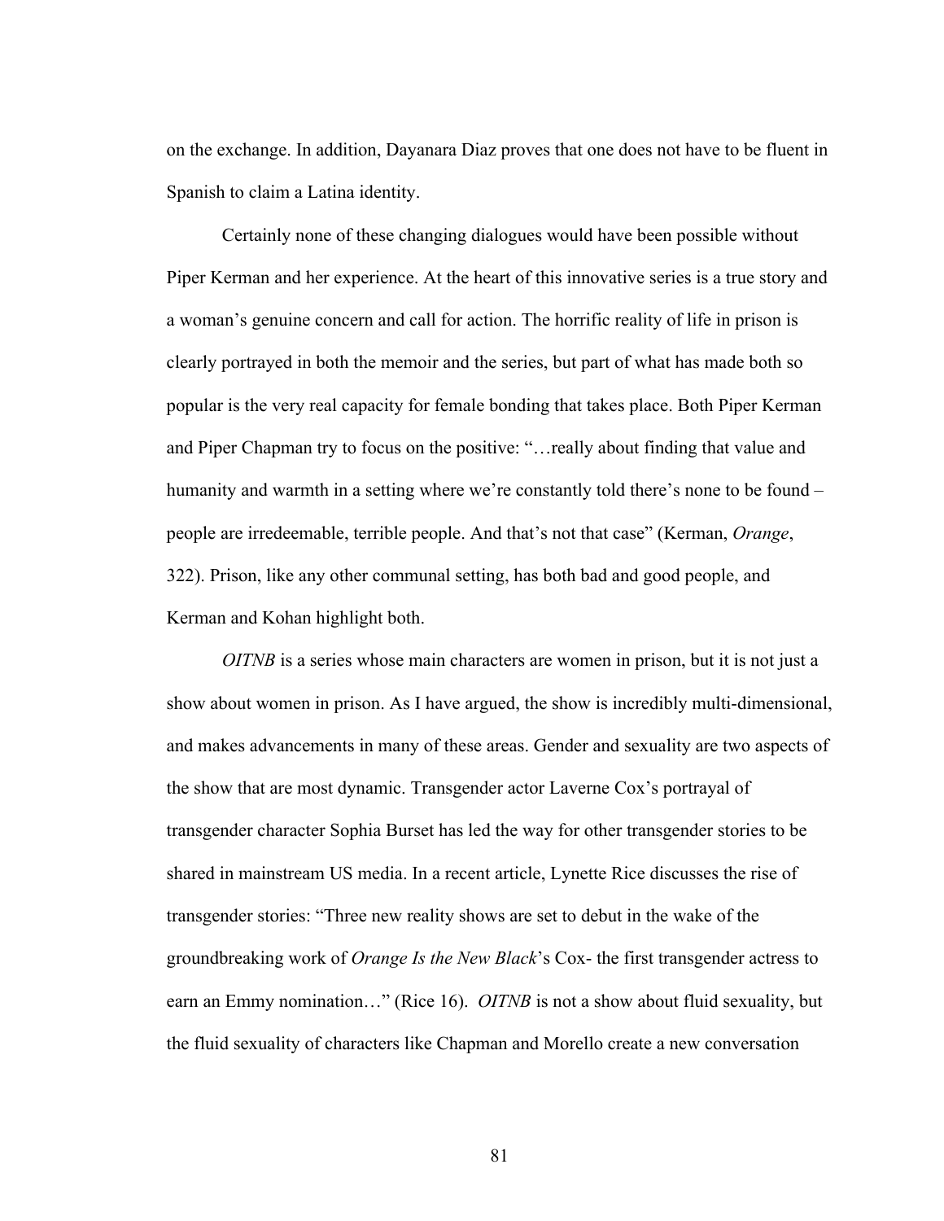on the exchange. In addition, Dayanara Diaz proves that one does not have to be fluent in Spanish to claim a Latina identity.

Certainly none of these changing dialogues would have been possible without Piper Kerman and her experience. At the heart of this innovative series is a true story and a woman's genuine concern and call for action. The horrific reality of life in prison is clearly portrayed in both the memoir and the series, but part of what has made both so popular is the very real capacity for female bonding that takes place. Both Piper Kerman and Piper Chapman try to focus on the positive: "…really about finding that value and humanity and warmth in a setting where we're constantly told there's none to be found – people are irredeemable, terrible people. And that's not that case" (Kerman, *Orange*, 322). Prison, like any other communal setting, has both bad and good people, and Kerman and Kohan highlight both.

*OITNB* is a series whose main characters are women in prison, but it is not just a show about women in prison. As I have argued, the show is incredibly multi-dimensional, and makes advancements in many of these areas. Gender and sexuality are two aspects of the show that are most dynamic. Transgender actor Laverne Cox's portrayal of transgender character Sophia Burset has led the way for other transgender stories to be shared in mainstream US media. In a recent article, Lynette Rice discusses the rise of transgender stories: "Three new reality shows are set to debut in the wake of the groundbreaking work of *Orange Is the New Black*'s Cox- the first transgender actress to earn an Emmy nomination…" (Rice 16). *OITNB* is not a show about fluid sexuality, but the fluid sexuality of characters like Chapman and Morello create a new conversation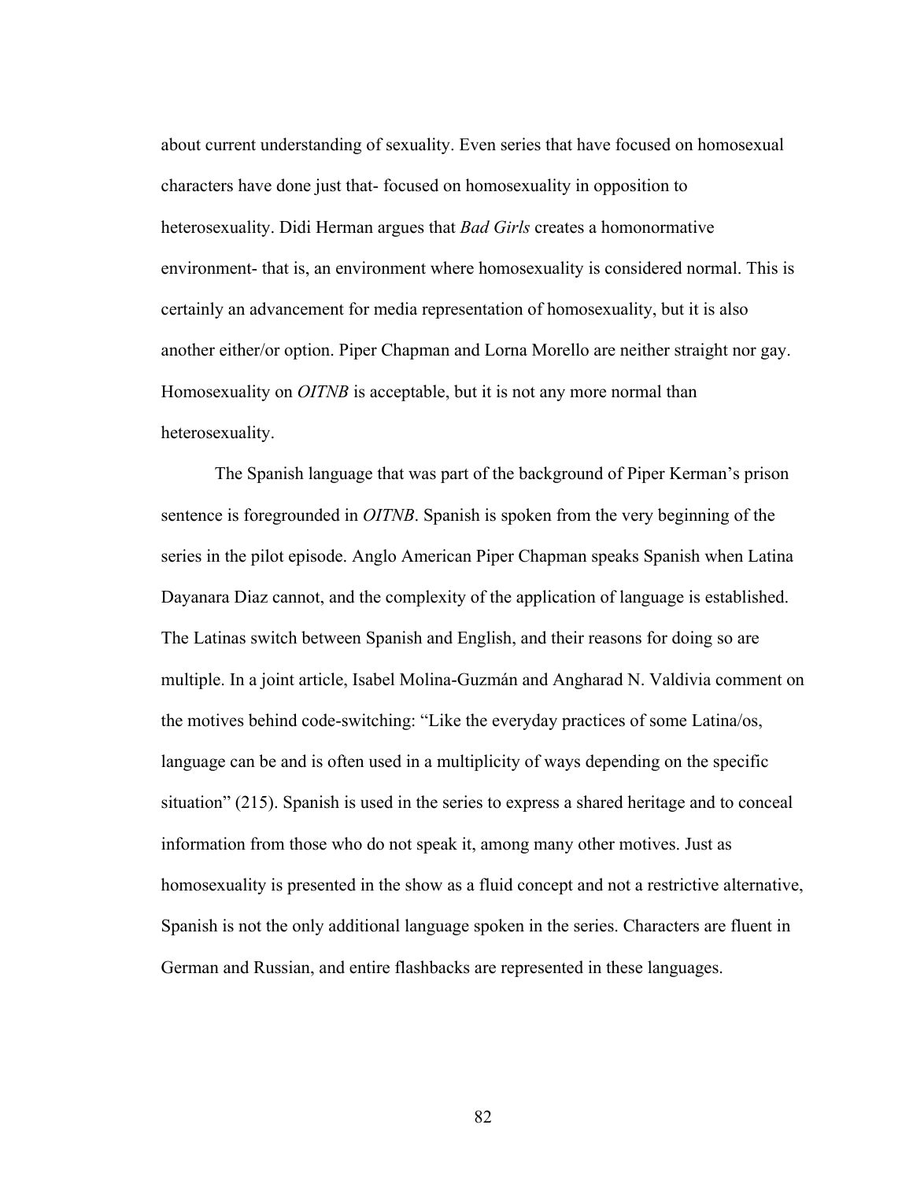about current understanding of sexuality. Even series that have focused on homosexual characters have done just that- focused on homosexuality in opposition to heterosexuality. Didi Herman argues that *Bad Girls* creates a homonormative environment- that is, an environment where homosexuality is considered normal. This is certainly an advancement for media representation of homosexuality, but it is also another either/or option. Piper Chapman and Lorna Morello are neither straight nor gay. Homosexuality on *OITNB* is acceptable, but it is not any more normal than heterosexuality.

The Spanish language that was part of the background of Piper Kerman's prison sentence is foregrounded in *OITNB*. Spanish is spoken from the very beginning of the series in the pilot episode. Anglo American Piper Chapman speaks Spanish when Latina Dayanara Diaz cannot, and the complexity of the application of language is established. The Latinas switch between Spanish and English, and their reasons for doing so are multiple. In a joint article, Isabel Molina-Guzmán and Angharad N. Valdivia comment on the motives behind code-switching: "Like the everyday practices of some Latina/os, language can be and is often used in a multiplicity of ways depending on the specific situation" (215). Spanish is used in the series to express a shared heritage and to conceal information from those who do not speak it, among many other motives. Just as homosexuality is presented in the show as a fluid concept and not a restrictive alternative, Spanish is not the only additional language spoken in the series. Characters are fluent in German and Russian, and entire flashbacks are represented in these languages.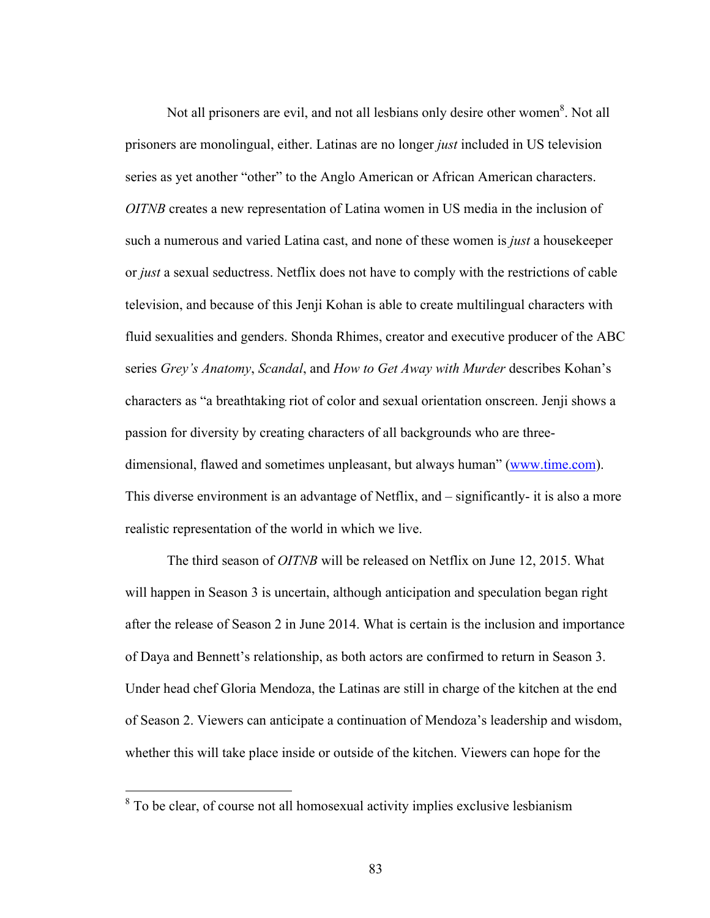Not all prisoners are evil, and not all lesbians only desire other women[8]. Not all prisoners are monolingual, either. Latinas are no longer *just* included in US television series as yet another "other" to the Anglo American or African American characters. *OITNB* creates a new representation of Latina women in US media in the inclusion of such a numerous and varied Latina cast, and none of these women is *just* a housekeeper or *just* a sexual seductress. Netflix does not have to comply with the restrictions of cable television, and because of this Jenji Kohan is able to create multilingual characters with fluid sexualities and genders. Shonda Rhimes, creator and executive producer of the ABC series *Grey's Anatomy*, *Scandal*, and *How to Get Away with Murder* describes Kohan's characters as "a breathtaking riot of color and sexual orientation onscreen. Jenji shows a passion for diversity by creating characters of all backgrounds who are three-dimensional, flawed and sometimes unpleasant, but always human" (www.time.com). This diverse environment is an advantage of Netflix, and – significantly- it is also a more realistic representation of the world in which we live.

The third season of *OITNB* will be released on Netflix on June 12, 2015. What will happen in Season 3 is uncertain, although anticipation and speculation began right after the release of Season 2 in June 2014. What is certain is the inclusion and importance of Daya and Bennett's relationship, as both actors are confirmed to return in Season 3. Under head chef Gloria Mendoza, the Latinas are still in charge of the kitchen at the end of Season 2. Viewers can anticipate a continuation of Mendoza's leadership and wisdom, whether this will take place inside or outside of the kitchen. Viewers can hope for the

[8] To be clear, of course not all homosexual activity implies exclusive lesbianism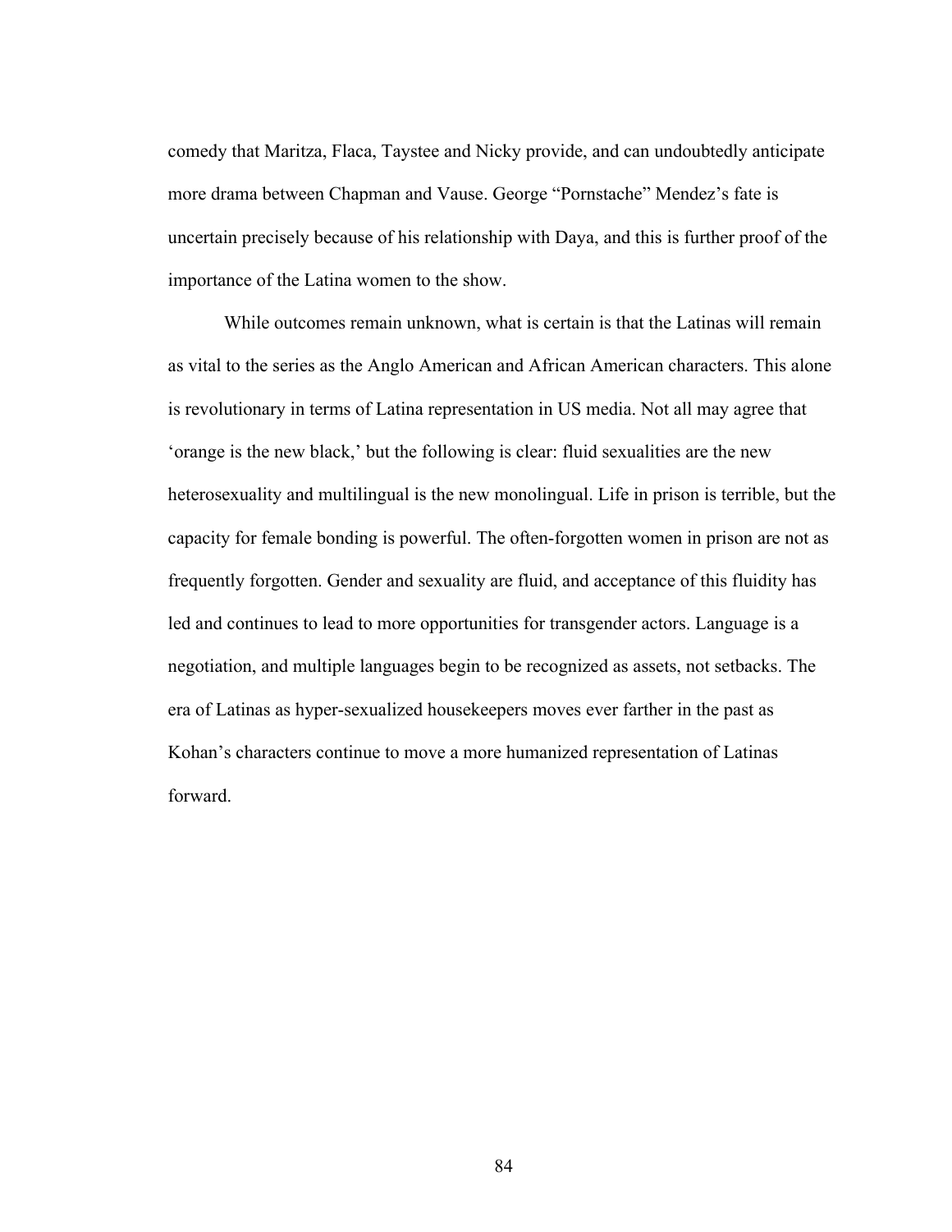comedy that Maritza, Flaca, Taystee and Nicky provide, and can undoubtedly anticipate more drama between Chapman and Vause. George "Pornstache" Mendez's fate is uncertain precisely because of his relationship with Daya, and this is further proof of the importance of the Latina women to the show.

While outcomes remain unknown, what is certain is that the Latinas will remain as vital to the series as the Anglo American and African American characters. This alone is revolutionary in terms of Latina representation in US media. Not all may agree that 'orange is the new black,' but the following is clear: fluid sexualities are the new heterosexuality and multilingual is the new monolingual. Life in prison is terrible, but the capacity for female bonding is powerful. The often-forgotten women in prison are not as frequently forgotten. Gender and sexuality are fluid, and acceptance of this fluidity has led and continues to lead to more opportunities for transgender actors. Language is a negotiation, and multiple languages begin to be recognized as assets, not setbacks. The era of Latinas as hyper-sexualized housekeepers moves ever farther in the past as Kohan's characters continue to move a more humanized representation of Latinas forward.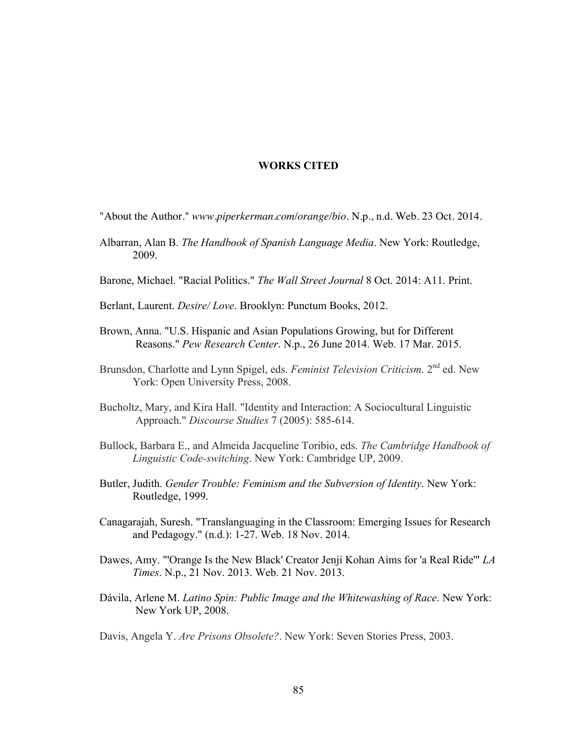# WORKS CITED

"About the Author." *www.piperkerman.com/orange/bio*. N.p., n.d. Web. 23 Oct. 2014.

Albarran, Alan B. *The Handbook of Spanish Language Media*. New York: Routledge, 2009.

Barone, Michael. "Racial Politics." *The Wall Street Journal* 8 Oct. 2014: A11. Print.

Berlant, Laurent. *Desire/ Love*. Brooklyn: Punctum Books, 2012.

Brown, Anna. "U.S. Hispanic and Asian Populations Growing, but for Different Reasons." *Pew Research Center*. N.p., 26 June 2014. Web. 17 Mar. 2015.

Brunsdon, Charlotte and Lynn Spigel, eds. *Feminist Television Criticism*. 2nd ed. New York: Open University Press, 2008.

Bucholtz, Mary, and Kira Hall. "Identity and Interaction: A Sociocultural Linguistic Approach." *Discourse Studies* 7 (2005): 585-614.

Bullock, Barbara E., and Almeida Jacqueline Toribio, eds. *The Cambridge Handbook of Linguistic Code-switching*. New York: Cambridge UP, 2009.

Butler, Judith. *Gender Trouble: Feminism and the Subversion of Identity*. New York: Routledge, 1999.

Canagarajah, Suresh. "Translanguaging in the Classroom: Emerging Issues for Research and Pedagogy." (n.d.): 1-27. Web. 18 Nov. 2014.

Dawes, Amy. "'Orange Is the New Black' Creator Jenji Kohan Aims for 'a Real Ride'" *LA Times*. N.p., 21 Nov. 2013. Web. 21 Nov. 2013.

Dávila, Arlene M. *Latino Spin: Public Image and the Whitewashing of Race*. New York: New York UP, 2008.

Davis, Angela Y. *Are Prisons Obsolete?*. New York: Seven Stories Press, 2003.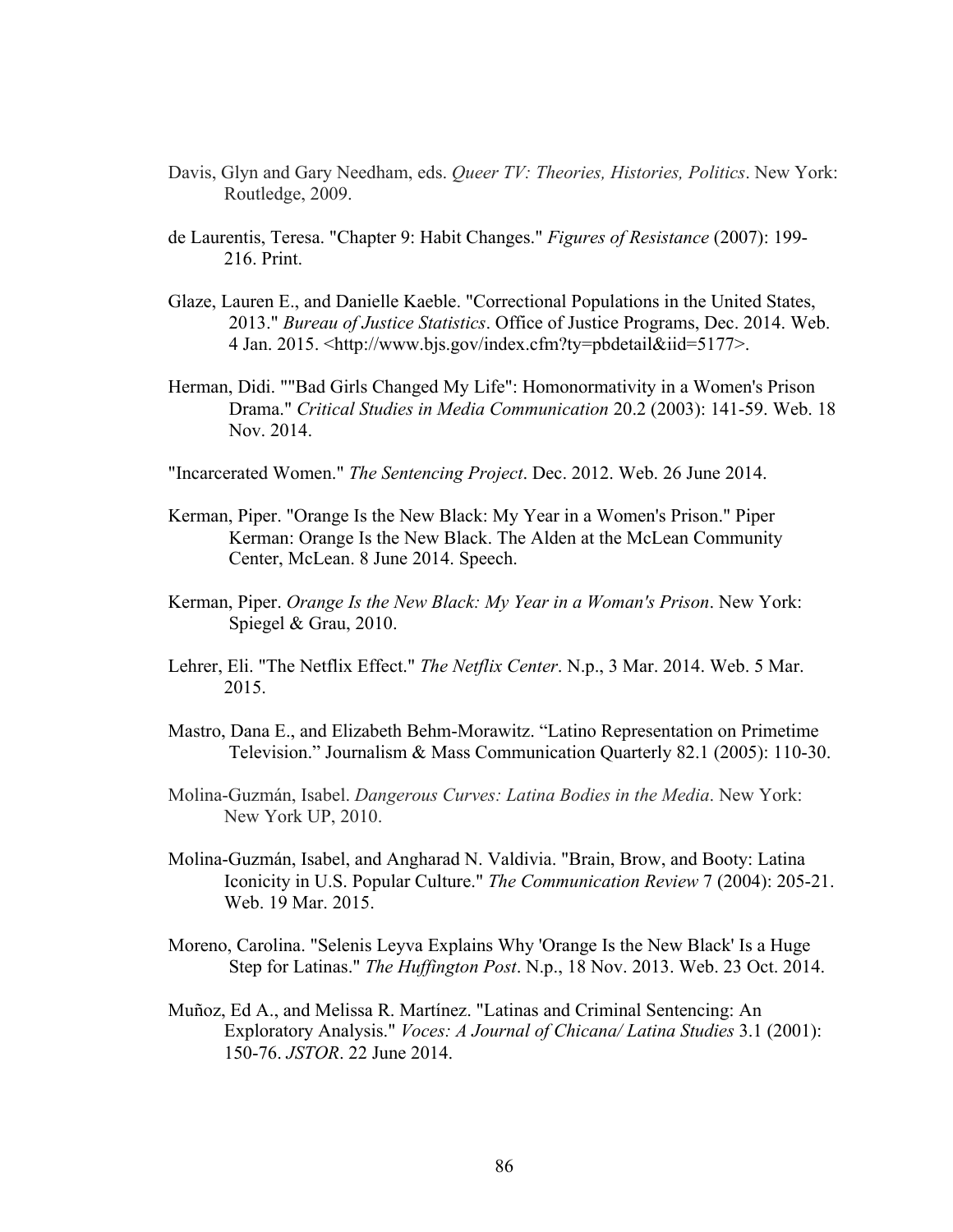Davis, Glyn and Gary Needham, eds. *Queer TV: Theories, Histories, Politics*. New York: Routledge, 2009.

de Laurentis, Teresa. "Chapter 9: Habit Changes." *Figures of Resistance* (2007): 199-216. Print.

Glaze, Lauren E., and Danielle Kaeble. "Correctional Populations in the United States, 2013." *Bureau of Justice Statistics*. Office of Justice Programs, Dec. 2014. Web. 4 Jan. 2015. <http://www.bjs.gov/index.cfm?ty=pbdetail&iid=5177>.

Herman, Didi. ""Bad Girls Changed My Life": Homonormativity in a Women's Prison Drama." *Critical Studies in Media Communication* 20.2 (2003): 141-59. Web. 18 Nov. 2014.

"Incarcerated Women." *The Sentencing Project*. Dec. 2012. Web. 26 June 2014.

Kerman, Piper. "Orange Is the New Black: My Year in a Women's Prison." Piper Kerman: Orange Is the New Black. The Alden at the McLean Community Center, McLean. 8 June 2014. Speech.

Kerman, Piper. *Orange Is the New Black: My Year in a Woman's Prison*. New York: Spiegel & Grau, 2010.

Lehrer, Eli. "The Netflix Effect." *The Netflix Center*. N.p., 3 Mar. 2014. Web. 5 Mar. 2015.

Mastro, Dana E., and Elizabeth Behm-Morawitz. "Latino Representation on Primetime Television." Journalism & Mass Communication Quarterly 82.1 (2005): 110-30.

Molina-Guzmán, Isabel. *Dangerous Curves: Latina Bodies in the Media*. New York: New York UP, 2010.

Molina-Guzmán, Isabel, and Angharad N. Valdivia. "Brain, Brow, and Booty: Latina Iconicity in U.S. Popular Culture." *The Communication Review* 7 (2004): 205-21. Web. 19 Mar. 2015.

Moreno, Carolina. "Selenis Leyva Explains Why 'Orange Is the New Black' Is a Huge Step for Latinas." *The Huffington Post*. N.p., 18 Nov. 2013. Web. 23 Oct. 2014.

Muñoz, Ed A., and Melissa R. Martínez. "Latinas and Criminal Sentencing: An Exploratory Analysis." *Voces: A Journal of Chicana/ Latina Studies* 3.1 (2001): 150-76. *JSTOR*. 22 June 2014.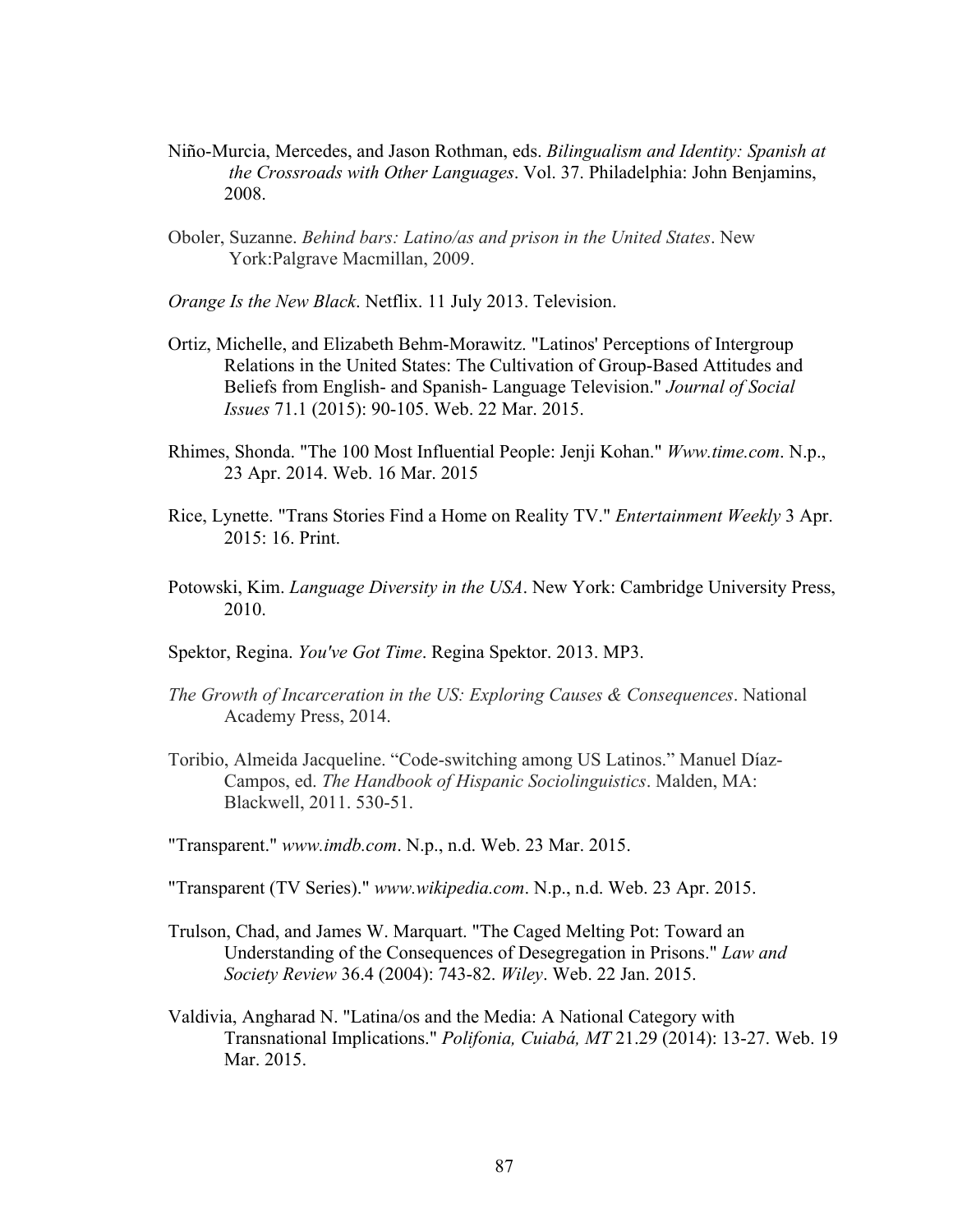Niño-Murcia, Mercedes, and Jason Rothman, eds. *Bilingualism and Identity: Spanish at the Crossroads with Other Languages*. Vol. 37. Philadelphia: John Benjamins, 2008.

Oboler, Suzanne. *Behind bars: Latino/as and prison in the United States*. New York:Palgrave Macmillan, 2009.

*Orange Is the New Black*. Netflix. 11 July 2013. Television.

Ortiz, Michelle, and Elizabeth Behm-Morawitz. "Latinos' Perceptions of Intergroup Relations in the United States: The Cultivation of Group-Based Attitudes and Beliefs from English- and Spanish- Language Television." *Journal of Social Issues* 71.1 (2015): 90-105. Web. 22 Mar. 2015.

Rhimes, Shonda. "The 100 Most Influential People: Jenji Kohan." *Www.time.com*. N.p., 23 Apr. 2014. Web. 16 Mar. 2015

Rice, Lynette. "Trans Stories Find a Home on Reality TV." *Entertainment Weekly* 3 Apr. 2015: 16. Print.

Potowski, Kim. *Language Diversity in the USA*. New York: Cambridge University Press, 2010.

Spektor, Regina. *You've Got Time*. Regina Spektor. 2013. MP3.

*The Growth of Incarceration in the US: Exploring Causes & Consequences*. National Academy Press, 2014.

Toribio, Almeida Jacqueline. "Code-switching among US Latinos." Manuel Díaz-Campos, ed. *The Handbook of Hispanic Sociolinguistics*. Malden, MA: Blackwell, 2011. 530-51.

"Transparent." *www.imdb.com*. N.p., n.d. Web. 23 Mar. 2015.

"Transparent (TV Series)." *www.wikipedia.com*. N.p., n.d. Web. 23 Apr. 2015.

Trulson, Chad, and James W. Marquart. "The Caged Melting Pot: Toward an Understanding of the Consequences of Desegregation in Prisons." *Law and Society Review* 36.4 (2004): 743-82. *Wiley*. Web. 22 Jan. 2015.

Valdivia, Angharad N. "Latina/os and the Media: A National Category with Transnational Implications." *Polifonia, Cuiabá, MT* 21.29 (2014): 13-27. Web. 19 Mar. 2015.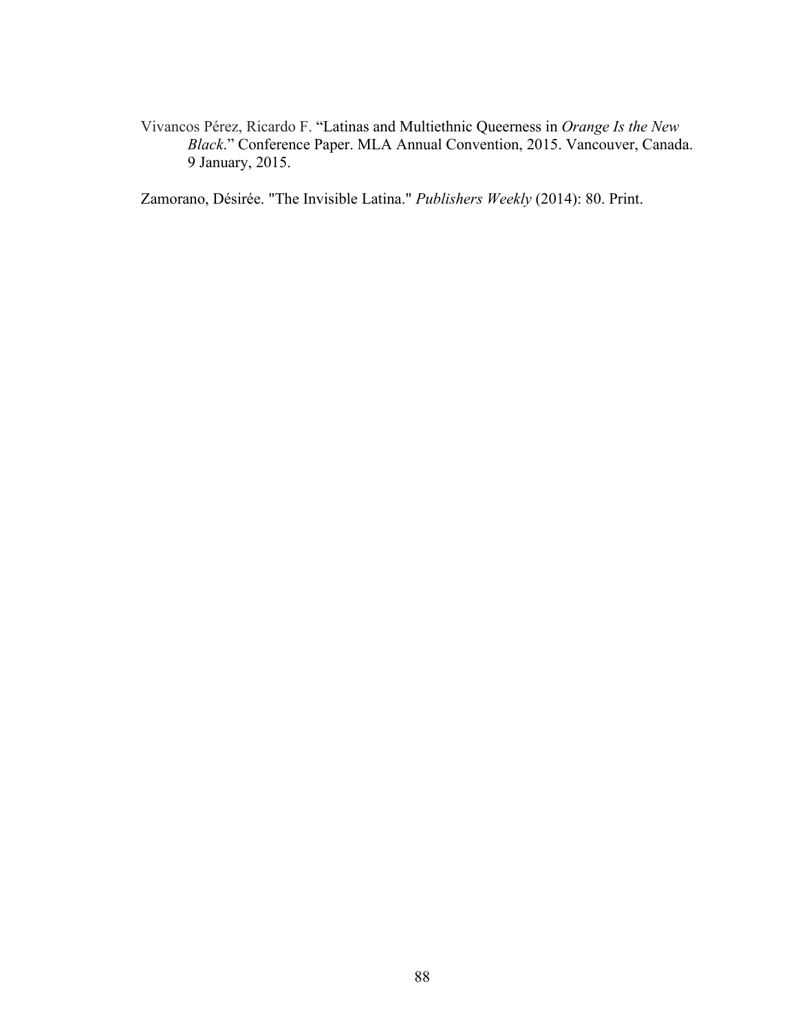Vivancos Pérez, Ricardo F. "Latinas and Multiethnic Queerness in *Orange Is the New Black*." Conference Paper. MLA Annual Convention, 2015. Vancouver, Canada. 9 January, 2015.

Zamorano, Désirée. "The Invisible Latina." *Publishers Weekly* (2014): 80. Print.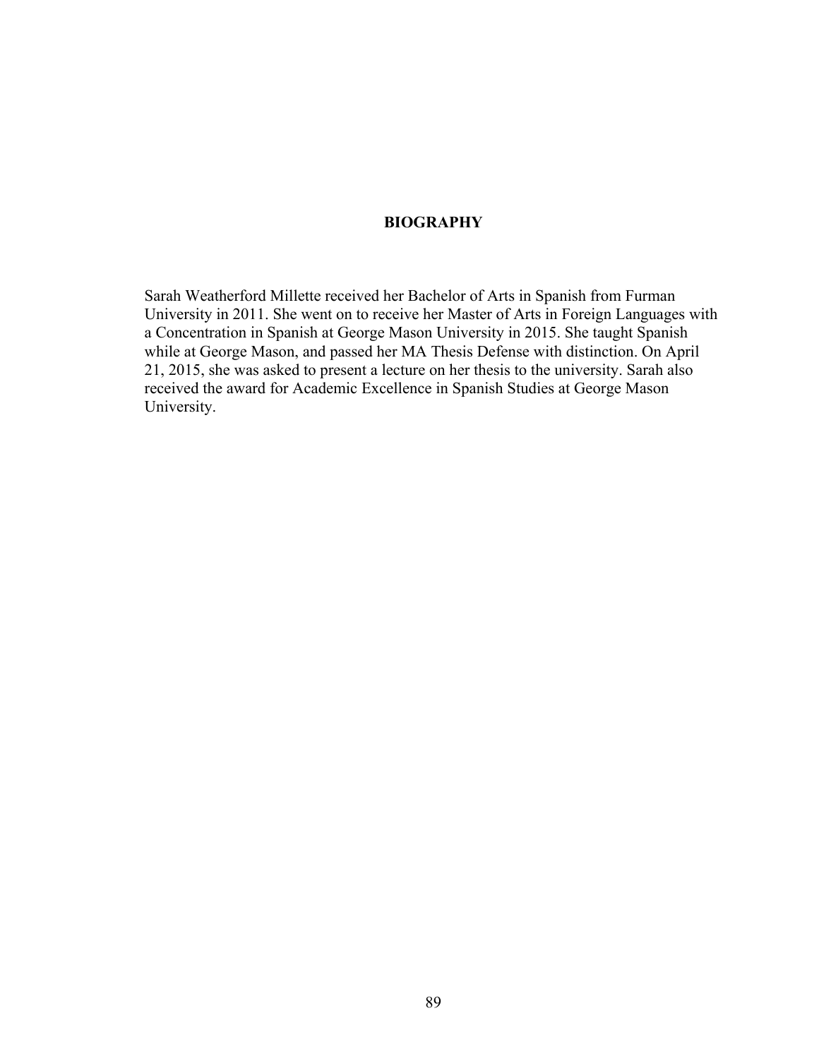# BIOGRAPHY

Sarah Weatherford Millette received her Bachelor of Arts in Spanish from Furman University in 2011. She went on to receive her Master of Arts in Foreign Languages with a Concentration in Spanish at George Mason University in 2015. She taught Spanish while at George Mason, and passed her MA Thesis Defense with distinction. On April 21, 2015, she was asked to present a lecture on her thesis to the university. Sarah also received the award for Academic Excellence in Spanish Studies at George Mason University.